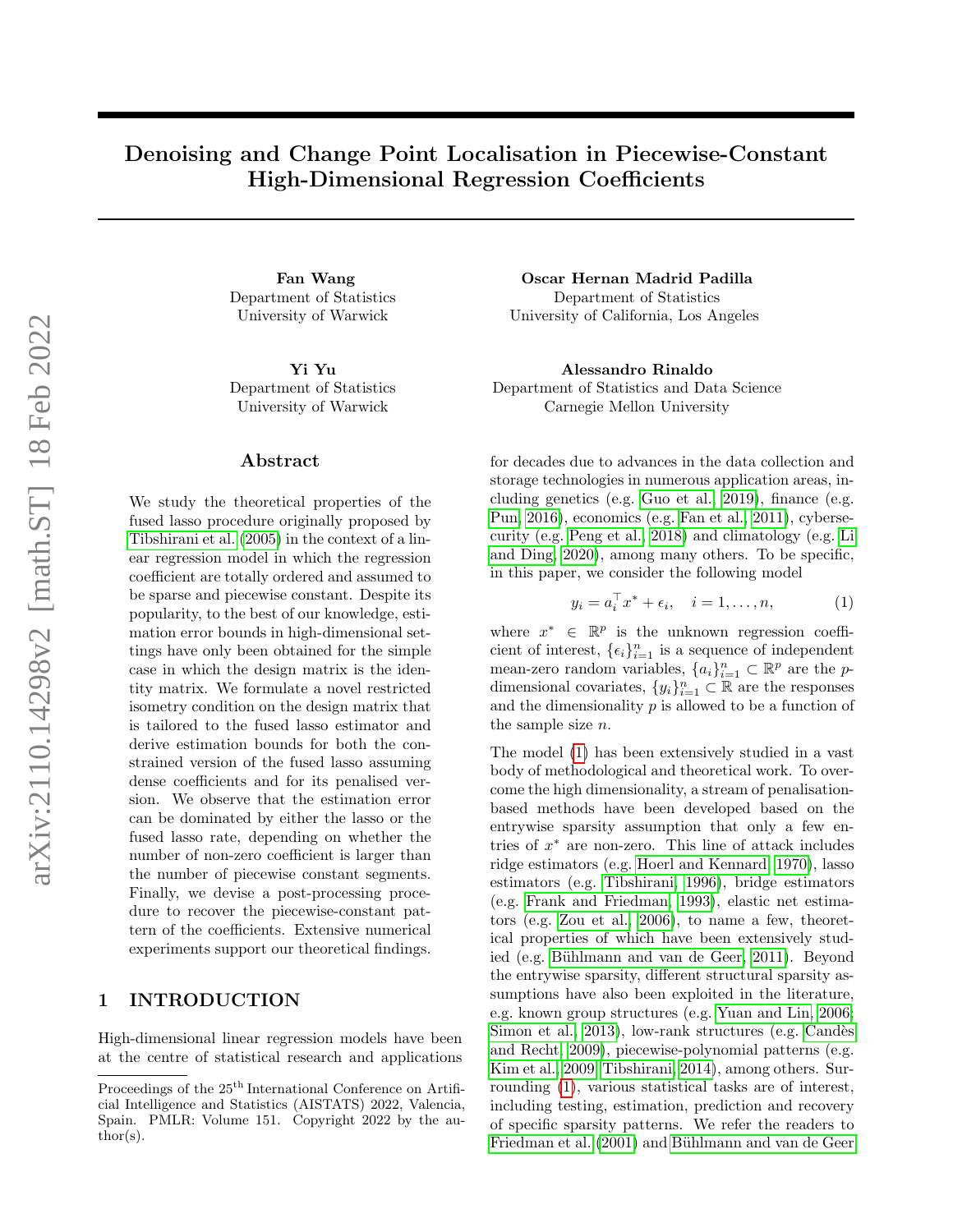# Denoising and Change Point Localisation in Piecewise-Constant High-Dimensional Regression Coefficients

**Fan Wang**
Department of Statistics
University of Warwick

**Oscar Hernan Madrid Padilla**
Department of Statistics
University of California, Los Angeles

**Yi Yu**
Department of Statistics
University of Warwick

**Alessandro Rinaldo**
Department of Statistics and Data Science
Carnegie Mellon University

## Abstract

We study the theoretical properties of the fused lasso procedure originally proposed by Tibshirani et al. (2005) in the context of a linear regression model in which the regression coefficient are totally ordered and assumed to be sparse and piecewise constant. Despite its popularity, to the best of our knowledge, estimation error bounds in high-dimensional settings have only been obtained for the simple case in which the design matrix is the identity matrix. We formulate a novel restricted isometry condition on the design matrix that is tailored to the fused lasso estimator and derive estimation bounds for both the constrained version of the fused lasso assuming dense coefficients and for its penalised version. We observe that the estimation error can be dominated by either the lasso or the fused lasso rate, depending on whether the number of non-zero coefficient is larger than the number of piecewise constant segments. Finally, we devise a post-processing procedure to recover the piecewise-constant pattern of the coefficients. Extensive numerical experiments support our theoretical findings.

## 1 INTRODUCTION

High-dimensional linear regression models have been at the centre of statistical research and applications for decades due to advances in the data collection and storage technologies in numerous application areas, including genetics (e.g. Guo et al., 2019), finance (e.g. Pun, 2016), economics (e.g. Fan et al., 2011), cybersecurity (e.g. Peng et al., 2018) and climatology (e.g. Li and Ding, 2020), among many others. To be specific, in this paper, we consider the following model

$$y_i = a_i^\top x^* + \epsilon_i, \quad i = 1, \ldots, n, \tag{1}$$

where $x^* \in \mathbb{R}^p$ is the unknown regression coefficient of interest, $\{\epsilon_i\}_{i=1}^n$ is a sequence of independent mean-zero random variables, $\{a_i\}_{i=1}^n \subset \mathbb{R}^p$ are the $p$-dimensional covariates, $\{y_i\}_{i=1}^n \subset \mathbb{R}$ are the responses and the dimensionality $p$ is allowed to be a function of the sample size $n$.

The model (1) has been extensively studied in a vast body of methodological and theoretical work. To overcome the high dimensionality, a stream of penalisation-based methods have been developed based on the entrywise sparsity assumption that only a few entries of $x^*$ are non-zero. This line of attack includes ridge estimators (e.g. Hoerl and Kennard, 1970), lasso estimators (e.g. Tibshirani, 1996), bridge estimators (e.g. Frank and Friedman, 1993), elastic net estimators (e.g. Zou et al., 2006), to name a few, theoretical properties of which have been extensively studied (e.g. Bühlmann and van de Geer, 2011). Beyond the entrywise sparsity, different structural sparsity assumptions have also been exploited in the literature, e.g. known group structures (e.g. Yuan and Lin, 2006; Simon et al., 2013), low-rank structures (e.g. Candès and Recht, 2009), piecewise-polynomial patterns (e.g. Kim et al., 2009; Tibshirani, 2014), among others. Surrounding (1), various statistical tasks are of interest, including testing, estimation, prediction and recovery of specific sparsity patterns. We refer the readers to Friedman et al. (2001) and Bühlmann and van de Geer

Proceedings of the 25[th] International Conference on Artificial Intelligence and Statistics (AISTATS) 2022, Valencia, Spain. PMLR: Volume 151. Copyright 2022 by the author(s).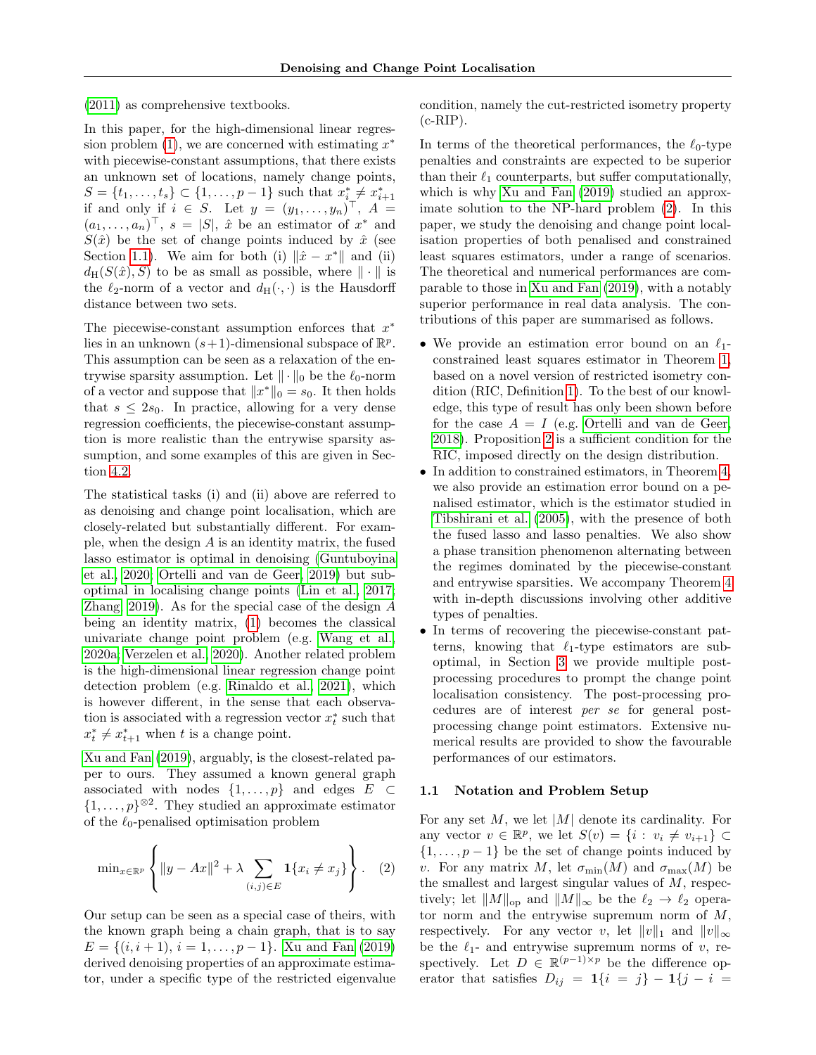(2011) as comprehensive textbooks.

In this paper, for the high-dimensional linear regression problem (1), we are concerned with estimating $x^*$ with piecewise-constant assumptions, that there exists an unknown set of locations, namely change points, $S = \{t_1, \ldots, t_s\} \subset \{1, \ldots, p-1\}$ such that $x^*_i \neq x^*_{i+1}$ if and only if $i \in S$. Let $y = (y_1, \ldots, y_n)^\top$, $A = (a_1, \ldots, a_n)^\top$, $s = |S|$, $\hat{x}$ be an estimator of $x^*$ and $S(\hat{x})$ be the set of change points induced by $\hat{x}$ (see Section 1.1). We aim for both (i) $\|\hat{x} - x^*\|$ and (ii) $d_{\mathrm{H}}(S(\hat{x}), S)$ to be as small as possible, where $\|\cdot\|$ is the $\ell_2$-norm of a vector and $d_{\mathrm{H}}(\cdot, \cdot)$ is the Hausdorff distance between two sets.

The piecewise-constant assumption enforces that $x^*$ lies in an unknown $(s+1)$-dimensional subspace of $\mathbb{R}^p$. This assumption can be seen as a relaxation of the entrywise sparsity assumption. Let $\|\cdot\|_0$ be the $\ell_0$-norm of a vector and suppose that $\|x^*\|_0 = s_0$. It then holds that $s \leq 2s_0$. In practice, allowing for a very dense regression coefficients, the piecewise-constant assumption is more realistic than the entrywise sparsity assumption, and some examples of this are given in Section 4.2.

The statistical tasks (i) and (ii) above are referred to as denoising and change point localisation, which are closely-related but substantially different. For example, when the design $A$ is an identity matrix, the fused lasso estimator is optimal in denoising (Guntuboyina et al., 2020; Ortelli and van de Geer, 2019) but sub-optimal in localising change points (Lin et al., 2017; Zhang, 2019). As for the special case of the design $A$ being an identity matrix, (1) becomes the classical univariate change point problem (e.g. Wang et al., 2020a; Verzelen et al., 2020). Another related problem is the high-dimensional linear regression change point detection problem (e.g. Rinaldo et al., 2021), which is however different, in the sense that each observation is associated with a regression vector $x^*_t$ such that $x^*_t \neq x^*_{t+1}$ when $t$ is a change point.

Xu and Fan (2019), arguably, is the closest-related paper to ours. They assumed a known general graph associated with nodes $\{1, \ldots, p\}$ and edges $E \subset \{1, \ldots, p\}^{\otimes 2}$. They studied an approximate estimator of the $\ell_0$-penalised optimisation problem

$$\min_{x \in \mathbb{R}^p} \left\{ \|y - Ax\|^2 + \lambda \sum_{(i,j) \in E} \mathbf{1}\{x_i \neq x_j\} \right\}. \quad (2)$$

Our setup can be seen as a special case of theirs, with the known graph being a chain graph, that is to say $E = \{(i, i+1),\, i = 1, \ldots, p-1\}$. Xu and Fan (2019) derived denoising properties of an approximate estimator, under a specific type of the restricted eigenvalue condition, namely the cut-restricted isometry property (c-RIP).

In terms of the theoretical performances, the $\ell_0$-type penalties and constraints are expected to be superior than their $\ell_1$ counterparts, but suffer computationally, which is why Xu and Fan (2019) studied an approximate solution to the NP-hard problem (2). In this paper, we study the denoising and change point localisation properties of both penalised and constrained least squares estimators, under a range of scenarios. The theoretical and numerical performances are comparable to those in Xu and Fan (2019), with a notably superior performance in real data analysis. The contributions of this paper are summarised as follows.

- We provide an estimation error bound on an $\ell_1$-constrained least squares estimator in Theorem 1, based on a novel version of restricted isometry condition (RIC, Definition 1). To the best of our knowledge, this type of result has only been shown before for the case $A = I$ (e.g. Ortelli and van de Geer, 2018). Proposition 2 is a sufficient condition for the RIC, imposed directly on the design distribution.
- In addition to constrained estimators, in Theorem 4, we also provide an estimation error bound on a penalised estimator, which is the estimator studied in Tibshirani et al. (2005), with the presence of both the fused lasso and lasso penalties. We also show a phase transition phenomenon alternating between the regimes dominated by the piecewise-constant and entrywise sparsities. We accompany Theorem 4 with in-depth discussions involving other additive types of penalties.
- In terms of recovering the piecewise-constant patterns, knowing that $\ell_1$-type estimators are sub-optimal, in Section 3 we provide multiple post-processing procedures to prompt the change point localisation consistency. The post-processing procedures are of interest *per se* for general post-processing change point estimators. Extensive numerical results are provided to show the favourable performances of our estimators.

### 1.1 Notation and Problem Setup

For any set $M$, we let $|M|$ denote its cardinality. For any vector $v \in \mathbb{R}^p$, we let $S(v) = \{i : v_i \neq v_{i+1}\} \subset \{1, \ldots, p-1\}$ be the set of change points induced by $v$. For any matrix $M$, let $\sigma_{\min}(M)$ and $\sigma_{\max}(M)$ be the smallest and largest singular values of $M$, respectively; let $\|M\|_{\mathrm{op}}$ and $\|M\|_\infty$ be the $\ell_2 \to \ell_2$ operator norm and the entrywise supremum norm of $M$, respectively. For any vector $v$, let $\|v\|_1$ and $\|v\|_\infty$ be the $\ell_1$- and entrywise supremum norms of $v$, respectively. Let $D \in \mathbb{R}^{(p-1)\times p}$ be the difference operator that satisfies $D_{ij} = \mathbf{1}\{i = j\} - \mathbf{1}\{j - i =$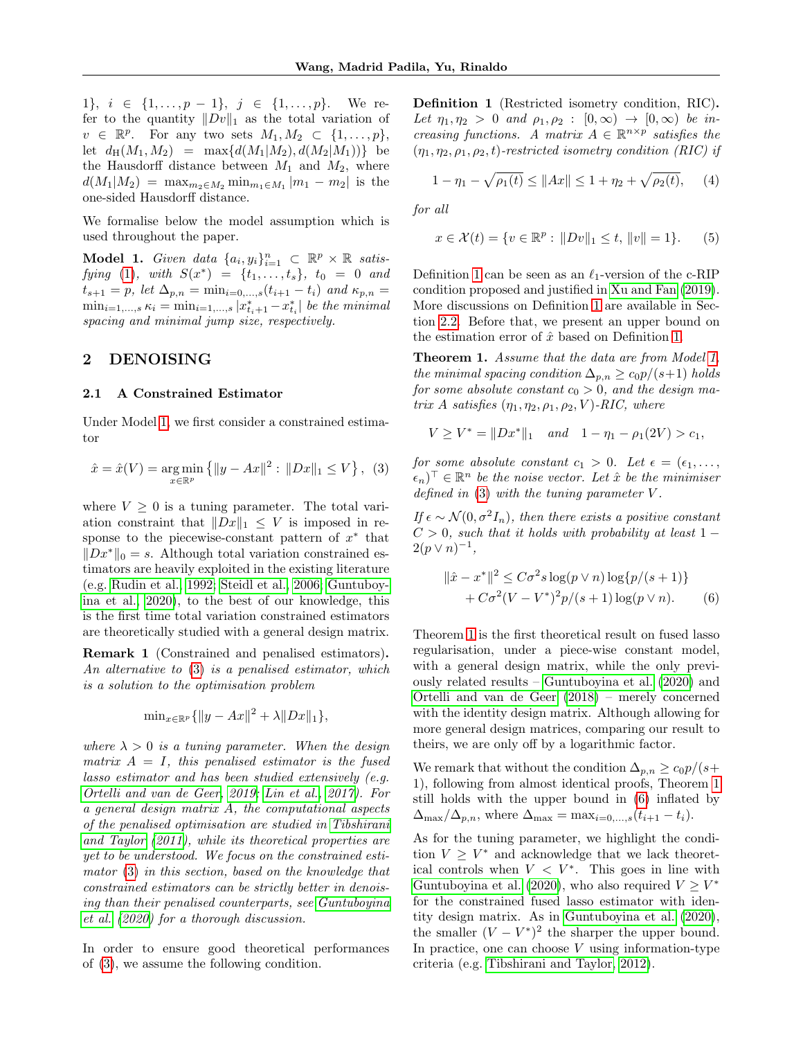1}, $i \in \{1, \ldots, p-1\}$, $j \in \{1, \ldots, p\}$. We refer to the quantity $\|Dv\|_1$ as the total variation of $v \in \mathbb{R}^p$. For any two sets $M_1, M_2 \subset \{1, \ldots, p\}$, let $d_{\mathrm{H}}(M_1, M_2) = \max\{d(M_1|M_2), d(M_2|M_1))\}$ be the Hausdorff distance between $M_1$ and $M_2$, where $d(M_1|M_2) = \max_{m_2 \in M_2} \min_{m_1 \in M_1} |m_1 - m_2|$ is the one-sided Hausdorff distance.

We formalise below the model assumption which is used throughout the paper.

**Model 1.** *Given data $\{a_i, y_i\}_{i=1}^n \subset \mathbb{R}^p \times \mathbb{R}$ satisfying (1), with $S(x^*) = \{t_1, \ldots, t_s\}$, $t_0 = 0$ and $t_{s+1} = p$, let $\Delta_{p,n} = \min_{i=0,\ldots,s}(t_{i+1} - t_i)$ and $\kappa_{p,n} = \min_{i=1,\ldots,s} \kappa_i = \min_{i=1,\ldots,s} |x^*_{t_i+1} - x^*_{t_i}|$ be the minimal spacing and minimal jump size, respectively.*

## 2 DENOISING

### 2.1 A Constrained Estimator

Under Model 1, we first consider a constrained estimator

$$\hat{x} = \hat{x}(V) = \underset{x \in \mathbb{R}^p}{\arg\min} \left\{\|y - Ax\|^2 : \|Dx\|_1 \leq V\right\}, \quad (3)$$

where $V \geq 0$ is a tuning parameter. The total variation constraint that $\|Dx\|_1 \leq V$ is imposed in response to the piecewise-constant pattern of $x^*$ that $\|Dx^*\|_0 = s$. Although total variation constrained estimators are heavily exploited in the existing literature (e.g. Rudin et al., 1992; Steidl et al., 2006; Guntuboyina et al., 2020), to the best of our knowledge, this is the first time total variation constrained estimators are theoretically studied with a general design matrix.

**Remark 1** (Constrained and penalised estimators). *An alternative to (3) is a penalised estimator, which is a solution to the optimisation problem*

$$\min_{x \in \mathbb{R}^p}\{\|y - Ax\|^2 + \lambda\|Dx\|_1\},$$

*where $\lambda > 0$ is a tuning parameter. When the design matrix $A = I$, this penalised estimator is the fused lasso estimator and has been studied extensively (e.g. Ortelli and van de Geer, 2019; Lin et al., 2017). For a general design matrix $A$, the computational aspects of the penalised optimisation are studied in Tibshirani and Taylor (2011), while its theoretical properties are yet to be understood. We focus on the constrained estimator (3) in this section, based on the knowledge that constrained estimators can be strictly better in denoising than their penalised counterparts, see Guntuboyina et al. (2020) for a thorough discussion.*

In order to ensure good theoretical performances of (3), we assume the following condition.

**Definition 1** (Restricted isometry condition, RIC). *Let $\eta_1, \eta_2 > 0$ and $\rho_1, \rho_2 : [0, \infty) \to [0, \infty)$ be increasing functions. A matrix $A \in \mathbb{R}^{n \times p}$ satisfies the $(\eta_1, \eta_2, \rho_1, \rho_2, t)$-restricted isometry condition (RIC) if*

$$1 - \eta_1 - \sqrt{\rho_1(t)} \leq \|Ax\| \leq 1 + \eta_2 + \sqrt{\rho_2(t)}, \quad (4)$$

*for all*

$$x \in \mathcal{X}(t) = \{v \in \mathbb{R}^p : \|Dv\|_1 \leq t, \|v\| = 1\}. \quad (5)$$

Definition 1 can be seen as an $\ell_1$-version of the c-RIP condition proposed and justified in Xu and Fan (2019). More discussions on Definition 1 are available in Section 2.2. Before that, we present an upper bound on the estimation error of $\hat{x}$ based on Definition 1.

**Theorem 1.** *Assume that the data are from Model 1, the minimal spacing condition $\Delta_{p,n} \geq c_0 p/(s+1)$ holds for some absolute constant $c_0 > 0$, and the design matrix $A$ satisfies $(\eta_1, \eta_2, \rho_1, \rho_2, V)$-RIC, where*

$$V \geq V^* = \|Dx^*\|_1 \quad \text{and} \quad 1 - \eta_1 - \rho_1(2V) > c_1,$$

*for some absolute constant $c_1 > 0$. Let $\epsilon = (\epsilon_1, \ldots, \epsilon_n)^\top \in \mathbb{R}^n$ be the noise vector. Let $\hat{x}$ be the minimiser defined in (3) with the tuning parameter $V$.*

*If $\epsilon \sim \mathcal{N}(0, \sigma^2 I_n)$, then there exists a positive constant $C > 0$, such that it holds with probability at least $1 - 2(p \vee n)^{-1}$,*

$$\begin{aligned}\|\hat{x} - x^*\|^2 \leq\ & C\sigma^2 s \log(p \vee n) \log\{p/(s+1)\} \\ & + C\sigma^2 (V - V^*)^2 p/(s+1) \log(p \vee n). \quad (6)\end{aligned}$$

Theorem 1 is the first theoretical result on fused lasso regularisation, under a piece-wise constant model, with a general design matrix, while the only previously related results – Guntuboyina et al. (2020) and Ortelli and van de Geer (2018) – merely concerned with the identity design matrix. Although allowing for more general design matrices, comparing our result to theirs, we are only off by a logarithmic factor.

We remark that without the condition $\Delta_{p,n} \geq c_0 p/(s+1)$, following from almost identical proofs, Theorem 1 still holds with the upper bound in (6) inflated by $\Delta_{\max}/\Delta_{p,n}$, where $\Delta_{\max} = \max_{i=0,\ldots,s}(t_{i+1} - t_i)$.

As for the tuning parameter, we highlight the condition $V \geq V^*$ and acknowledge that we lack theoretical controls when $V < V^*$. This goes in line with Guntuboyina et al. (2020), who also required $V \geq V^*$ for the constrained fused lasso estimator with identity design matrix. As in Guntuboyina et al. (2020), the smaller $(V - V^*)^2$ the sharper the upper bound. In practice, one can choose $V$ using information-type criteria (e.g. Tibshirani and Taylor, 2012).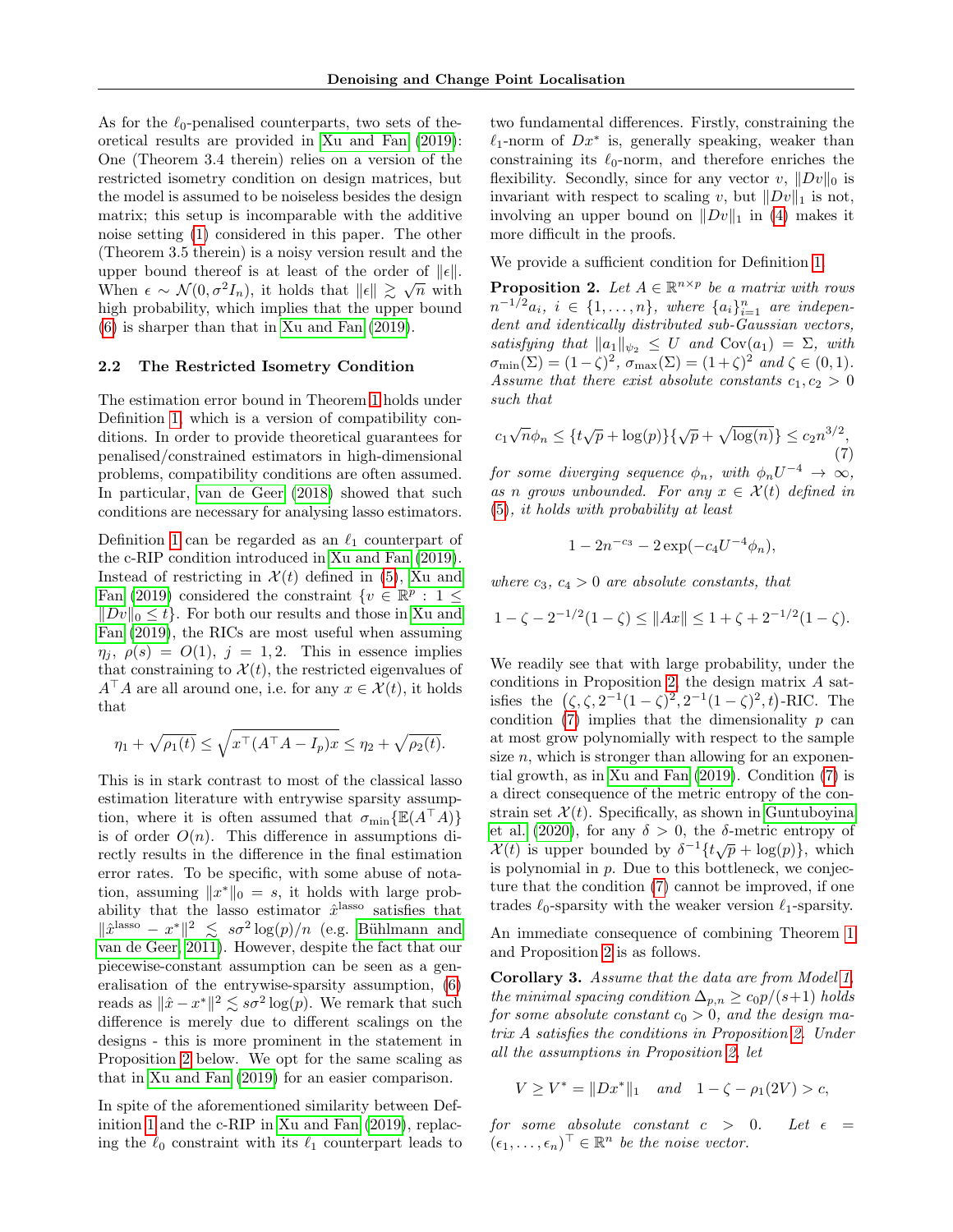As for the $\ell_0$-penalised counterparts, two sets of theoretical results are provided in Xu and Fan (2019): One (Theorem 3.4 therein) relies on a version of the restricted isometry condition on design matrices, but the model is assumed to be noiseless besides the design matrix; this setup is incomparable with the additive noise setting (1) considered in this paper. The other (Theorem 3.5 therein) is a noisy version result and the upper bound thereof is at least of the order of $\|\epsilon\|$. When $\epsilon \sim \mathcal{N}(0, \sigma^2 I_n)$, it holds that $\|\epsilon\| \gtrsim \sqrt{n}$ with high probability, which implies that the upper bound (6) is sharper than that in Xu and Fan (2019).

### 2.2 The Restricted Isometry Condition

The estimation error bound in Theorem 1 holds under Definition 1, which is a version of compatibility conditions. In order to provide theoretical guarantees for penalised/constrained estimators in high-dimensional problems, compatibility conditions are often assumed. In particular, van de Geer (2018) showed that such conditions are necessary for analysing lasso estimators.

Definition 1 can be regarded as an $\ell_1$ counterpart of the c-RIP condition introduced in Xu and Fan (2019). Instead of restricting in $\mathcal{X}(t)$ defined in (5), Xu and Fan (2019) considered the constraint $\{v \in \mathbb{R}^p : 1 \leq \|Dv\|_0 \leq t\}$. For both our results and those in Xu and Fan (2019), the RICs are most useful when assuming $\eta_j,\ \rho(s) = O(1)$, $j = 1, 2$. This in essence implies that constraining to $\mathcal{X}(t)$, the restricted eigenvalues of $A^\top A$ are all around one, i.e. for any $x \in \mathcal{X}(t)$, it holds that

$$\eta_1 + \sqrt{\rho_1(t)} \leq \sqrt{x^\top (A^\top A - I_p) x} \leq \eta_2 + \sqrt{\rho_2(t)}.$$

This is in stark contrast to most of the classical lasso estimation literature with entrywise sparsity assumption, where it is often assumed that $\sigma_{\min}\{\mathbb{E}(A^\top A)\}$ is of order $O(n)$. This difference in assumptions directly results in the difference in the final estimation error rates. To be specific, with some abuse of notation, assuming $\|x^*\|_0 = s$, it holds with large probability that the lasso estimator $\hat{x}^{\text{lasso}}$ satisfies that $\|\hat{x}^{\text{lasso}} - x^*\|^2 \lesssim s\sigma^2 \log(p)/n$ (e.g. Bühlmann and van de Geer, 2011). However, despite the fact that our piecewise-constant assumption can be seen as a generalisation of the entrywise-sparsity assumption, (6) reads as $\|\hat{x} - x^*\|^2 \lesssim s\sigma^2 \log(p)$. We remark that such difference is merely due to different scalings on the designs - this is more prominent in the statement in Proposition 2 below. We opt for the same scaling as that in Xu and Fan (2019) for an easier comparison.

In spite of the aforementioned similarity between Definition 1 and the c-RIP in Xu and Fan (2019), replacing the $\ell_0$ constraint with its $\ell_1$ counterpart leads to two fundamental differences. Firstly, constraining the $\ell_1$-norm of $Dx^*$ is, generally speaking, weaker than constraining its $\ell_0$-norm, and therefore enriches the flexibility. Secondly, since for any vector $v$, $\|Dv\|_0$ is invariant with respect to scaling $v$, but $\|Dv\|_1$ is not, involving an upper bound on $\|Dv\|_1$ in (4) makes it more difficult in the proofs.

We provide a sufficient condition for Definition 1.

**Proposition 2.** *Let $A \in \mathbb{R}^{n \times p}$ be a matrix with rows $n^{-1/2} a_i$, $i \in \{1, \ldots, n\}$, where $\{a_i\}_{i=1}^n$ are independent and identically distributed sub-Gaussian vectors, satisfying that $\|a_1\|_{\psi_2} \leq U$ and $\mathrm{Cov}(a_1) = \Sigma$, with $\sigma_{\min}(\Sigma) = (1-\zeta)^2$, $\sigma_{\max}(\Sigma) = (1+\zeta)^2$ and $\zeta \in (0,1)$. Assume that there exist absolute constants $c_1, c_2 > 0$ such that*

$$c_1 \sqrt{n} \phi_n \leq \{t\sqrt{p} + \log(p)\}\{\sqrt{p} + \sqrt{\log(n)}\} \leq c_2 n^{3/2}, \tag{7}$$

*for some diverging sequence $\phi_n$, with $\phi_n U^{-4} \to \infty$, as $n$ grows unbounded. For any $x \in \mathcal{X}(t)$ defined in (5), it holds with probability at least*

$$1 - 2n^{-c_3} - 2\exp(-c_4 U^{-4} \phi_n),$$

*where $c_3$, $c_4 > 0$ are absolute constants, that*

$$1 - \zeta - 2^{-1/2}(1-\zeta) \leq \|Ax\| \leq 1 + \zeta + 2^{-1/2}(1-\zeta).$$

We readily see that with large probability, under the conditions in Proposition 2, the design matrix $A$ satisfies the $\left(\zeta, \zeta, 2^{-1}(1-\zeta)^2, 2^{-1}(1-\zeta)^2, t\right)$-RIC. The condition (7) implies that the dimensionality $p$ can at most grow polynomially with respect to the sample size $n$, which is stronger than allowing for an exponential growth, as in Xu and Fan (2019). Condition (7) is a direct consequence of the metric entropy of the constrain set $\mathcal{X}(t)$. Specifically, as shown in Guntuboyina et al. (2020), for any $\delta > 0$, the $\delta$-metric entropy of $\mathcal{X}(t)$ is upper bounded by $\delta^{-1}\{t\sqrt{p} + \log(p)\}$, which is polynomial in $p$. Due to this bottleneck, we conjecture that the condition (7) cannot be improved, if one trades $\ell_0$-sparsity with the weaker version $\ell_1$-sparsity.

An immediate consequence of combining Theorem 1 and Proposition 2 is as follows.

**Corollary 3.** *Assume that the data are from Model 1, the minimal spacing condition $\Delta_{p,n} \geq c_0 p/(s+1)$ holds for some absolute constant $c_0 > 0$, and the design matrix $A$ satisfies the conditions in Proposition 2. Under all the assumptions in Proposition 2, let*

$$V \geq V^* = \|Dx^*\|_1 \quad \text{and} \quad 1 - \zeta - \rho_1(2V) > c,$$

*for some absolute constant $c > 0$. Let $\epsilon = (\epsilon_1, \ldots, \epsilon_n)^\top \in \mathbb{R}^n$ be the noise vector.*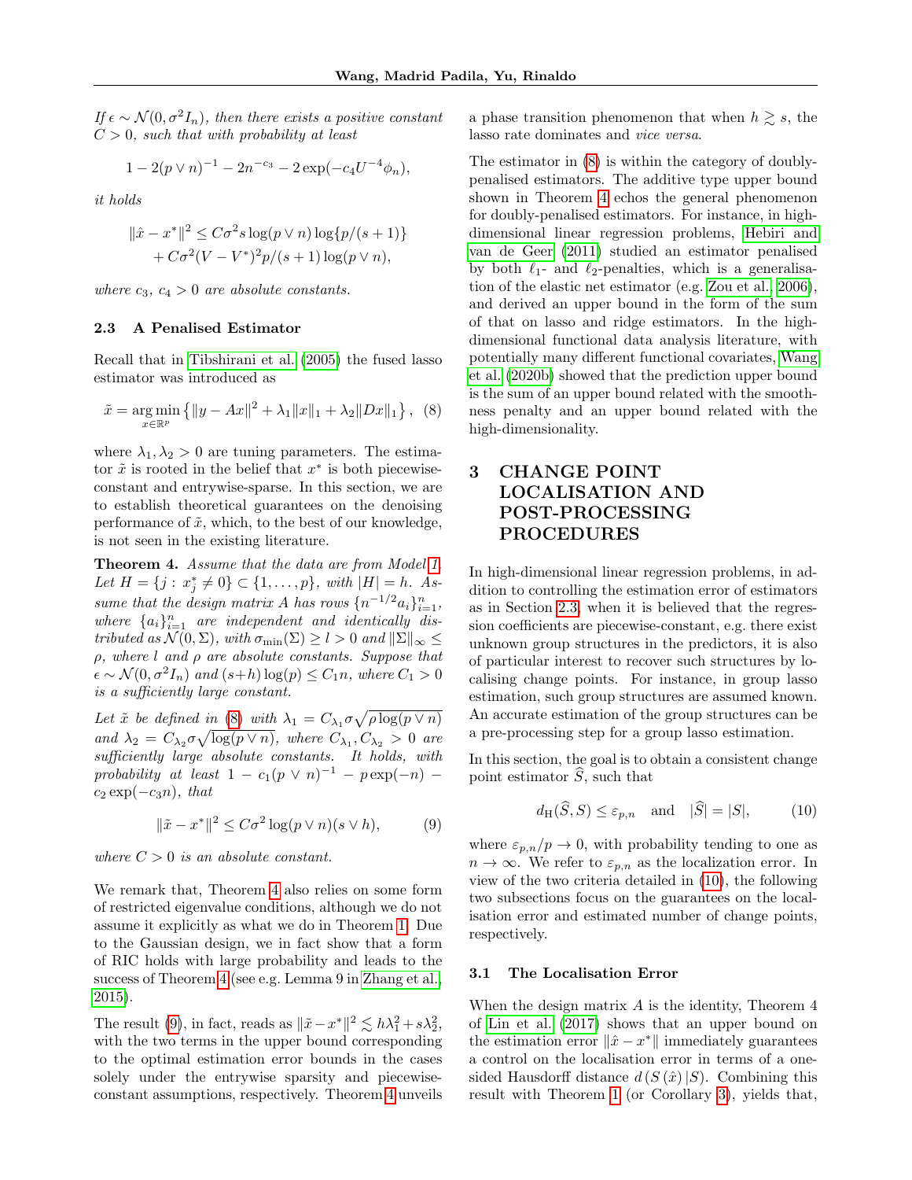*If $\epsilon \sim \mathcal{N}(0, \sigma^2 I_n)$, then there exists a positive constant $C > 0$, such that with probability at least*

$$1 - 2(p \vee n)^{-1} - 2n^{-c_3} - 2\exp(-c_4 U^{-4}\phi_n),$$

*it holds*

$$\|\hat{x} - x^*\|^2 \leq C\sigma^2 s \log(p \vee n) \log\{p/(s+1)\} + C\sigma^2 (V - V^*)^2 p/(s+1) \log(p \vee n),$$

*where $c_3$, $c_4 > 0$ are absolute constants.*

### 2.3 A Penalised Estimator

Recall that in Tibshirani et al. (2005) the fused lasso estimator was introduced as

$$\tilde{x} = \underset{x \in \mathbb{R}^p}{\arg\min} \left\{ \|y - Ax\|^2 + \lambda_1 \|x\|_1 + \lambda_2 \|Dx\|_1 \right\}, \quad (8)$$

where $\lambda_1, \lambda_2 > 0$ are tuning parameters. The estimator $\tilde{x}$ is rooted in the belief that $x^*$ is both piecewise-constant and entrywise-sparse. In this section, we are to establish theoretical guarantees on the denoising performance of $\tilde{x}$, which, to the best of our knowledge, is not seen in the existing literature.

**Theorem 4.** *Assume that the data are from Model 1. Let $H = \{j : x_j^* \neq 0\} \subset \{1, \ldots, p\}$, with $|H| = h$. Assume that the design matrix $A$ has rows $\{n^{-1/2} a_i\}_{i=1}^n$, where $\{a_i\}_{i=1}^n$ are independent and identically distributed as $\mathcal{N}(0, \Sigma)$, with $\sigma_{\min}(\Sigma) \geq l > 0$ and $\|\Sigma\|_\infty \leq \rho$, where $l$ and $\rho$ are absolute constants. Suppose that $\epsilon \sim \mathcal{N}(0, \sigma^2 I_n)$ and $(s + h)\log(p) \leq C_1 n$, where $C_1 > 0$ is a sufficiently large constant.*

*Let $\tilde{x}$ be defined in (8) with $\lambda_1 = C_{\lambda_1}\sigma\sqrt{\rho \log(p \vee n)}$ and $\lambda_2 = C_{\lambda_2}\sigma\sqrt{\log(p \vee n)}$, where $C_{\lambda_1}, C_{\lambda_2} > 0$ are sufficiently large absolute constants. It holds, with probability at least $1 - c_1(p \vee n)^{-1} - p\exp(-n) - c_2\exp(-c_3 n)$, that*

$$\|\tilde{x} - x^*\|^2 \leq C\sigma^2 \log(p \vee n)(s \vee h), \quad (9)$$

*where $C > 0$ is an absolute constant.*

We remark that, Theorem 4 also relies on some form of restricted eigenvalue conditions, although we do not assume it explicitly as what we do in Theorem 1. Due to the Gaussian design, we in fact show that a form of RIC holds with large probability and leads to the success of Theorem 4 (see e.g. Lemma 9 in Zhang et al., 2015).

The result (9), in fact, reads as $\|\tilde{x} - x^*\|^2 \lesssim h\lambda_1^2 + s\lambda_2^2$, with the two terms in the upper bound corresponding to the optimal estimation error bounds in the cases solely under the entrywise sparsity and piecewise-constant assumptions, respectively. Theorem 4 unveils a phase transition phenomenon that when $h \gtrsim s$, the lasso rate dominates and *vice versa*.

The estimator in (8) is within the category of doubly-penalised estimators. The additive type upper bound shown in Theorem 4 echos the general phenomenon for doubly-penalised estimators. For instance, in high-dimensional linear regression problems, Hebiri and van de Geer (2011) studied an estimator penalised by both $\ell_1$- and $\ell_2$-penalties, which is a generalisation of the elastic net estimator (e.g. Zou et al., 2006), and derived an upper bound in the form of the sum of that on lasso and ridge estimators. In the high-dimensional functional data analysis literature, with potentially many different functional covariates, Wang et al. (2020b) showed that the prediction upper bound is the sum of an upper bound related with the smoothness penalty and an upper bound related with the high-dimensionality.

## 3 CHANGE POINT LOCALISATION AND POST-PROCESSING PROCEDURES

In high-dimensional linear regression problems, in addition to controlling the estimation error of estimators as in Section 2.3, when it is believed that the regression coefficients are piecewise-constant, e.g. there exist unknown group structures in the predictors, it is also of particular interest to recover such structures by localising change points. For instance, in group lasso estimation, such group structures are assumed known. An accurate estimation of the group structures can be a pre-processing step for a group lasso estimation.

In this section, the goal is to obtain a consistent change point estimator $\widehat{S}$, such that

$$d_{\mathrm{H}}(\widehat{S}, S) \leq \varepsilon_{p,n} \quad \text{and} \quad |\widehat{S}| = |S|, \quad (10)$$

where $\varepsilon_{p,n}/p \to 0$, with probability tending to one as $n \to \infty$. We refer to $\varepsilon_{p,n}$ as the localization error. In view of the two criteria detailed in (10), the following two subsections focus on the guarantees on the localisation error and estimated number of change points, respectively.

### 3.1 The Localisation Error

When the design matrix $A$ is the identity, Theorem 4 of Lin et al. (2017) shows that an upper bound on the estimation error $\|\hat{x} - x^*\|$ immediately guarantees a control on the localisation error in terms of a one-sided Hausdorff distance $d(S(\hat{x})|S)$. Combining this result with Theorem 1 (or Corollary 3), yields that,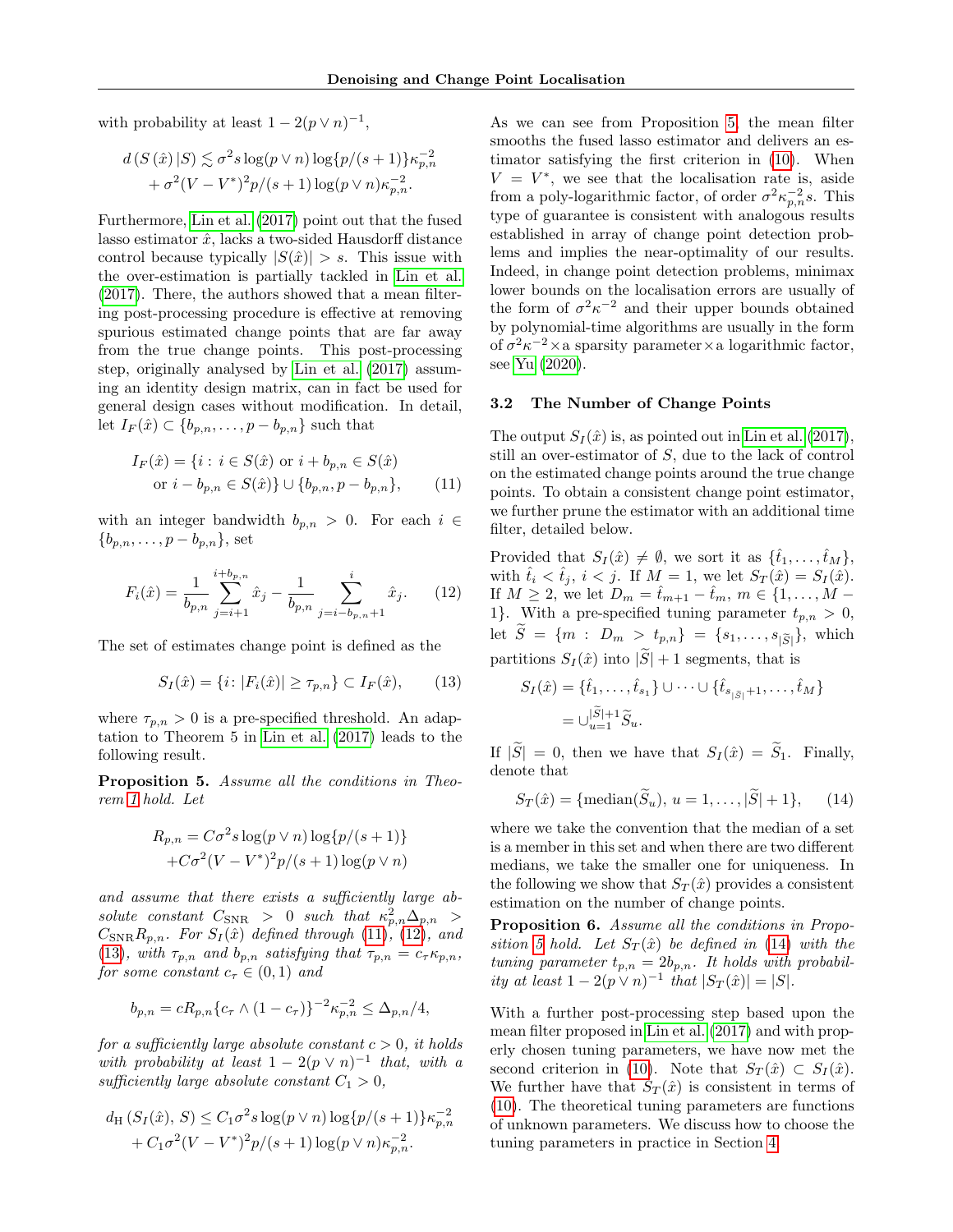with probability at least $1 - 2(p \vee n)^{-1}$,

$$d\left(S\left(\hat{x}\right)|S\right) \lesssim \sigma^2 s \log(p \vee n) \log\{p/(s+1)\}\kappa_{p,n}^{-2} + \sigma^2 (V - V^*)^2 p/(s+1) \log(p \vee n)\kappa_{p,n}^{-2}.$$

Furthermore, Lin et al. (2017) point out that the fused lasso estimator $\hat{x}$, lacks a two-sided Hausdorff distance control because typically $|S(\hat{x})| > s$. This issue with the over-estimation is partially tackled in Lin et al. (2017). There, the authors showed that a mean filtering post-processing procedure is effective at removing spurious estimated change points that are far away from the true change points. This post-processing step, originally analysed by Lin et al. (2017) assuming an identity design matrix, can in fact be used for general design cases without modification. In detail, let $I_F(\hat{x}) \subset \{b_{p,n}, \ldots, p - b_{p,n}\}$ such that

$$I_F(\hat{x}) = \{i : i \in S(\hat{x}) \text{ or } i + b_{p,n} \in S(\hat{x}) \text{ or } i - b_{p,n} \in S(\hat{x})\} \cup \{b_{p,n}, p - b_{p,n}\}, \qquad (11)$$

with an integer bandwidth $b_{p,n} > 0$. For each $i \in \{b_{p,n}, \ldots, p - b_{p,n}\}$, set

$$F_i(\hat{x}) = \frac{1}{b_{p,n}} \sum_{j=i+1}^{i+b_{p,n}} \hat{x}_j - \frac{1}{b_{p,n}} \sum_{j=i-b_{p,n}+1}^{i} \hat{x}_j. \qquad (12)$$

The set of estimates change point is defined as the

$$S_I(\hat{x}) = \{i \colon |F_i(\hat{x})| \geq \tau_{p,n}\} \subset I_F(\hat{x}), \qquad (13)$$

where $\tau_{p,n} > 0$ is a pre-specified threshold. An adaptation to Theorem 5 in Lin et al. (2017) leads to the following result.

**Proposition 5.** *Assume all the conditions in Theorem 1 hold. Let*

$$R_{p,n} = C\sigma^2 s \log(p \vee n) \log\{p/(s+1)\} + C\sigma^2 (V - V^*)^2 p/(s+1) \log(p \vee n)$$

*and assume that there exists a sufficiently large absolute constant $C_{\mathrm{SNR}} > 0$ such that $\kappa_{p,n}^2 \Delta_{p,n} > C_{\mathrm{SNR}} R_{p,n}$. For $S_I(\hat{x})$ defined through (11), (12), and (13), with $\tau_{p,n}$ and $b_{p,n}$ satisfying that $\tau_{p,n} = c_\tau \kappa_{p,n}$, for some constant $c_\tau \in (0,1)$ and*

$$b_{p,n} = cR_{p,n}\{c_\tau \wedge (1 - c_\tau)\}^{-2}\kappa_{p,n}^{-2} \leq \Delta_{p,n}/4,$$

*for a sufficiently large absolute constant $c > 0$, it holds with probability at least $1 - 2(p \vee n)^{-1}$ that, with a sufficiently large absolute constant $C_1 > 0$,*

$$d_{\mathrm{H}}\left(S_I(\hat{x}), S\right) \leq C_1 \sigma^2 s \log(p \vee n) \log\{p/(s+1)\}\kappa_{p,n}^{-2} + C_1 \sigma^2 (V - V^*)^2 p/(s+1) \log(p \vee n)\kappa_{p,n}^{-2}.$$

As we can see from Proposition 5, the mean filter smooths the fused lasso estimator and delivers an estimator satisfying the first criterion in (10). When $V = V^*$, we see that the localisation rate is, aside from a poly-logarithmic factor, of order $\sigma^2\kappa_{p,n}^{-2}s$. This type of guarantee is consistent with analogous results established in array of change point detection problems and implies the near-optimality of our results. Indeed, in change point detection problems, minimax lower bounds on the localisation errors are usually of the form of $\sigma^2\kappa^{-2}$ and their upper bounds obtained by polynomial-time algorithms are usually in the form of $\sigma^2\kappa^{-2} \times$a sparsity parameter$\times$a logarithmic factor, see Yu (2020).

### 3.2 The Number of Change Points

The output $S_I(\hat{x})$ is, as pointed out in Lin et al. (2017), still an over-estimator of $S$, due to the lack of control on the estimated change points around the true change points. To obtain a consistent change point estimator, we further prune the estimator with an additional time filter, detailed below.

Provided that $S_I(\hat{x}) \neq \emptyset$, we sort it as $\{\hat{t}_1, \ldots, \hat{t}_M\}$, with $\hat{t}_i < \hat{t}_j$, $i < j$. If $M = 1$, we let $S_T(\hat{x}) = S_I(\hat{x})$. If $M \geq 2$, we let $D_m = \hat{t}_{m+1} - \hat{t}_m$, $m \in \{1, \ldots, M - 1\}$. With a pre-specified tuning parameter $t_{p,n} > 0$, let $\widetilde{S} = \{m : D_m > t_{p,n}\} = \{s_1, \ldots, s_{|\widetilde{S}|}\}$, which partitions $S_I(\hat{x})$ into $|\widetilde{S}| + 1$ segments, that is

$$S_I(\hat{x}) = \{\hat{t}_1, \ldots, \hat{t}_{s_1}\} \cup \cdots \cup \{\hat{t}_{s_{|\widetilde{S}|}+1}, \ldots, \hat{t}_M\} = \cup_{u=1}^{|\widetilde{S}|+1} \widetilde{S}_u.$$

If $|\widetilde{S}| = 0$, then we have that $S_I(\hat{x}) = \widetilde{S}_1$. Finally, denote that

$$S_T(\hat{x}) = \{\mathrm{median}(\widetilde{S}_u),\, u = 1, \ldots, |\widetilde{S}| + 1\}, \qquad (14)$$

where we take the convention that the median of a set is a member in this set and when there are two different medians, we take the smaller one for uniqueness. In the following we show that $S_T(\hat{x})$ provides a consistent estimation on the number of change points.

**Proposition 6.** *Assume all the conditions in Proposition 5 hold. Let $S_T(\hat{x})$ be defined in (14) with the tuning parameter $t_{p,n} = 2b_{p,n}$. It holds with probability at least $1 - 2(p \vee n)^{-1}$ that $|S_T(\hat{x})| = |S|$.*

With a further post-processing step based upon the mean filter proposed in Lin et al. (2017) and with properly chosen tuning parameters, we have now met the second criterion in (10). Note that $S_T(\hat{x}) \subset S_I(\hat{x})$. We further have that $S_T(\hat{x})$ is consistent in terms of (10). The theoretical tuning parameters are functions of unknown parameters. We discuss how to choose the tuning parameters in practice in Section 4.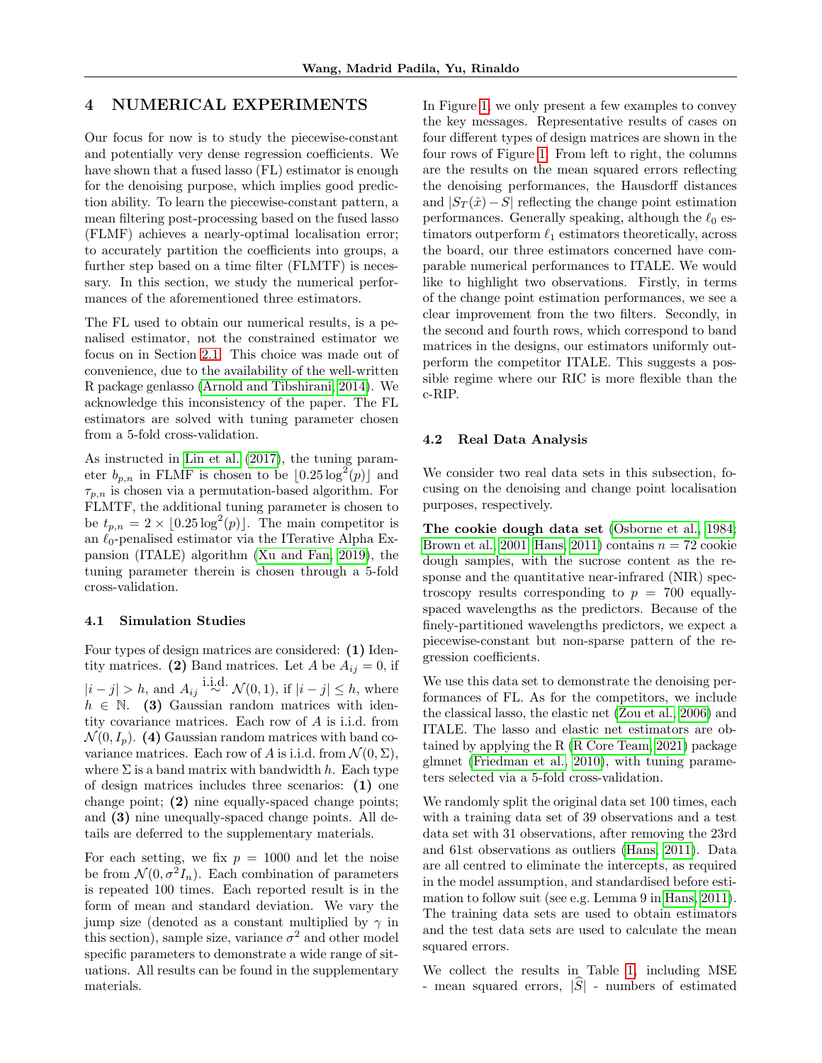## 4 NUMERICAL EXPERIMENTS

Our focus for now is to study the piecewise-constant and potentially very dense regression coefficients. We have shown that a fused lasso (FL) estimator is enough for the denoising purpose, which implies good prediction ability. To learn the piecewise-constant pattern, a mean filtering post-processing based on the fused lasso (FLMF) achieves a nearly-optimal localisation error; to accurately partition the coefficients into groups, a further step based on a time filter (FLMTF) is necessary. In this section, we study the numerical performances of the aforementioned three estimators.

The FL used to obtain our numerical results, is a penalised estimator, not the constrained estimator we focus on in Section 2.1. This choice was made out of convenience, due to the availability of the well-written R package genlasso (Arnold and Tibshirani, 2014). We acknowledge this inconsistency of the paper. The FL estimators are solved with tuning parameter chosen from a 5-fold cross-validation.

As instructed in Lin et al. (2017), the tuning parameter $b_{p,n}$ in FLMF is chosen to be $\lfloor 0.25 \log^2(p) \rfloor$ and $\tau_{p,n}$ is chosen via a permutation-based algorithm. For FLMTF, the additional tuning parameter is chosen to be $t_{p,n} = 2 \times \lfloor 0.25 \log^2(p) \rfloor$. The main competitor is an $\ell_0$-penalised estimator via the ITerative Alpha Expansion (ITALE) algorithm (Xu and Fan, 2019), the tuning parameter therein is chosen through a 5-fold cross-validation.

### 4.1 Simulation Studies

Four types of design matrices are considered: **(1)** Identity matrices. **(2)** Band matrices. Let $A$ be $A_{ij} = 0$, if $|i - j| > h$, and $A_{ij} \overset{\text{i.i.d.}}{\sim} \mathcal{N}(0, 1)$, if $|i - j| \le h$, where $h \in \mathbb{N}$. **(3)** Gaussian random matrices with identity covariance matrices. Each row of $A$ is i.i.d. from $\mathcal{N}(0, I_p)$. **(4)** Gaussian random matrices with band covariance matrices. Each row of $A$ is i.i.d. from $\mathcal{N}(0, \Sigma)$, where $\Sigma$ is a band matrix with bandwidth $h$. Each type of design matrices includes three scenarios: **(1)** one change point; **(2)** nine equally-spaced change points; and **(3)** nine unequally-spaced change points. All details are deferred to the supplementary materials.

For each setting, we fix $p = 1000$ and let the noise be from $\mathcal{N}(0, \sigma^2 I_n)$. Each combination of parameters is repeated 100 times. Each reported result is in the form of mean and standard deviation. We vary the jump size (denoted as a constant multiplied by $\gamma$ in this section), sample size, variance $\sigma^2$ and other model specific parameters to demonstrate a wide range of situations. All results can be found in the supplementary materials.

In Figure 1, we only present a few examples to convey the key messages. Representative results of cases on four different types of design matrices are shown in the four rows of Figure 1. From left to right, the columns are the results on the mean squared errors reflecting the denoising performances, the Hausdorff distances and $|S_T(\hat{x}) - S|$ reflecting the change point estimation performances. Generally speaking, although the $\ell_0$ estimators outperform $\ell_1$ estimators theoretically, across the board, our three estimators concerned have comparable numerical performances to ITALE. We would like to highlight two observations. Firstly, in terms of the change point estimation performances, we see a clear improvement from the two filters. Secondly, in the second and fourth rows, which correspond to band matrices in the designs, our estimators uniformly outperform the competitor ITALE. This suggests a possible regime where our RIC is more flexible than the c-RIP.

### 4.2 Real Data Analysis

We consider two real data sets in this subsection, focusing on the denoising and change point localisation purposes, respectively.

**The cookie dough data set** (Osborne et al., 1984; Brown et al., 2001; Hans, 2011) contains $n = 72$ cookie dough samples, with the sucrose content as the response and the quantitative near-infrared (NIR) spectroscopy results corresponding to $p = 700$ equally-spaced wavelengths as the predictors. Because of the finely-partitioned wavelengths predictors, we expect a piecewise-constant but non-sparse pattern of the regression coefficients.

We use this data set to demonstrate the denoising performances of FL. As for the competitors, we include the classical lasso, the elastic net (Zou et al., 2006) and ITALE. The lasso and elastic net estimators are obtained by applying the R (R Core Team, 2021) package glmnet (Friedman et al., 2010), with tuning parameters selected via a 5-fold cross-validation.

We randomly split the original data set 100 times, each with a training data set of 39 observations and a test data set with 31 observations, after removing the 23rd and 61st observations as outliers (Hans, 2011). Data are all centred to eliminate the intercepts, as required in the model assumption, and standardised before estimation to follow suit (see e.g. Lemma 9 in Hans, 2011). The training data sets are used to obtain estimators and the test data sets are used to calculate the mean squared errors.

We collect the results in Table 1, including MSE - mean squared errors, $|\widehat{S}|$ - numbers of estimated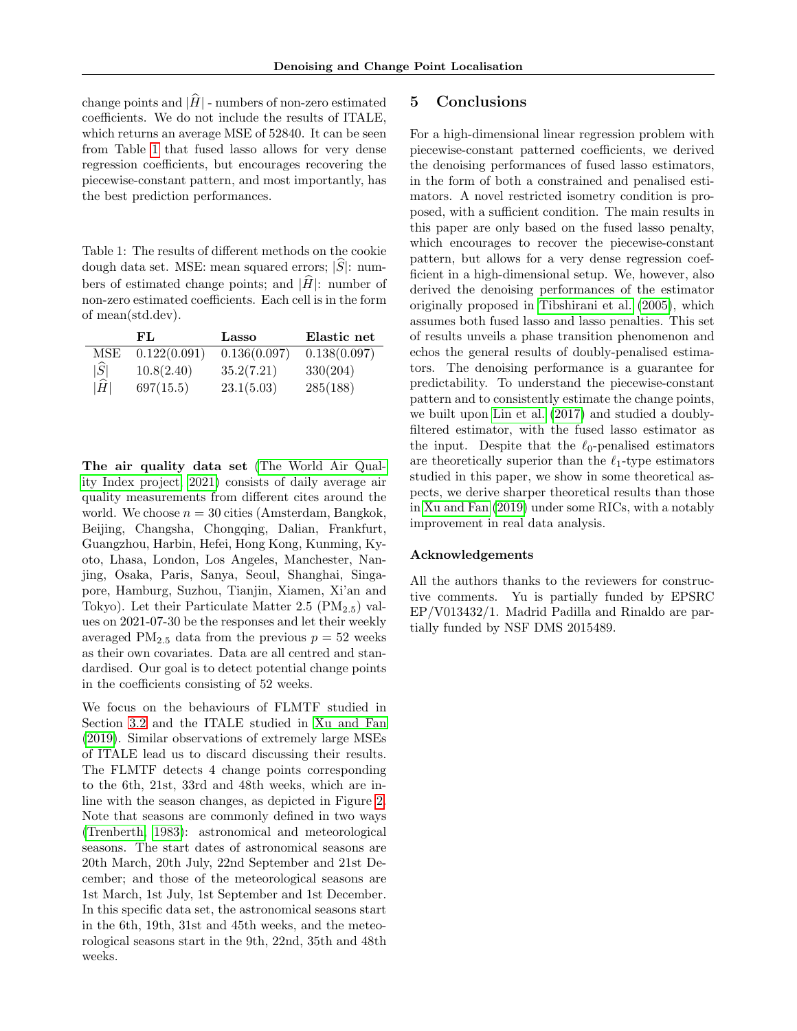change points and $|\widehat{H}|$ - numbers of non-zero estimated coefficients. We do not include the results of ITALE, which returns an average MSE of 52840. It can be seen from Table 1 that fused lasso allows for very dense regression coefficients, but encourages recovering the piecewise-constant pattern, and most importantly, has the best prediction performances.

Table 1: The results of different methods on the cookie dough data set. MSE: mean squared errors; $|\widehat{S}|$: numbers of estimated change points; and $|\widehat{H}|$: number of non-zero estimated coefficients. Each cell is in the form of mean(std.dev).

| | FL | Lasso | Elastic net |
|---|---|---|---|
| MSE | 0.122(0.091) | 0.136(0.097) | 0.138(0.097) |
| $\lvert\widehat{S}\rvert$ | 10.8(2.40) | 35.2(7.21) | 330(204) |
| $\lvert\widehat{H}\rvert$ | 697(15.5) | 23.1(5.03) | 285(188) |

**The air quality data set** (The World Air Quality Index project, 2021) consists of daily average air quality measurements from different cites around the world. We choose $n = 30$ cities (Amsterdam, Bangkok, Beijing, Changsha, Chongqing, Dalian, Frankfurt, Guangzhou, Harbin, Hefei, Hong Kong, Kunming, Kyoto, Lhasa, London, Los Angeles, Manchester, Nanjing, Osaka, Paris, Sanya, Seoul, Shanghai, Singapore, Hamburg, Suzhou, Tianjin, Xiamen, Xi'an and Tokyo). Let their Particulate Matter 2.5 ($PM_{2.5}$) values on 2021-07-30 be the responses and let their weekly averaged $PM_{2.5}$ data from the previous $p = 52$ weeks as their own covariates. Data are all centred and standardised. Our goal is to detect potential change points in the coefficients consisting of 52 weeks.

We focus on the behaviours of FLMTF studied in Section 3.2 and the ITALE studied in Xu and Fan (2019). Similar observations of extremely large MSEs of ITALE lead us to discard discussing their results. The FLMTF detects 4 change points corresponding to the 6th, 21st, 33rd and 48th weeks, which are inline with the season changes, as depicted in Figure 2. Note that seasons are commonly defined in two ways (Trenberth, 1983): astronomical and meteorological seasons. The start dates of astronomical seasons are 20th March, 20th July, 22nd September and 21st December; and those of the meteorological seasons are 1st March, 1st July, 1st September and 1st December. In this specific data set, the astronomical seasons start in the 6th, 19th, 31st and 45th weeks, and the meteorological seasons start in the 9th, 22nd, 35th and 48th weeks.

## 5 Conclusions

For a high-dimensional linear regression problem with piecewise-constant patterned coefficients, we derived the denoising performances of fused lasso estimators, in the form of both a constrained and penalised estimators. A novel restricted isometry condition is proposed, with a sufficient condition. The main results in this paper are only based on the fused lasso penalty, which encourages to recover the piecewise-constant pattern, but allows for a very dense regression coefficient in a high-dimensional setup. We, however, also derived the denoising performances of the estimator originally proposed in Tibshirani et al. (2005), which assumes both fused lasso and lasso penalties. This set of results unveils a phase transition phenomenon and echos the general results of doubly-penalised estimators. The denoising performance is a guarantee for predictability. To understand the piecewise-constant pattern and to consistently estimate the change points, we built upon Lin et al. (2017) and studied a doubly-filtered estimator, with the fused lasso estimator as the input. Despite that the $\ell_0$-penalised estimators are theoretically superior than the $\ell_1$-type estimators studied in this paper, we show in some theoretical aspects, we derive sharper theoretical results than those in Xu and Fan (2019) under some RICs, with a notably improvement in real data analysis.

### Acknowledgements

All the authors thanks to the reviewers for constructive comments. Yu is partially funded by EPSRC EP/V013432/1. Madrid Padilla and Rinaldo are partially funded by NSF DMS 2015489.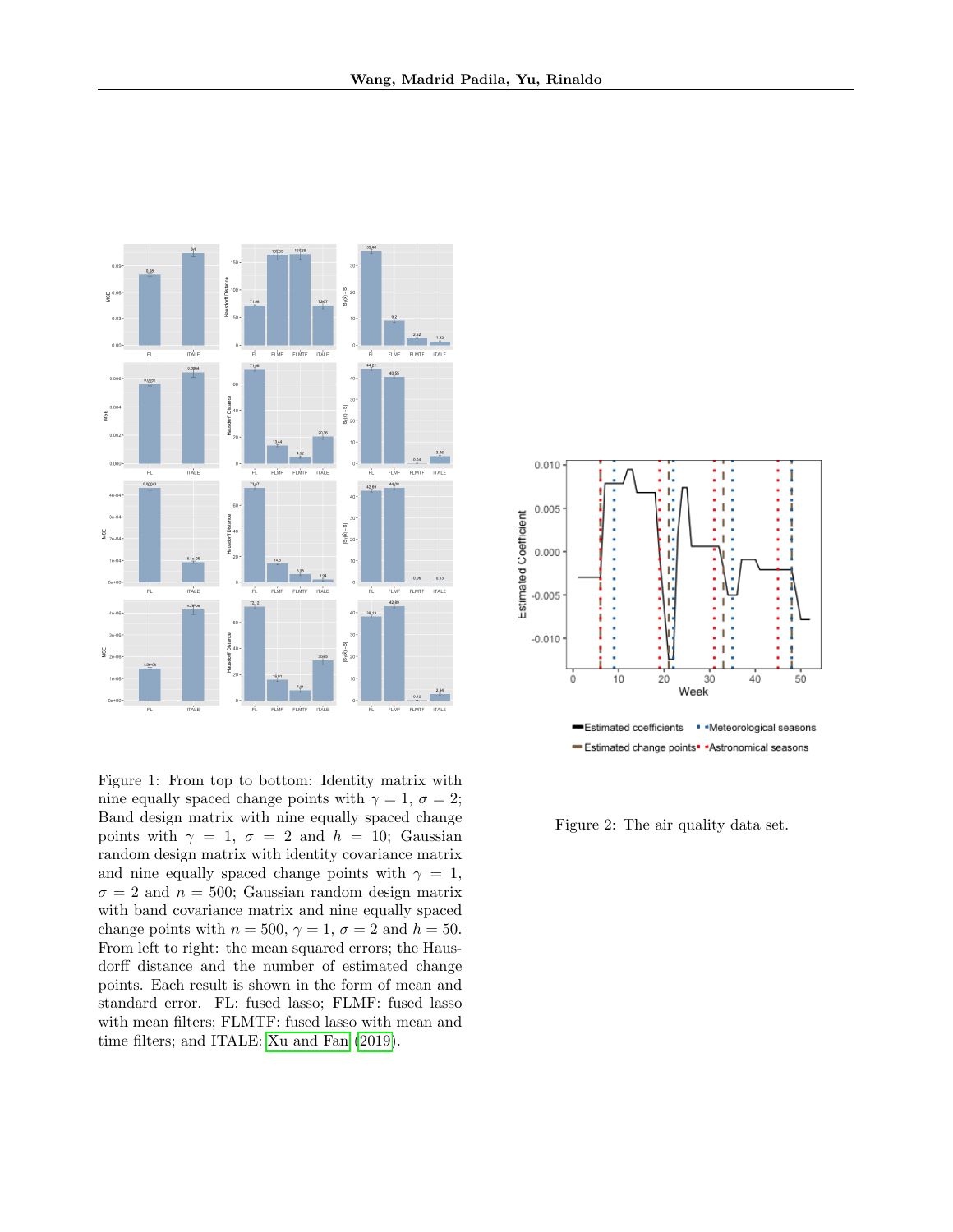Figure 1: From top to bottom: Identity matrix with nine equally spaced change points with $\gamma = 1$, $\sigma = 2$; Band design matrix with nine equally spaced change points with $\gamma = 1$, $\sigma = 2$ and $h = 10$; Gaussian random design matrix with identity covariance matrix and nine equally spaced change points with $\gamma = 1$, $\sigma = 2$ and $n = 500$; Gaussian random design matrix with band covariance matrix and nine equally spaced change points with $n = 500$, $\gamma = 1$, $\sigma = 2$ and $h = 50$. From left to right: the mean squared errors; the Hausdorff distance and the number of estimated change points. Each result is shown in the form of mean and standard error. FL: fused lasso; FLMF: fused lasso with mean filters; FLMTF: fused lasso with mean and time filters; and ITALE: Xu and Fan (2019).

Figure 2: The air quality data set.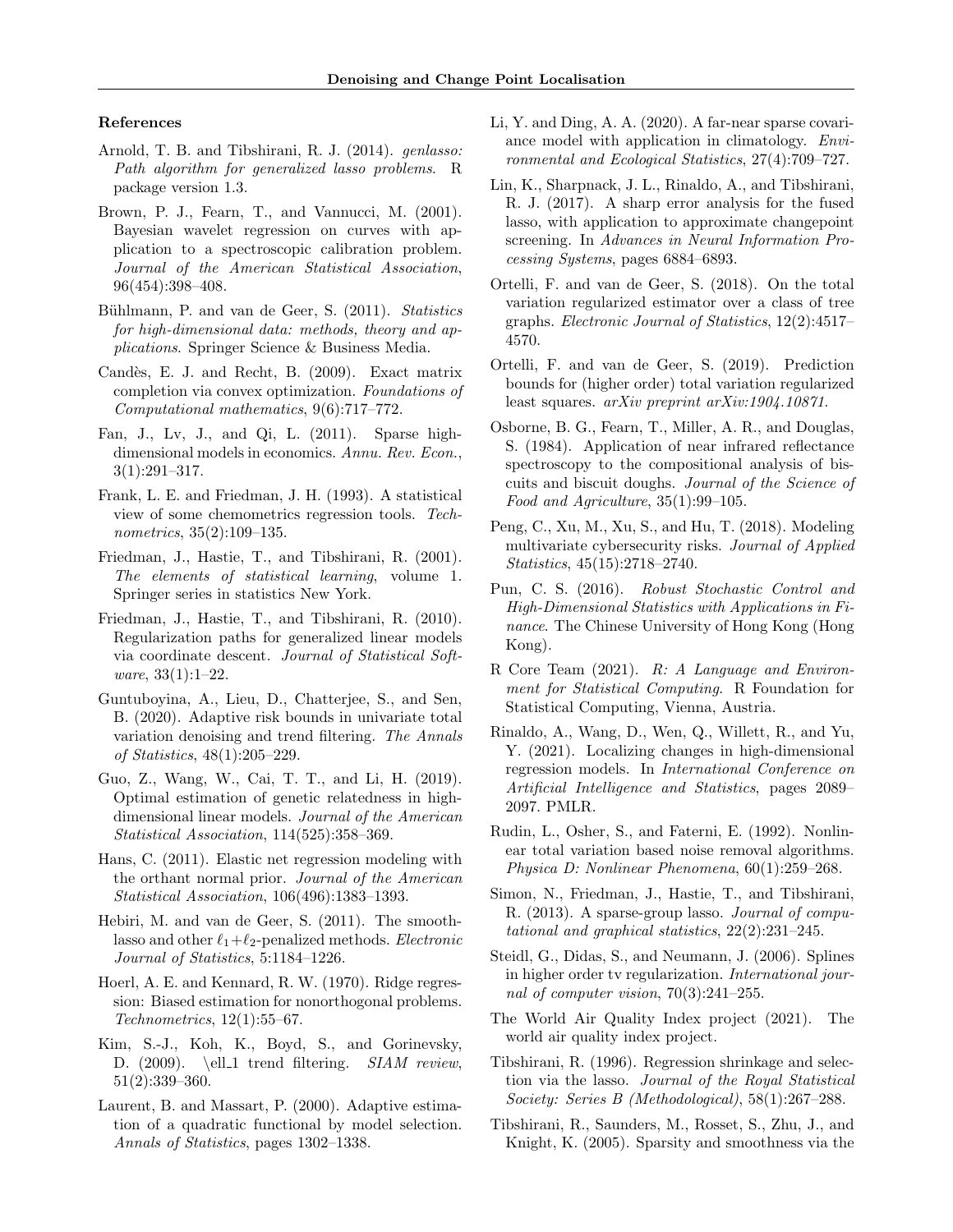## References

Arnold, T. B. and Tibshirani, R. J. (2014). *genlasso: Path algorithm for generalized lasso problems*. R package version 1.3.

Brown, P. J., Fearn, T., and Vannucci, M. (2001). Bayesian wavelet regression on curves with application to a spectroscopic calibration problem. *Journal of the American Statistical Association*, 96(454):398–408.

Bühlmann, P. and van de Geer, S. (2011). *Statistics for high-dimensional data: methods, theory and applications*. Springer Science & Business Media.

Candès, E. J. and Recht, B. (2009). Exact matrix completion via convex optimization. *Foundations of Computational mathematics*, 9(6):717–772.

Fan, J., Lv, J., and Qi, L. (2011). Sparse high-dimensional models in economics. *Annu. Rev. Econ.*, 3(1):291–317.

Frank, L. E. and Friedman, J. H. (1993). A statistical view of some chemometrics regression tools. *Technometrics*, 35(2):109–135.

Friedman, J., Hastie, T., and Tibshirani, R. (2001). *The elements of statistical learning*, volume 1. Springer series in statistics New York.

Friedman, J., Hastie, T., and Tibshirani, R. (2010). Regularization paths for generalized linear models via coordinate descent. *Journal of Statistical Software*, 33(1):1–22.

Guntuboyina, A., Lieu, D., Chatterjee, S., and Sen, B. (2020). Adaptive risk bounds in univariate total variation denoising and trend filtering. *The Annals of Statistics*, 48(1):205–229.

Guo, Z., Wang, W., Cai, T. T., and Li, H. (2019). Optimal estimation of genetic relatedness in high-dimensional linear models. *Journal of the American Statistical Association*, 114(525):358–369.

Hans, C. (2011). Elastic net regression modeling with the orthant normal prior. *Journal of the American Statistical Association*, 106(496):1383–1393.

Hebiri, M. and van de Geer, S. (2011). The smooth-lasso and other $\ell_1+\ell_2$-penalized methods. *Electronic Journal of Statistics*, 5:1184–1226.

Hoerl, A. E. and Kennard, R. W. (1970). Ridge regression: Biased estimation for nonorthogonal problems. *Technometrics*, 12(1):55–67.

Kim, S.-J., Koh, K., Boyd, S., and Gorinevsky, D. (2009). \ell_1 trend filtering. *SIAM review*, 51(2):339–360.

Laurent, B. and Massart, P. (2000). Adaptive estimation of a quadratic functional by model selection. *Annals of Statistics*, pages 1302–1338.

Li, Y. and Ding, A. A. (2020). A far-near sparse covariance model with application in climatology. *Environmental and Ecological Statistics*, 27(4):709–727.

Lin, K., Sharpnack, J. L., Rinaldo, A., and Tibshirani, R. J. (2017). A sharp error analysis for the fused lasso, with application to approximate changepoint screening. In *Advances in Neural Information Processing Systems*, pages 6884–6893.

Ortelli, F. and van de Geer, S. (2018). On the total variation regularized estimator over a class of tree graphs. *Electronic Journal of Statistics*, 12(2):4517–4570.

Ortelli, F. and van de Geer, S. (2019). Prediction bounds for (higher order) total variation regularized least squares. *arXiv preprint arXiv:1904.10871*.

Osborne, B. G., Fearn, T., Miller, A. R., and Douglas, S. (1984). Application of near infrared reflectance spectroscopy to the compositional analysis of biscuits and biscuit doughs. *Journal of the Science of Food and Agriculture*, 35(1):99–105.

Peng, C., Xu, M., Xu, S., and Hu, T. (2018). Modeling multivariate cybersecurity risks. *Journal of Applied Statistics*, 45(15):2718–2740.

Pun, C. S. (2016). *Robust Stochastic Control and High-Dimensional Statistics with Applications in Finance*. The Chinese University of Hong Kong (Hong Kong).

R Core Team (2021). *R: A Language and Environment for Statistical Computing*. R Foundation for Statistical Computing, Vienna, Austria.

Rinaldo, A., Wang, D., Wen, Q., Willett, R., and Yu, Y. (2021). Localizing changes in high-dimensional regression models. In *International Conference on Artificial Intelligence and Statistics*, pages 2089–2097. PMLR.

Rudin, L., Osher, S., and Faterni, E. (1992). Nonlinear total variation based noise removal algorithms. *Physica D: Nonlinear Phenomena*, 60(1):259–268.

Simon, N., Friedman, J., Hastie, T., and Tibshirani, R. (2013). A sparse-group lasso. *Journal of computational and graphical statistics*, 22(2):231–245.

Steidl, G., Didas, S., and Neumann, J. (2006). Splines in higher order tv regularization. *International journal of computer vision*, 70(3):241–255.

The World Air Quality Index project (2021). The world air quality index project.

Tibshirani, R. (1996). Regression shrinkage and selection via the lasso. *Journal of the Royal Statistical Society: Series B (Methodological)*, 58(1):267–288.

Tibshirani, R., Saunders, M., Rosset, S., Zhu, J., and Knight, K. (2005). Sparsity and smoothness via the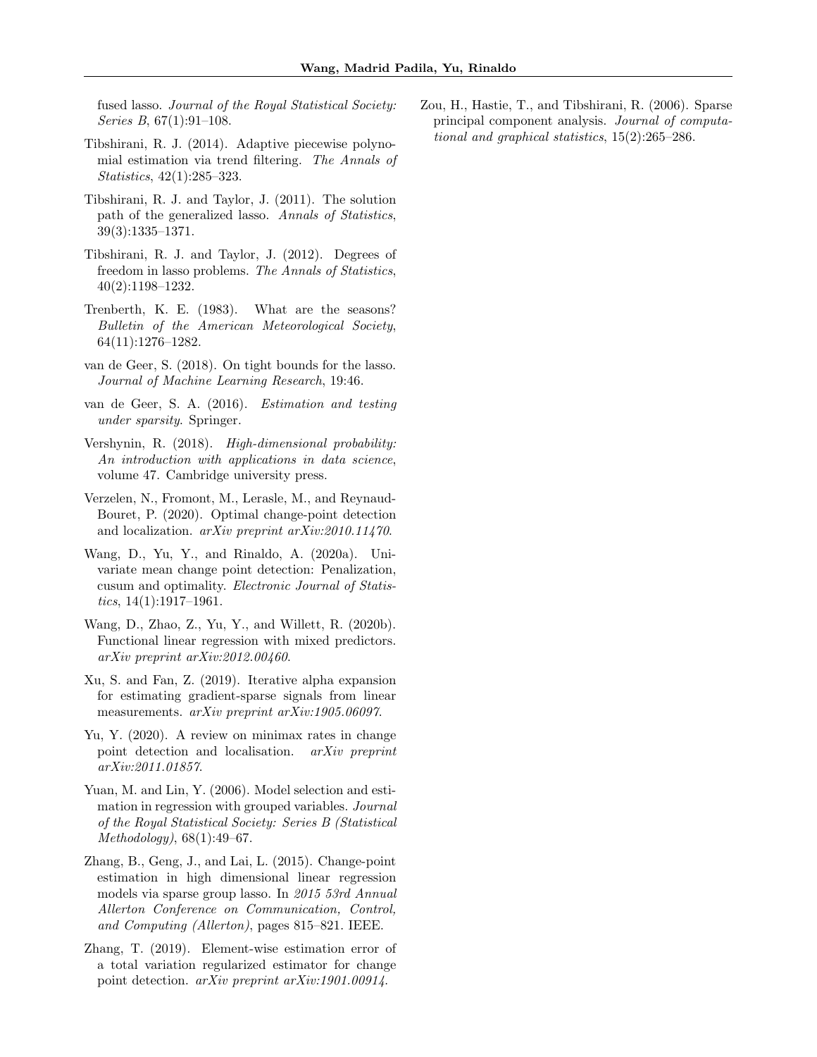fused lasso. *Journal of the Royal Statistical Society: Series B*, 67(1):91–108.

Tibshirani, R. J. (2014). Adaptive piecewise polynomial estimation via trend filtering. *The Annals of Statistics*, 42(1):285–323.

Tibshirani, R. J. and Taylor, J. (2011). The solution path of the generalized lasso. *Annals of Statistics*, 39(3):1335–1371.

Tibshirani, R. J. and Taylor, J. (2012). Degrees of freedom in lasso problems. *The Annals of Statistics*, 40(2):1198–1232.

Trenberth, K. E. (1983). What are the seasons? *Bulletin of the American Meteorological Society*, 64(11):1276–1282.

van de Geer, S. (2018). On tight bounds for the lasso. *Journal of Machine Learning Research*, 19:46.

van de Geer, S. A. (2016). *Estimation and testing under sparsity*. Springer.

Vershynin, R. (2018). *High-dimensional probability: An introduction with applications in data science*, volume 47. Cambridge university press.

Verzelen, N., Fromont, M., Lerasle, M., and Reynaud-Bouret, P. (2020). Optimal change-point detection and localization. *arXiv preprint arXiv:2010.11470*.

Wang, D., Yu, Y., and Rinaldo, A. (2020a). Univariate mean change point detection: Penalization, cusum and optimality. *Electronic Journal of Statistics*, 14(1):1917–1961.

Wang, D., Zhao, Z., Yu, Y., and Willett, R. (2020b). Functional linear regression with mixed predictors. *arXiv preprint arXiv:2012.00460*.

Xu, S. and Fan, Z. (2019). Iterative alpha expansion for estimating gradient-sparse signals from linear measurements. *arXiv preprint arXiv:1905.06097*.

Yu, Y. (2020). A review on minimax rates in change point detection and localisation. *arXiv preprint arXiv:2011.01857*.

Yuan, M. and Lin, Y. (2006). Model selection and estimation in regression with grouped variables. *Journal of the Royal Statistical Society: Series B (Statistical Methodology)*, 68(1):49–67.

Zhang, B., Geng, J., and Lai, L. (2015). Change-point estimation in high dimensional linear regression models via sparse group lasso. In *2015 53rd Annual Allerton Conference on Communication, Control, and Computing (Allerton)*, pages 815–821. IEEE.

Zhang, T. (2019). Element-wise estimation error of a total variation regularized estimator for change point detection. *arXiv preprint arXiv:1901.00914*.

Zou, H., Hastie, T., and Tibshirani, R. (2006). Sparse principal component analysis. *Journal of computational and graphical statistics*, 15(2):265–286.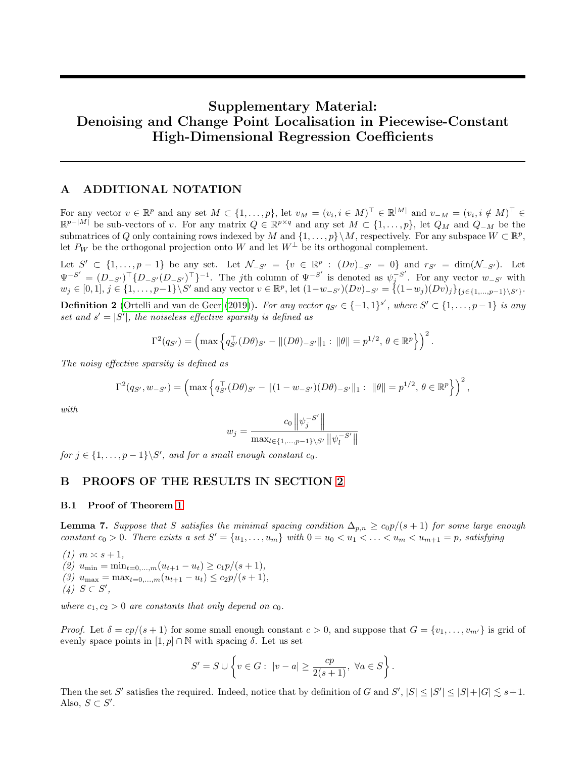# Supplementary Material: Denoising and Change Point Localisation in Piecewise-Constant High-Dimensional Regression Coefficients

## A ADDITIONAL NOTATION

For any vector $v \in \mathbb{R}^p$ and any set $M \subset \{1, \ldots, p\}$, let $v_M = (v_i, i \in M)^\top \in \mathbb{R}^{|M|}$ and $v_{-M} = (v_i, i \notin M)^\top \in \mathbb{R}^{p-|M|}$ be sub-vectors of $v$. For any matrix $Q \in \mathbb{R}^{p \times q}$ and any set $M \subset \{1, \ldots, p\}$, let $Q_M$ and $Q_{-M}$ be the submatrices of $Q$ only containing rows indexed by $M$ and $\{1, \ldots, p\} \backslash M$, respectively. For any subspace $W \subset \mathbb{R}^p$, let $P_W$ be the orthogonal projection onto $W$ and let $W^\perp$ be its orthogonal complement.

Let $S' \subset \{1, \ldots, p-1\}$ be any set. Let $\mathcal{N}_{-S'} = \{v \in \mathbb{R}^p : (Dv)_{-S'} = 0\}$ and $r_{S'} = \dim(\mathcal{N}_{-S'})$. Let $\Psi^{-S'} = (D_{-S'})^\top \{D_{-S'}(D_{-S'})^\top\}^{-1}$. The $j$th column of $\Psi^{-S'}$ is denoted as $\psi_j^{-S'}$. For any vector $w_{-S'}$ with $w_j \in [0,1]$, $j \in \{1, \ldots, p-1\} \backslash S'$ and any vector $v \in \mathbb{R}^p$, let $(1 - w_{-S'})(Dv)_{-S'} = \{(1-w_j)(Dv)_j\}_{\{j \in \{1,\ldots,p-1\} \backslash S'\}}$.

**Definition 2** (Ortelli and van de Geer (2019)). *For any vector $q_{S'} \in \{-1, 1\}^{s'}$, where $S' \subset \{1, \ldots, p-1\}$ is any set and $s' = |S'|$, the noiseless effective sparsity is defined as*

$$\Gamma^2(q_{S'}) = \left( \max \left\{ q_{S'}^\top (D\theta)_{S'} - \|(D\theta)_{-S'}\|_1 : \|\theta\| = p^{1/2}, \, \theta \in \mathbb{R}^p \right\} \right)^2.$$

*The noisy effective sparsity is defined as*

$$\Gamma^2(q_{S'}, w_{-S'}) = \left( \max \left\{ q_{S'}^\top (D\theta)_{S'} - \|(1 - w_{-S'})(D\theta)_{-S'}\|_1 : \|\theta\| = p^{1/2}, \, \theta \in \mathbb{R}^p \right\} \right)^2,$$

*with*

$$w_j = \frac{c_0 \left\| \psi_j^{-S'} \right\|}{\max_{l \in \{1, \ldots, p-1\} \backslash S'} \left\| \psi_l^{-S'} \right\|}$$

*for $j \in \{1, \ldots, p-1\} \backslash S'$, and for a small enough constant $c_0$.*

## B PROOFS OF THE RESULTS IN SECTION 2

### B.1 Proof of Theorem 1

**Lemma 7.** *Suppose that $S$ satisfies the minimal spacing condition $\Delta_{p,n} \geq c_0 p/(s+1)$ for some large enough constant $c_0 > 0$. There exists a set $S' = \{u_1, \ldots, u_m\}$ with $0 = u_0 < u_1 < \ldots < u_m < u_{m+1} = p$, satisfying*

*(1) $m \asymp s + 1$,*
*(2) $u_{\min} = \min_{t=0,\ldots,m}(u_{t+1} - u_t) \geq c_1 p/(s+1)$,*
*(3) $u_{\max} = \max_{t=0,\ldots,m}(u_{t+1} - u_t) \leq c_2 p/(s+1)$,*
*(4) $S \subset S'$,*

*where $c_1, c_2 > 0$ are constants that only depend on $c_0$.*

*Proof.* Let $\delta = cp/(s+1)$ for some small enough constant $c > 0$, and suppose that $G = \{v_1, \ldots, v_{m'}\}$ is grid of evenly space points in $[1, p] \cap \mathbb{N}$ with spacing $\delta$. Let us set

$$S' = S \cup \left\{ v \in G : \, |v - a| \geq \frac{cp}{2(s+1)}, \, \forall a \in S \right\}.$$

Then the set $S'$ satisfies the required. Indeed, notice that by definition of $G$ and $S'$, $|S| \leq |S'| \leq |S| + |G| \lesssim s + 1$. Also, $S \subset S'$.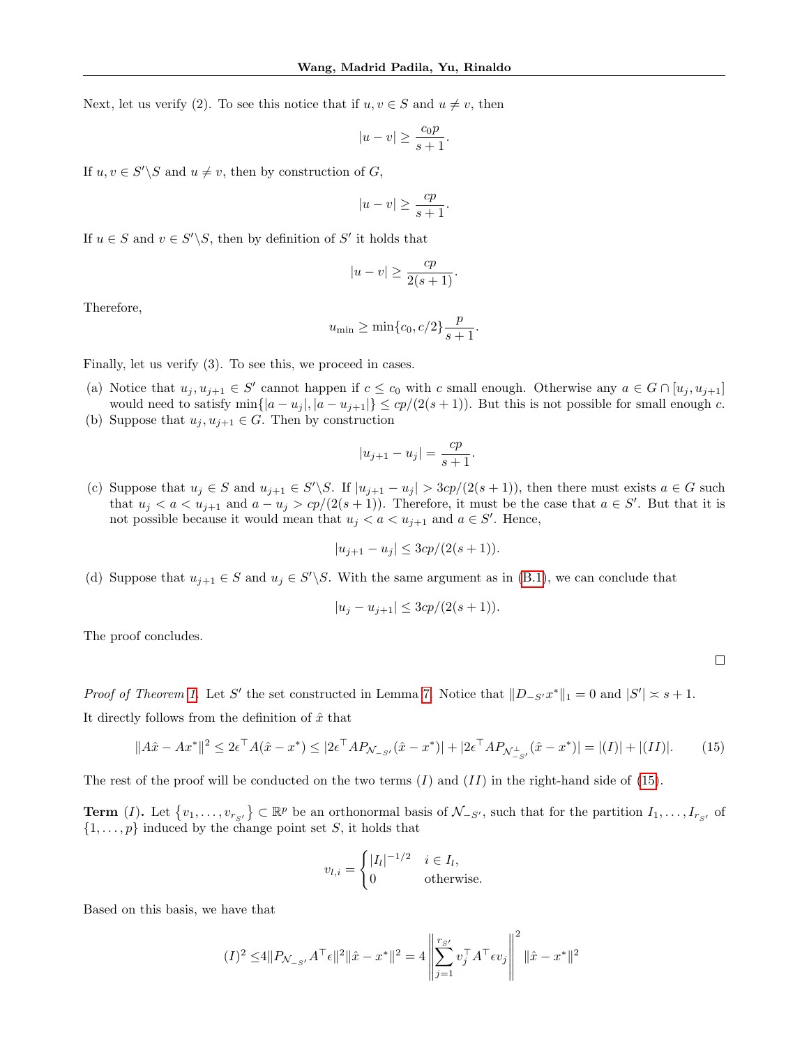Next, let us verify (2). To see this notice that if $u, v \in S$ and $u \neq v$, then

$$|u - v| \geq \frac{c_0 p}{s+1}.$$

If $u, v \in S' \backslash S$ and $u \neq v$, then by construction of $G$,

$$|u - v| \geq \frac{cp}{s+1}.$$

If $u \in S$ and $v \in S' \backslash S$, then by definition of $S'$ it holds that

$$|u - v| \geq \frac{cp}{2(s+1)}.$$

Therefore,

$$u_{\min} \geq \min\{c_0, c/2\} \frac{p}{s+1}.$$

Finally, let us verify (3). To see this, we proceed in cases.

(a) Notice that $u_j, u_{j+1} \in S'$ cannot happen if $c \leq c_0$ with $c$ small enough. Otherwise any $a \in G \cap [u_j, u_{j+1}]$ would need to satisfy $\min\{|a - u_j|, |a - u_{j+1}|\} \leq cp/(2(s+1))$. But this is not possible for small enough $c$.

(b) Suppose that $u_j, u_{j+1} \in G$. Then by construction

$$|u_{j+1} - u_j| = \frac{cp}{s+1}.$$

(c) Suppose that $u_j \in S$ and $u_{j+1} \in S' \backslash S$. If $|u_{j+1} - u_j| > 3cp/(2(s+1))$, then there must exists $a \in G$ such that $u_j < a < u_{j+1}$ and $a - u_j > cp/(2(s+1))$. Therefore, it must be the case that $a \in S'$. But that it is not possible because it would mean that $u_j < a < u_{j+1}$ and $a \in S'$. Hence,

$$|u_{j+1} - u_j| \leq 3cp/(2(s+1)).$$

(d) Suppose that $u_{j+1} \in S$ and $u_j \in S' \backslash S$. With the same argument as in (B.1), we can conclude that

$$|u_j - u_{j+1}| \leq 3cp/(2(s+1)).$$

The proof concludes.

$\square$

*Proof of Theorem 1.* Let $S'$ the set constructed in Lemma 7. Notice that $\|D_{-S'} x^*\|_1 = 0$ and $|S'| \asymp s + 1$.

It directly follows from the definition of $\hat{x}$ that

$$\|A\hat{x} - Ax^*\|^2 \leq 2\epsilon^\top A(\hat{x} - x^*) \leq |2\epsilon^\top A P_{\mathcal{N}_{-S'}}(\hat{x} - x^*)| + |2\epsilon^\top A P_{\mathcal{N}_{-S'}^\perp}(\hat{x} - x^*)| = |(I)| + |(II)|. \quad (15)$$

The rest of the proof will be conducted on the two terms $(I)$ and $(II)$ in the right-hand side of (15).

**Term $(I)$.** Let $\{v_1, \ldots, v_{r_{S'}}\} \subset \mathbb{R}^p$ be an orthonormal basis of $\mathcal{N}_{-S'}$, such that for the partition $I_1, \ldots, I_{r_{S'}}$ of $\{1, \ldots, p\}$ induced by the change point set $S$, it holds that

$$v_{l,i} = \begin{cases} |I_l|^{-1/2} & i \in I_l, \\ 0 & \text{otherwise.} \end{cases}$$

Based on this basis, we have that

$$(I)^2 \leq 4\|P_{\mathcal{N}_{-S'}} A^\top \epsilon\|^2 \|\hat{x} - x^*\|^2 = 4 \left\| \sum_{j=1}^{r_{S'}} v_j^\top A^\top \epsilon v_j \right\|^2 \|\hat{x} - x^*\|^2$$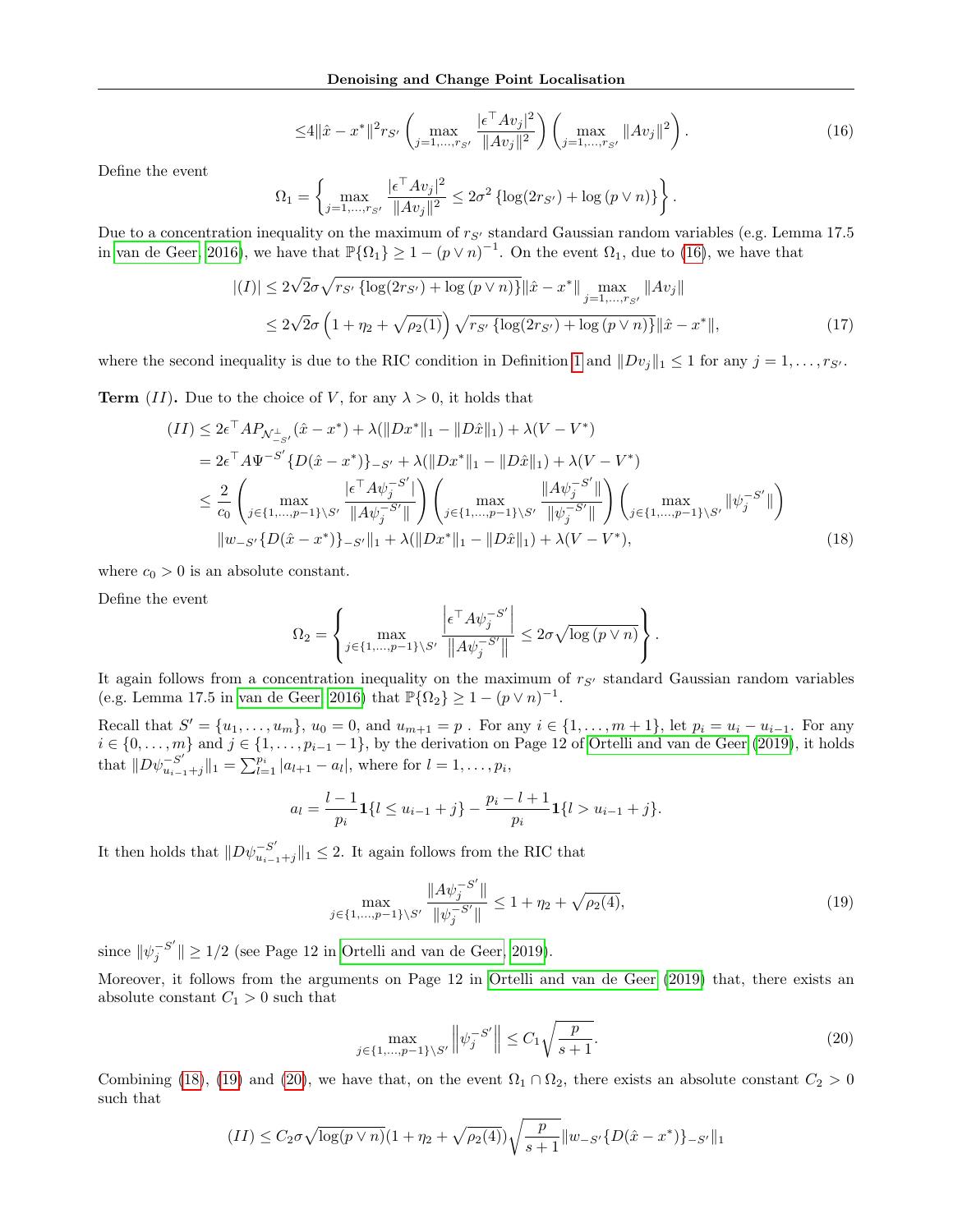$$
\leq 4\|\hat{x} - x^*\|^2 r_{S'} \left( \max_{j=1,\ldots,r_{S'}} \frac{|\epsilon^\top A v_j|^2}{\|A v_j\|^2} \right) \left( \max_{j=1,\ldots,r_{S'}} \|A v_j\|^2 \right). \tag{16}
$$

Define the event

$$
\Omega_1 = \left\{ \max_{j=1,\ldots,r_{S'}} \frac{|\epsilon^\top A v_j|^2}{\|A v_j\|^2} \leq 2\sigma^2 \left\{ \log(2r_{S'}) + \log(p \vee n) \right\} \right\}.
$$

Due to a concentration inequality on the maximum of $r_{S'}$ standard Gaussian random variables (e.g. Lemma 17.5 in van de Geer, 2016), we have that $\mathbb{P}\{\Omega_1\} \geq 1 - (p \vee n)^{-1}$. On the event $\Omega_1$, due to (16), we have that

$$
\begin{aligned}
|(I)| &\leq 2\sqrt{2}\sigma \sqrt{r_{S'} \left\{ \log(2r_{S'}) + \log(p \vee n) \right\}} \|\hat{x} - x^*\| \max_{j=1,\ldots,r_{S'}} \|A v_j\| \\
&\leq 2\sqrt{2}\sigma \left( 1 + \eta_2 + \sqrt{\rho_2(1)} \right) \sqrt{r_{S'} \left\{ \log(2r_{S'}) + \log(p \vee n) \right\}} \|\hat{x} - x^*\|,
\end{aligned} \tag{17}
$$

where the second inequality is due to the RIC condition in Definition 1 and $\|D v_j\|_1 \leq 1$ for any $j = 1, \ldots, r_{S'}$.

**Term** $(II)$**.** Due to the choice of $V$, for any $\lambda > 0$, it holds that

$$
\begin{aligned}
(II) &\leq 2\epsilon^\top A P_{\mathcal{N}^\perp_{-S'}} (\hat{x} - x^*) + \lambda(\|Dx^*\|_1 - \|D\hat{x}\|_1) + \lambda(V - V^*) \\
&= 2\epsilon^\top A \Psi^{-S'} \{D(\hat{x} - x^*)\}_{-S'} + \lambda(\|Dx^*\|_1 - \|D\hat{x}\|_1) + \lambda(V - V^*) \\
&\leq \frac{2}{c_0} \left( \max_{j \in \{1,\ldots,p-1\} \setminus S'} \frac{|\epsilon^\top A \psi_j^{-S'}|}{\|A \psi_j^{-S'}\|} \right) \left( \max_{j \in \{1,\ldots,p-1\} \setminus S'} \frac{\|A \psi_j^{-S'}\|}{\|\psi_j^{-S'}\|} \right) \left( \max_{j \in \{1,\ldots,p-1\} \setminus S'} \|\psi_j^{-S'}\| \right) \\
&\quad \|w_{-S'} \{D(\hat{x} - x^*)\}_{-S'}\|_1 + \lambda(\|Dx^*\|_1 - \|D\hat{x}\|_1) + \lambda(V - V^*),
\end{aligned} \tag{18}
$$

where $c_0 > 0$ is an absolute constant.

Define the event

$$
\Omega_2 = \left\{ \max_{j \in \{1,\ldots,p-1\} \setminus S'} \frac{\left| \epsilon^\top A \psi_j^{-S'} \right|}{\left\| A \psi_j^{-S'} \right\|} \leq 2\sigma \sqrt{\log(p \vee n)} \right\}.
$$

It again follows from a concentration inequality on the maximum of $r_{S'}$ standard Gaussian random variables (e.g. Lemma 17.5 in van de Geer, 2016) that $\mathbb{P}\{\Omega_2\} \geq 1 - (p \vee n)^{-1}$.

Recall that $S' = \{u_1, \ldots, u_m\}$, $u_0 = 0$, and $u_{m+1} = p$ . For any $i \in \{1, \ldots, m+1\}$, let $p_i = u_i - u_{i-1}$. For any $i \in \{0, \ldots, m\}$ and $j \in \{1, \ldots, p_{i-1} - 1\}$, by the derivation on Page 12 of Ortelli and van de Geer (2019), it holds that $\|D\psi^{-S'}_{u_{i-1}+j}\|_1 = \sum_{l=1}^{p_i} |a_{l+1} - a_l|$, where for $l = 1, \ldots, p_i$,

$$
a_l = \frac{l-1}{p_i} \mathbf{1}\{l \leq u_{i-1} + j\} - \frac{p_i - l + 1}{p_i} \mathbf{1}\{l > u_{i-1} + j\}.
$$

It then holds that $\|D\psi^{-S'}_{u_{i-1}+j}\|_1 \leq 2$. It again follows from the RIC that

$$
\max_{j \in \{1,\ldots,p-1\} \setminus S'} \frac{\|A \psi_j^{-S'}\|}{\|\psi_j^{-S'}\|} \leq 1 + \eta_2 + \sqrt{\rho_2(4)}, \tag{19}
$$

since $\|\psi_j^{-S'}\| \geq 1/2$ (see Page 12 in Ortelli and van de Geer, 2019).

Moreover, it follows from the arguments on Page 12 in Ortelli and van de Geer (2019) that, there exists an absolute constant $C_1 > 0$ such that

$$
\max_{j \in \{1,\ldots,p-1\} \setminus S'} \left\| \psi_j^{-S'} \right\| \leq C_1 \sqrt{\frac{p}{s+1}}. \tag{20}
$$

Combining (18), (19) and (20), we have that, on the event $\Omega_1 \cap \Omega_2$, there exists an absolute constant $C_2 > 0$ such that

$$
(II) \leq C_2 \sigma \sqrt{\log(p \vee n)} (1 + \eta_2 + \sqrt{\rho_2(4)}) \sqrt{\frac{p}{s+1}} \|w_{-S'} \{D(\hat{x} - x^*)\}_{-S'}\|_1
$$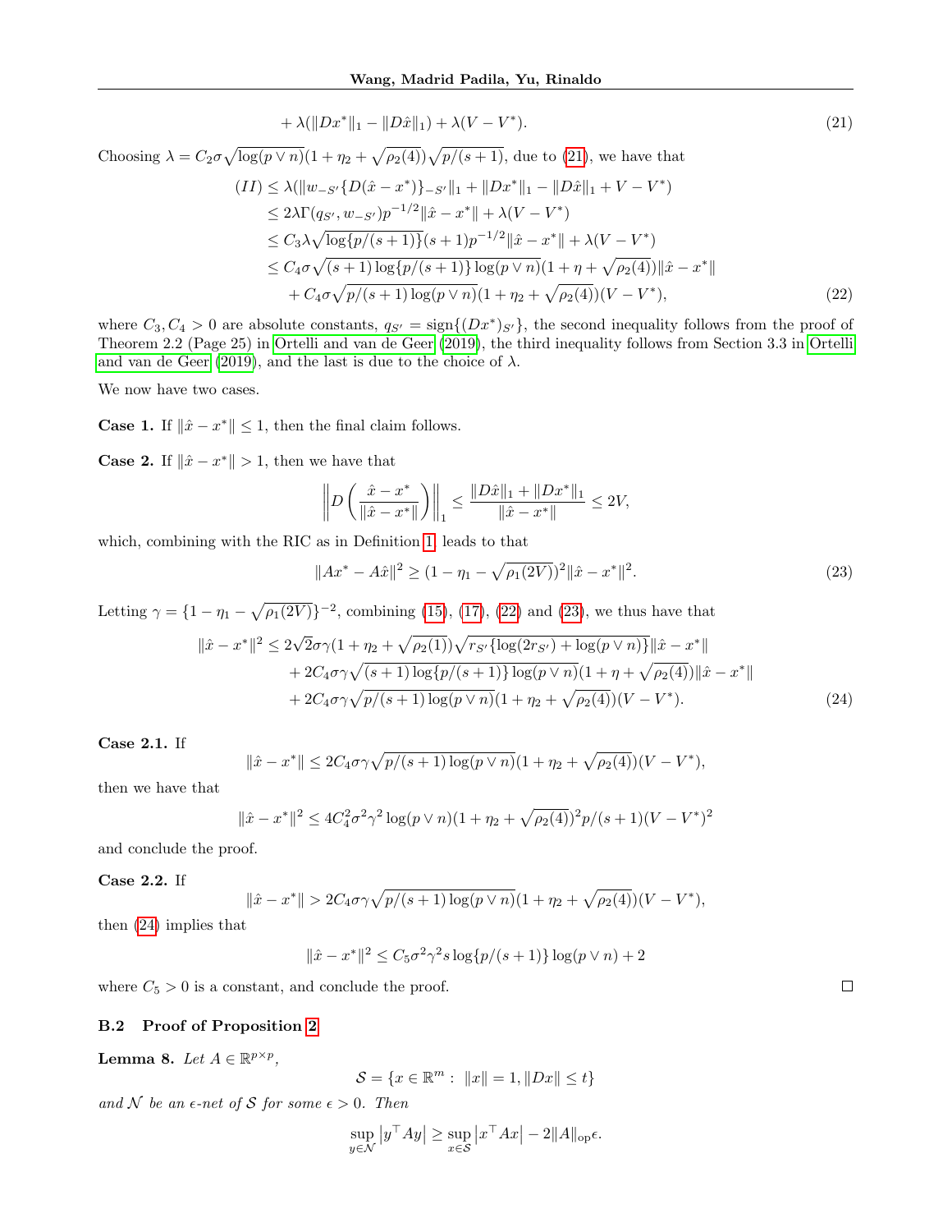$$
+ \lambda(\|Dx^*\|_1 - \|D\hat{x}\|_1) + \lambda(V - V^*). \tag{21}
$$

Choosing $\lambda = C_2\sigma\sqrt{\log(p \vee n)}(1 + \eta_2 + \sqrt{\rho_2(4)})\sqrt{p/(s+1)}$, due to (21), we have that

$$
\begin{aligned}
(II) &\leq \lambda(\|w_{-S'}\{D(\hat{x} - x^*)\}_{-S'}\|_1 + \|Dx^*\|_1 - \|D\hat{x}\|_1 + V - V^*) \\
&\leq 2\lambda\Gamma(q_{S'}, w_{-S'})p^{-1/2}\|\hat{x} - x^*\| + \lambda(V - V^*) \\
&\leq C_3\lambda\sqrt{\log\{p/(s+1)\}}(s+1)p^{-1/2}\|\hat{x} - x^*\| + \lambda(V - V^*) \\
&\leq C_4\sigma\sqrt{(s+1)\log\{p/(s+1)\}\log(p \vee n)}(1 + \eta + \sqrt{\rho_2(4)})\|\hat{x} - x^*\| \\
&\quad + C_4\sigma\sqrt{p/(s+1)\log(p \vee n)}(1 + \eta_2 + \sqrt{\rho_2(4)})(V - V^*),
\end{aligned} \tag{22}
$$

where $C_3, C_4 > 0$ are absolute constants, $q_{S'} = \text{sign}\{(Dx^*)_{S'}\}$, the second inequality follows from the proof of Theorem 2.2 (Page 25) in Ortelli and van de Geer (2019), the third inequality follows from Section 3.3 in Ortelli and van de Geer (2019), and the last is due to the choice of $\lambda$.

We now have two cases.

**Case 1.** If $\|\hat{x} - x^*\| \leq 1$, then the final claim follows.

**Case 2.** If $\|\hat{x} - x^*\| > 1$, then we have that

$$
\left\| D\left(\frac{\hat{x} - x^*}{\|\hat{x} - x^*\|}\right)\right\|_1 \leq \frac{\|D\hat{x}\|_1 + \|Dx^*\|_1}{\|\hat{x} - x^*\|} \leq 2V,
$$

which, combining with the RIC as in Definition 1, leads to that

$$
\|Ax^* - A\hat{x}\|^2 \geq (1 - \eta_1 - \sqrt{\rho_1(2V)})^2\|\hat{x} - x^*\|^2. \tag{23}
$$

Letting $\gamma = \{1 - \eta_1 - \sqrt{\rho_1(2V)}\}^{-2}$, combining (15), (17), (22) and (23), we thus have that

$$
\begin{aligned}
\|\hat{x} - x^*\|^2 &\leq 2\sqrt{2}\sigma\gamma(1 + \eta_2 + \sqrt{\rho_2(1)})\sqrt{r_{S'}\{\log(2r_{S'}) + \log(p \vee n)\}}\|\hat{x} - x^*\| \\
&\quad + 2C_4\sigma\gamma\sqrt{(s+1)\log\{p/(s+1)\}\log(p \vee n)}(1 + \eta + \sqrt{\rho_2(4)})\|\hat{x} - x^*\| \\
&\quad + 2C_4\sigma\gamma\sqrt{p/(s+1)\log(p \vee n)}(1 + \eta_2 + \sqrt{\rho_2(4)})(V - V^*).
\end{aligned} \tag{24}
$$

**Case 2.1.** If

$$
\|\hat{x} - x^*\| \leq 2C_4\sigma\gamma\sqrt{p/(s+1)\log(p \vee n)}(1 + \eta_2 + \sqrt{\rho_2(4)})(V - V^*),
$$

then we have that

$$
\|\hat{x} - x^*\|^2 \leq 4C_4^2\sigma^2\gamma^2\log(p \vee n)(1 + \eta_2 + \sqrt{\rho_2(4)})^2 p/(s+1)(V - V^*)^2
$$

and conclude the proof.

**Case 2.2.** If

$$
\|\hat{x} - x^*\| > 2C_4\sigma\gamma\sqrt{p/(s+1)\log(p \vee n)}(1 + \eta_2 + \sqrt{\rho_2(4)})(V - V^*),
$$

then (24) implies that

$$
\|\hat{x} - x^*\|^2 \leq C_5\sigma^2\gamma^2 s\log\{p/(s+1)\}\log(p \vee n) + 2
$$

where $C_5 > 0$ is a constant, and conclude the proof. ∎

### B.2 Proof of Proposition 2

**Lemma 8.** *Let* $A \in \mathbb{R}^{p \times p}$,

$$
\mathcal{S} = \{x \in \mathbb{R}^m : \ \|x\| = 1, \|Dx\| \leq t\}
$$

*and* $\mathcal{N}$ *be an* $\epsilon$*-net of* $\mathcal{S}$ *for some* $\epsilon > 0$*. Then*

$$
\sup_{y \in \mathcal{N}} |y^\top Ay| \geq \sup_{x \in \mathcal{S}} |x^\top Ax| - 2\|A\|_{\text{op}}\epsilon.
$$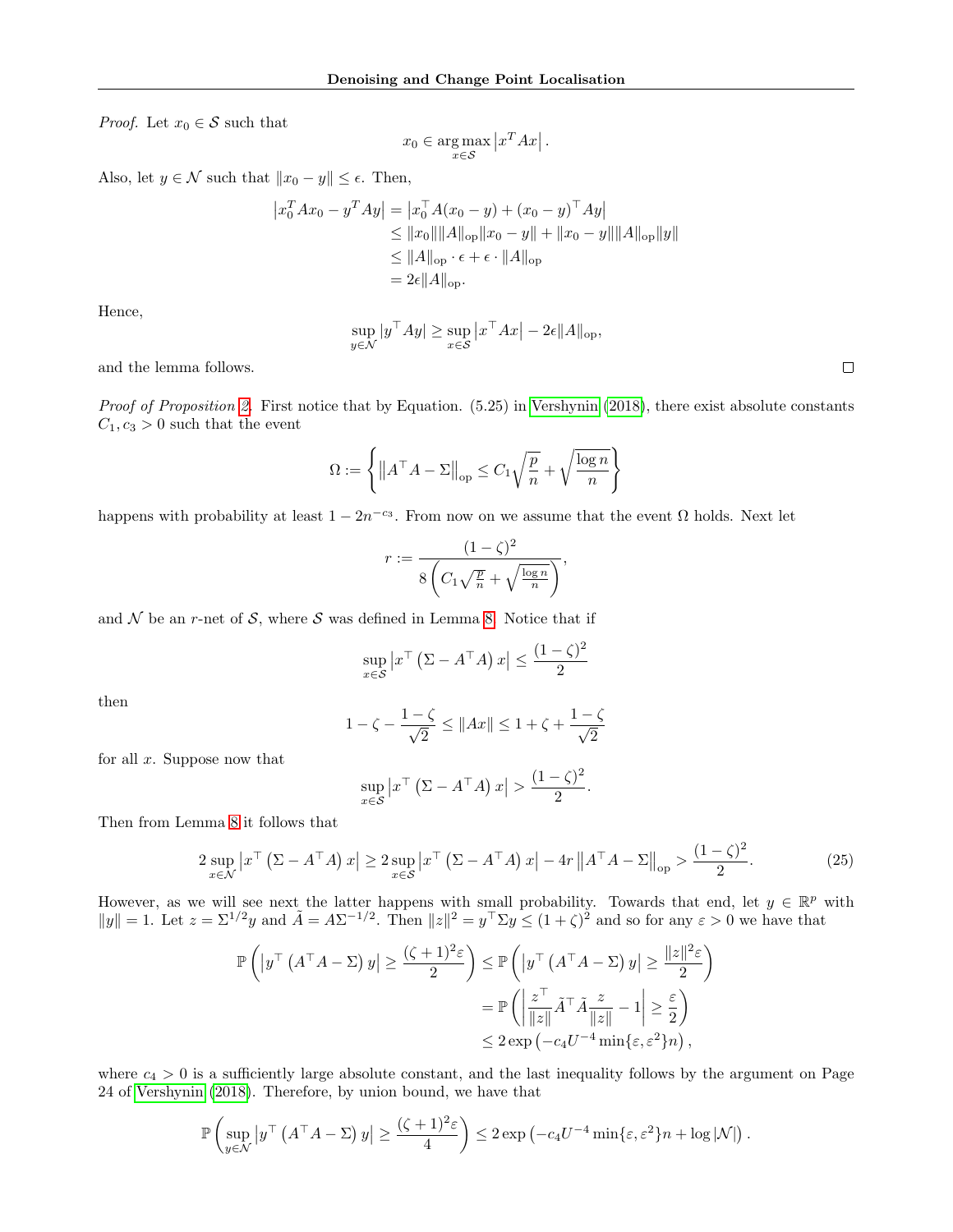*Proof.* Let $x_0 \in \mathcal{S}$ such that

$$x_0 \in \arg\max_{x \in \mathcal{S}} \left| x^T A x \right|.$$

Also, let $y \in \mathcal{N}$ such that $\|x_0 - y\| \leq \epsilon$. Then,

$$\begin{aligned}
\left| x_0^T A x_0 - y^T A y \right| &= \left| x_0^\top A(x_0 - y) + (x_0 - y)^\top A y \right| \\
&\leq \|x_0\| \|A\|_{\text{op}} \|x_0 - y\| + \|x_0 - y\| \|A\|_{\text{op}} \|y\| \\
&\leq \|A\|_{\text{op}} \cdot \epsilon + \epsilon \cdot \|A\|_{\text{op}} \\
&= 2\epsilon \|A\|_{\text{op}}.
\end{aligned}$$

Hence,

$$\sup_{y \in \mathcal{N}} |y^\top A y| \geq \sup_{x \in \mathcal{S}} \left| x^\top A x \right| - 2\epsilon \|A\|_{\text{op}},$$

and the lemma follows. □

*Proof of Proposition 2.* First notice that by Equation. (5.25) in Vershynin (2018), there exist absolute constants $C_1, c_3 > 0$ such that the event

$$\Omega := \left\{ \left\| A^\top A - \Sigma \right\|_{\text{op}} \leq C_1 \sqrt{\frac{p}{n}} + \sqrt{\frac{\log n}{n}} \right\}$$

happens with probability at least $1 - 2n^{-c_3}$. From now on we assume that the event $\Omega$ holds. Next let

$$r := \frac{(1-\zeta)^2}{8\left( C_1 \sqrt{\frac{p}{n}} + \sqrt{\frac{\log n}{n}} \right)},$$

and $\mathcal{N}$ be an $r$-net of $\mathcal{S}$, where $\mathcal{S}$ was defined in Lemma 8. Notice that if

$$\sup_{x \in \mathcal{S}} \left| x^\top \left( \Sigma - A^\top A \right) x \right| \leq \frac{(1-\zeta)^2}{2}$$

then

$$1 - \zeta - \frac{1-\zeta}{\sqrt{2}} \leq \|Ax\| \leq 1 + \zeta + \frac{1-\zeta}{\sqrt{2}}$$

for all $x$. Suppose now that

$$\sup_{x \in \mathcal{S}} \left| x^\top \left( \Sigma - A^\top A \right) x \right| > \frac{(1-\zeta)^2}{2}.$$

Then from Lemma 8 it follows that

$$2 \sup_{x \in \mathcal{N}} \left| x^\top \left( \Sigma - A^\top A \right) x \right| \geq 2 \sup_{x \in \mathcal{S}} \left| x^\top \left( \Sigma - A^\top A \right) x \right| - 4r \left\| A^\top A - \Sigma \right\|_{\text{op}} > \frac{(1-\zeta)^2}{2}. \tag{25}$$

However, as we will see next the latter happens with small probability. Towards that end, let $y \in \mathbb{R}^p$ with $\|y\| = 1$. Let $z = \Sigma^{1/2} y$ and $\tilde{A} = A \Sigma^{-1/2}$. Then $\|z\|^2 = y^\top \Sigma y \leq (1+\zeta)^2$ and so for any $\varepsilon > 0$ we have that

$$\begin{aligned}
\mathbb{P}\left( \left| y^\top \left( A^\top A - \Sigma \right) y \right| \geq \frac{(\zeta+1)^2 \varepsilon}{2} \right) &\leq \mathbb{P}\left( \left| y^\top \left( A^\top A - \Sigma \right) y \right| \geq \frac{\|z\|^2 \varepsilon}{2} \right) \\
&= \mathbb{P}\left( \left| \frac{z^\top}{\|z\|} \tilde{A}^\top \tilde{A} \frac{z}{\|z\|} - 1 \right| \geq \frac{\varepsilon}{2} \right) \\
&\leq 2 \exp\left( -c_4 U^{-4} \min\{\varepsilon, \varepsilon^2\} n \right),
\end{aligned}$$

where $c_4 > 0$ is a sufficiently large absolute constant, and the last inequality follows by the argument on Page 24 of Vershynin (2018). Therefore, by union bound, we have that

$$\mathbb{P}\left( \sup_{y \in \mathcal{N}} \left| y^\top \left( A^\top A - \Sigma \right) y \right| \geq \frac{(\zeta+1)^2 \varepsilon}{4} \right) \leq 2 \exp\left( -c_4 U^{-4} \min\{\varepsilon, \varepsilon^2\} n + \log |\mathcal{N}| \right).$$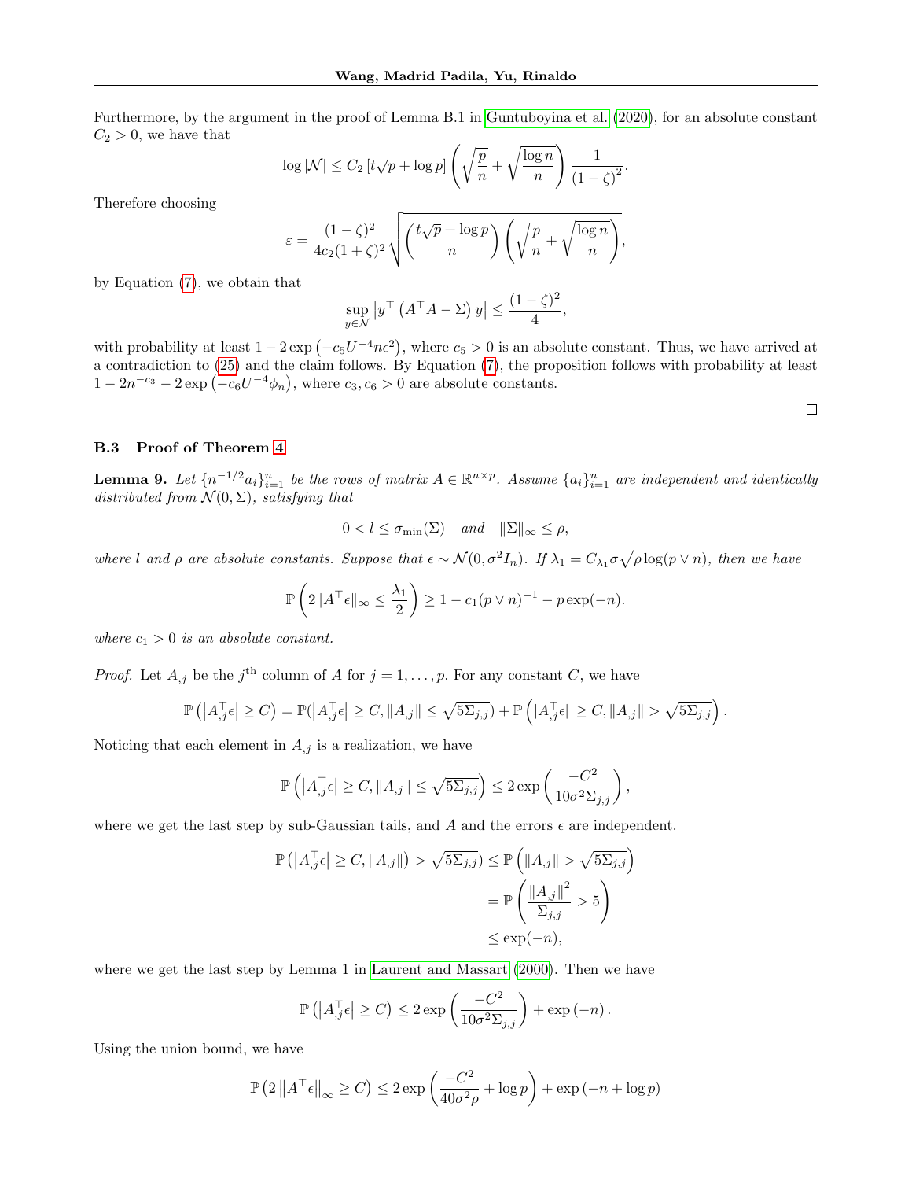Furthermore, by the argument in the proof of Lemma B.1 in Guntuboyina et al. (2020), for an absolute constant $C_2 > 0$, we have that

$$\log |\mathcal{N}| \leq C_2 \left[t\sqrt{p} + \log p\right] \left(\sqrt{\frac{p}{n}} + \sqrt{\frac{\log n}{n}}\right) \frac{1}{(1-\zeta)^2}.$$

Therefore choosing

$$\varepsilon = \frac{(1-\zeta)^2}{4c_2(1+\zeta)^2} \sqrt{\left(\frac{t\sqrt{p} + \log p}{n}\right) \left(\sqrt{\frac{p}{n}} + \sqrt{\frac{\log n}{n}}\right)},$$

by Equation (7), we obtain that

$$\sup_{y \in \mathcal{N}} \left| y^\top \left(A^\top A - \Sigma\right) y \right| \leq \frac{(1-\zeta)^2}{4},$$

with probability at least $1 - 2\exp\left(-c_5 U^{-4} n \epsilon^2\right)$, where $c_5 > 0$ is an absolute constant. Thus, we have arrived at a contradiction to (25) and the claim follows. By Equation (7), the proposition follows with probability at least $1 - 2n^{-c_3} - 2\exp\left(-c_6 U^{-4} \phi_n\right)$, where $c_3, c_6 > 0$ are absolute constants.

□

### B.3 Proof of Theorem 4

**Lemma 9.** *Let $\{n^{-1/2} a_i\}_{i=1}^n$ be the rows of matrix $A \in \mathbb{R}^{n \times p}$. Assume $\{a_i\}_{i=1}^n$ are independent and identically distributed from $\mathcal{N}(0, \Sigma)$, satisfying that*

$$0 < l \leq \sigma_{\min}(\Sigma) \quad \text{and} \quad \|\Sigma\|_\infty \leq \rho,$$

*where $l$ and $\rho$ are absolute constants. Suppose that $\epsilon \sim \mathcal{N}(0, \sigma^2 I_n)$. If $\lambda_1 = C_{\lambda_1} \sigma \sqrt{\rho \log(p \vee n)}$, then we have*

$$\mathbb{P}\left(2\|A^\top \epsilon\|_\infty \leq \frac{\lambda_1}{2}\right) \geq 1 - c_1 (p \vee n)^{-1} - p\exp(-n).$$

*where $c_1 > 0$ is an absolute constant.*

*Proof.* Let $A_{\cdot j}$ be the $j^{\text{th}}$ column of $A$ for $j = 1, \ldots, p$. For any constant $C$, we have

$$\mathbb{P}\left(\left|A_{\cdot j}^\top \epsilon\right| \geq C\right) = \mathbb{P}(\left|A_{\cdot j}^\top \epsilon\right| \geq C, \|A_{\cdot j}\| \leq \sqrt{5\Sigma_{j,j}}) + \mathbb{P}\left(\left|A_{\cdot j}^\top \epsilon\right| \geq C, \|A_{\cdot j}\| > \sqrt{5\Sigma_{j,j}}\right).$$

Noticing that each element in $A_{\cdot j}$ is a realization, we have

$$\mathbb{P}\left(\left|A_{\cdot j}^\top \epsilon\right| \geq C, \|A_{\cdot j}\| \leq \sqrt{5\Sigma_{j,j}}\right) \leq 2\exp\left(\frac{-C^2}{10\sigma^2 \Sigma_{j,j}}\right),$$

where we get the last step by sub-Gaussian tails, and $A$ and the errors $\epsilon$ are independent.

$$\begin{aligned}
\mathbb{P}\left(\left|A_{\cdot j}^\top \epsilon\right| \geq C, \|A_{\cdot j}\|\right) > \sqrt{5\Sigma_{j,j}}) &\leq \mathbb{P}\left(\|A_{\cdot j}\| > \sqrt{5\Sigma_{j,j}}\right) \\
&= \mathbb{P}\left(\frac{\|A_{\cdot j}\|^2}{\Sigma_{j,j}} > 5\right) \\
&\leq \exp(-n),
\end{aligned}$$

where we get the last step by Lemma 1 in Laurent and Massart (2000). Then we have

$$\mathbb{P}\left(\left|A_{\cdot j}^\top \epsilon\right| \geq C\right) \leq 2\exp\left(\frac{-C^2}{10\sigma^2 \Sigma_{j,j}}\right) + \exp\left(-n\right).$$

Using the union bound, we have

$$\mathbb{P}\left(2\left\|A^\top \epsilon\right\|_\infty \geq C\right) \leq 2\exp\left(\frac{-C^2}{40\sigma^2 \rho} + \log p\right) + \exp\left(-n + \log p\right)$$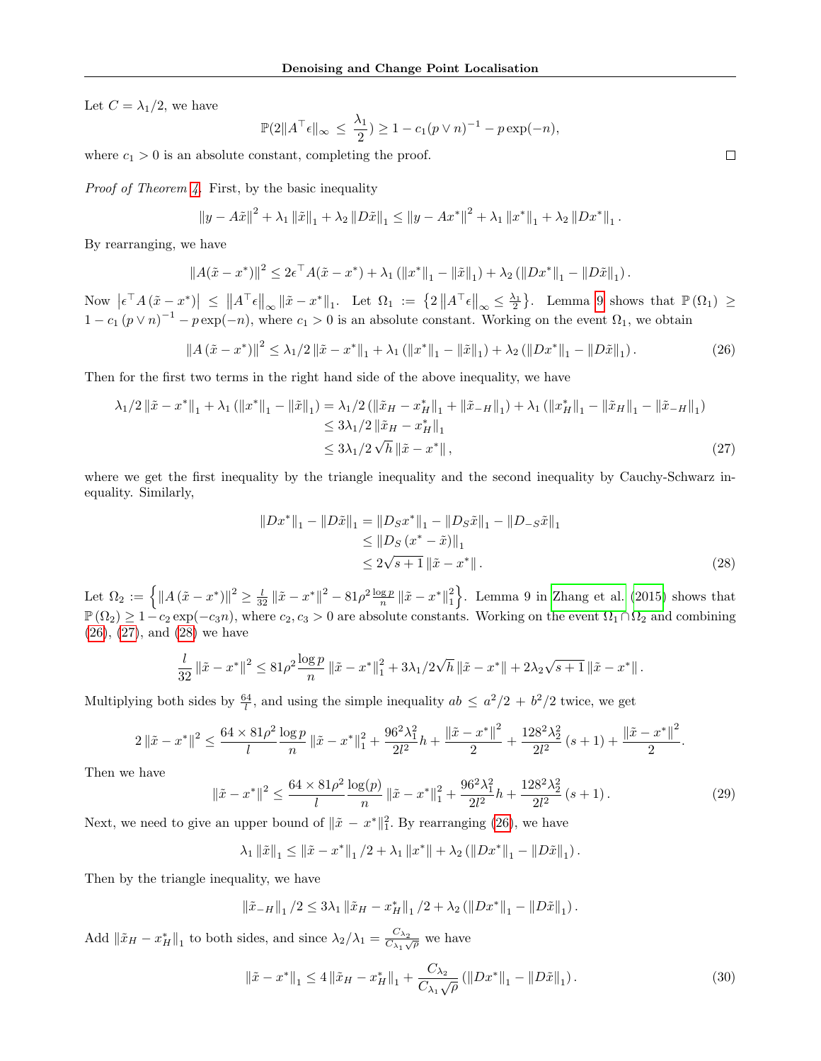Let $C = \lambda_1/2$, we have

$$\mathbb{P}(2\|A^\top \epsilon\|_\infty \leq \frac{\lambda_1}{2}) \geq 1 - c_1(p \vee n)^{-1} - p\exp(-n),$$

where $c_1 > 0$ is an absolute constant, completing the proof. $\square$

*Proof of Theorem 4.* First, by the basic inequality

$$\|y - A\tilde{x}\|^2 + \lambda_1 \|\tilde{x}\|_1 + \lambda_2 \|D\tilde{x}\|_1 \leq \|y - Ax^*\|^2 + \lambda_1 \|x^*\|_1 + \lambda_2 \|Dx^*\|_1 .$$

By rearranging, we have

$$\|A(\tilde{x} - x^*)\|^2 \leq 2\epsilon^\top A(\tilde{x} - x^*) + \lambda_1 (\|x^*\|_1 - \|\tilde{x}\|_1) + \lambda_2 (\|Dx^*\|_1 - \|D\tilde{x}\|_1).$$

Now $\left|\epsilon^\top A(\tilde{x} - x^*)\right| \leq \left\|A^\top \epsilon\right\|_\infty \|\tilde{x} - x^*\|_1$. Let $\Omega_1 := \left\{2\left\|A^\top \epsilon\right\|_\infty \leq \frac{\lambda_1}{2}\right\}$. Lemma 9 shows that $\mathbb{P}(\Omega_1) \geq 1 - c_1 (p \vee n)^{-1} - p\exp(-n)$, where $c_1 > 0$ is an absolute constant. Working on the event $\Omega_1$, we obtain

$$\|A(\tilde{x} - x^*)\|^2 \leq \lambda_1/2 \|\tilde{x} - x^*\|_1 + \lambda_1 (\|x^*\|_1 - \|\tilde{x}\|_1) + \lambda_2 (\|Dx^*\|_1 - \|D\tilde{x}\|_1). \tag{26}$$

Then for the first two terms in the right hand side of the above inequality, we have

$$\begin{aligned}
\lambda_1/2 \|\tilde{x} - x^*\|_1 + \lambda_1 (\|x^*\|_1 - \|\tilde{x}\|_1) &= \lambda_1/2 (\|\tilde{x}_H - x^*_H\|_1 + \|\tilde{x}_{-H}\|_1) + \lambda_1 (\|x^*_H\|_1 - \|\tilde{x}_H\|_1 - \|\tilde{x}_{-H}\|_1) \\
&\leq 3\lambda_1/2 \|\tilde{x}_H - x^*_H\|_1 \\
&\leq 3\lambda_1/2 \sqrt{h} \|\tilde{x} - x^*\|,
\end{aligned} \tag{27}$$

where we get the first inequality by the triangle inequality and the second inequality by Cauchy-Schwarz inequality. Similarly,

$$\begin{aligned}
\|Dx^*\|_1 - \|D\tilde{x}\|_1 &= \|D_S x^*\|_1 - \|D_S \tilde{x}\|_1 - \|D_{-S}\tilde{x}\|_1 \\
&\leq \|D_S (x^* - \tilde{x})\|_1 \\
&\leq 2\sqrt{s+1} \|\tilde{x} - x^*\|.
\end{aligned} \tag{28}$$

Let $\Omega_2 := \left\{\|A(\tilde{x} - x^*)\|^2 \geq \frac{l}{32} \|\tilde{x} - x^*\|^2 - 81\rho^2 \frac{\log p}{n} \|\tilde{x} - x^*\|_1^2\right\}$. Lemma 9 in Zhang et al. (2015) shows that $\mathbb{P}(\Omega_2) \geq 1 - c_2 \exp(-c_3 n)$, where $c_2, c_3 > 0$ are absolute constants. Working on the event $\Omega_1 \cap \Omega_2$ and combining (26), (27), and (28) we have

$$\frac{l}{32} \|\tilde{x} - x^*\|^2 \leq 81\rho^2 \frac{\log p}{n} \|\tilde{x} - x^*\|_1^2 + 3\lambda_1/2\sqrt{h} \|\tilde{x} - x^*\| + 2\lambda_2 \sqrt{s+1} \|\tilde{x} - x^*\|.$$

Multiplying both sides by $\frac{64}{l}$, and using the simple inequality $ab \leq a^2/2 + b^2/2$ twice, we get

$$2\|\tilde{x} - x^*\|^2 \leq \frac{64 \times 81\rho^2}{l} \frac{\log p}{n} \|\tilde{x} - x^*\|_1^2 + \frac{96^2 \lambda_1^2}{2l^2} h + \frac{\|\tilde{x} - x^*\|^2}{2} + \frac{128^2 \lambda_2^2}{2l^2}(s+1) + \frac{\|\tilde{x} - x^*\|^2}{2}.$$

Then we have

$$\|\tilde{x} - x^*\|^2 \leq \frac{64 \times 81\rho^2}{l} \frac{\log(p)}{n} \|\tilde{x} - x^*\|_1^2 + \frac{96^2 \lambda_1^2}{2l^2} h + \frac{128^2 \lambda_2^2}{2l^2}(s+1). \tag{29}$$

Next, we need to give an upper bound of $\|\tilde{x} - x^*\|_1^2$. By rearranging (26), we have

$$\lambda_1 \|\tilde{x}\|_1 \leq \|\tilde{x} - x^*\|_1 /2 + \lambda_1 \|x^*\| + \lambda_2 (\|Dx^*\|_1 - \|D\tilde{x}\|_1).$$

Then by the triangle inequality, we have

$$\|\tilde{x}_{-H}\|_1 /2 \leq 3\lambda_1 \|\tilde{x}_H - x^*_H\|_1 /2 + \lambda_2 (\|Dx^*\|_1 - \|D\tilde{x}\|_1).$$

Add $\|\tilde{x}_H - x^*_H\|_1$ to both sides, and since $\lambda_2/\lambda_1 = \frac{C_{\lambda_2}}{C_{\lambda_1}\sqrt{\rho}}$ we have

$$\|\tilde{x} - x^*\|_1 \leq 4\|\tilde{x}_H - x^*_H\|_1 + \frac{C_{\lambda_2}}{C_{\lambda_1}\sqrt{\rho}} (\|Dx^*\|_1 - \|D\tilde{x}\|_1). \tag{30}$$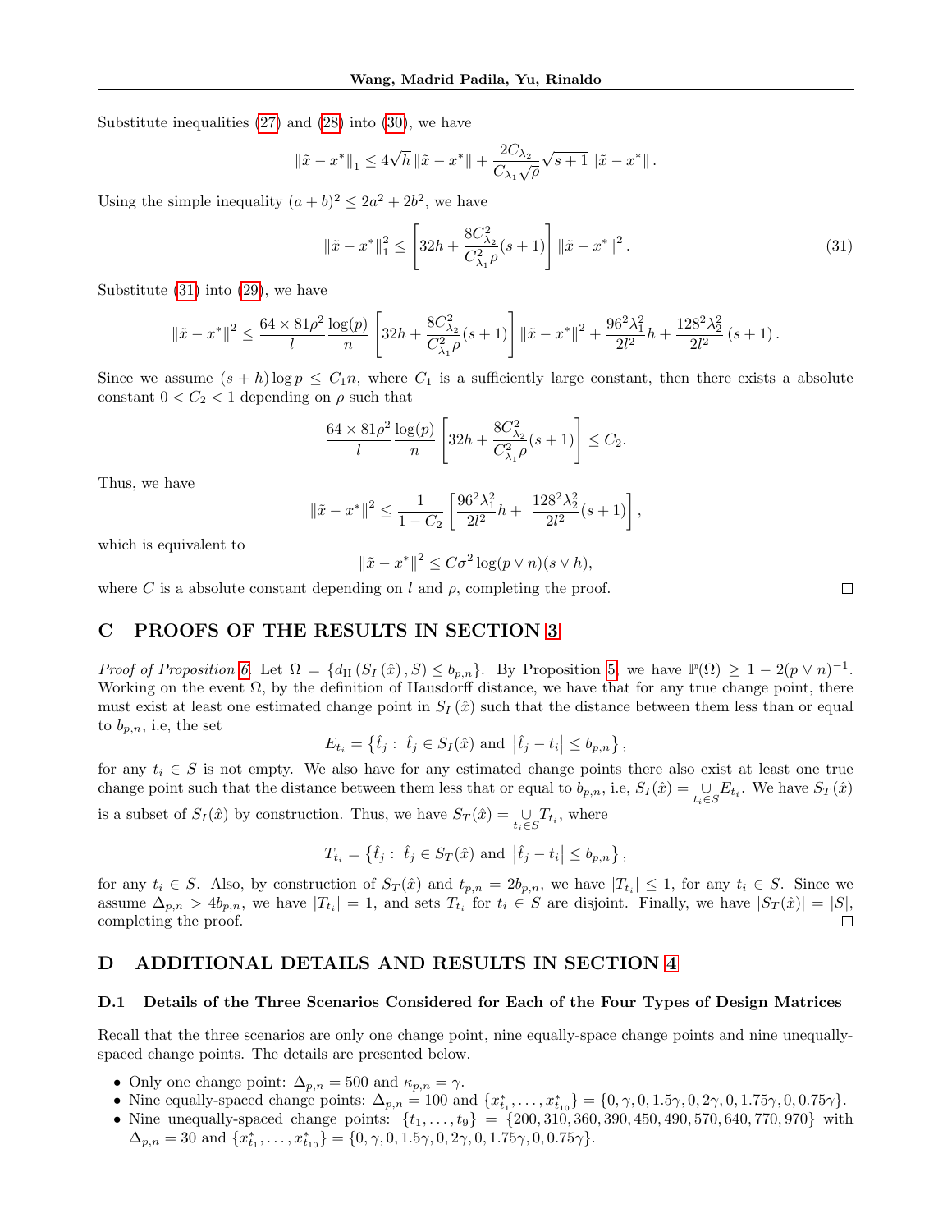Substitute inequalities (27) and (28) into (30), we have

$$\|\tilde{x} - x^*\|_1 \leq 4\sqrt{h}\,\|\tilde{x} - x^*\| + \frac{2C_{\lambda_2}}{C_{\lambda_1}\sqrt{\rho}}\sqrt{s+1}\,\|\tilde{x} - x^*\|.$$

Using the simple inequality $(a+b)^2 \leq 2a^2 + 2b^2$, we have

$$\|\tilde{x} - x^*\|_1^2 \leq \left[32h + \frac{8C_{\lambda_2}^2}{C_{\lambda_1}^2\rho}(s+1)\right]\|\tilde{x} - x^*\|^2. \tag{31}$$

Substitute (31) into (29), we have

$$\|\tilde{x} - x^*\|^2 \leq \frac{64 \times 81\rho^2}{l}\frac{\log(p)}{n}\left[32h + \frac{8C_{\lambda_2}^2}{C_{\lambda_1}^2\rho}(s+1)\right]\|\tilde{x} - x^*\|^2 + \frac{96^2\lambda_1^2}{2l^2}h + \frac{128^2\lambda_2^2}{2l^2}(s+1).$$

Since we assume $(s+h)\log p \leq C_1 n$, where $C_1$ is a sufficiently large constant, then there exists a absolute constant $0 < C_2 < 1$ depending on $\rho$ such that

$$\frac{64 \times 81\rho^2}{l}\frac{\log(p)}{n}\left[32h + \frac{8C_{\lambda_2}^2}{C_{\lambda_1}^2\rho}(s+1)\right] \leq C_2.$$

Thus, we have

$$\|\tilde{x} - x^*\|^2 \leq \frac{1}{1-C_2}\left[\frac{96^2\lambda_1^2}{2l^2}h + \frac{128^2\lambda_2^2}{2l^2}(s+1)\right],$$

which is equivalent to

$$\|\tilde{x} - x^*\|^2 \leq C\sigma^2\log(p \vee n)(s \vee h),$$

where $C$ is a absolute constant depending on $l$ and $\rho$, completing the proof. □

## C PROOFS OF THE RESULTS IN SECTION 3

*Proof of Proposition 6.* Let $\Omega = \{d_{\mathrm{H}}(S_I(\hat{x}), S) \leq b_{p,n}\}$. By Proposition 5, we have $\mathbb{P}(\Omega) \geq 1 - 2(p \vee n)^{-1}$. Working on the event $\Omega$, by the definition of Hausdorff distance, we have that for any true change point, there must exist at least one estimated change point in $S_I(\hat{x})$ such that the distance between them less than or equal to $b_{p,n}$, i.e, the set

$$E_{t_i} = \left\{\hat{t}_j : \hat{t}_j \in S_I(\hat{x}) \text{ and } \left|\hat{t}_j - t_i\right| \leq b_{p,n}\right\},$$

for any $t_i \in S$ is not empty. We also have for any estimated change points there also exist at least one true change point such that the distance between them less that or equal to $b_{p,n}$, i.e, $S_I(\hat{x}) = \underset{t_i \in S}{\cup} E_{t_i}$. We have $S_T(\hat{x})$ is a subset of $S_I(\hat{x})$ by construction. Thus, we have $S_T(\hat{x}) = \underset{t_i \in S}{\cup} T_{t_i}$, where

$$T_{t_i} = \left\{\hat{t}_j : \hat{t}_j \in S_T(\hat{x}) \text{ and } \left|\hat{t}_j - t_i\right| \leq b_{p,n}\right\},$$

for any $t_i \in S$. Also, by construction of $S_T(\hat{x})$ and $t_{p,n} = 2b_{p,n}$, we have $|T_{t_i}| \leq 1$, for any $t_i \in S$. Since we assume $\Delta_{p,n} > 4b_{p,n}$, we have $|T_{t_i}| = 1$, and sets $T_{t_i}$ for $t_i \in S$ are disjoint. Finally, we have $|S_T(\hat{x})| = |S|$, completing the proof. □

## D ADDITIONAL DETAILS AND RESULTS IN SECTION 4

### D.1 Details of the Three Scenarios Considered for Each of the Four Types of Design Matrices

Recall that the three scenarios are only one change point, nine equally-space change points and nine unequally-spaced change points. The details are presented below.

- Only one change point: $\Delta_{p,n} = 500$ and $\kappa_{p,n} = \gamma$.
- Nine equally-spaced change points: $\Delta_{p,n} = 100$ and $\{x_{t_1}^*, \ldots, x_{t_{10}}^*\} = \{0, \gamma, 0, 1.5\gamma, 0, 2\gamma, 0, 1.75\gamma, 0, 0.75\gamma\}$.
- Nine unequally-spaced change points: $\{t_1, \ldots, t_9\} = \{200, 310, 360, 390, 450, 490, 570, 640, 770, 970\}$ with $\Delta_{p,n} = 30$ and $\{x_{t_1}^*, \ldots, x_{t_{10}}^*\} = \{0, \gamma, 0, 1.5\gamma, 0, 2\gamma, 0, 1.75\gamma, 0, 0.75\gamma\}$.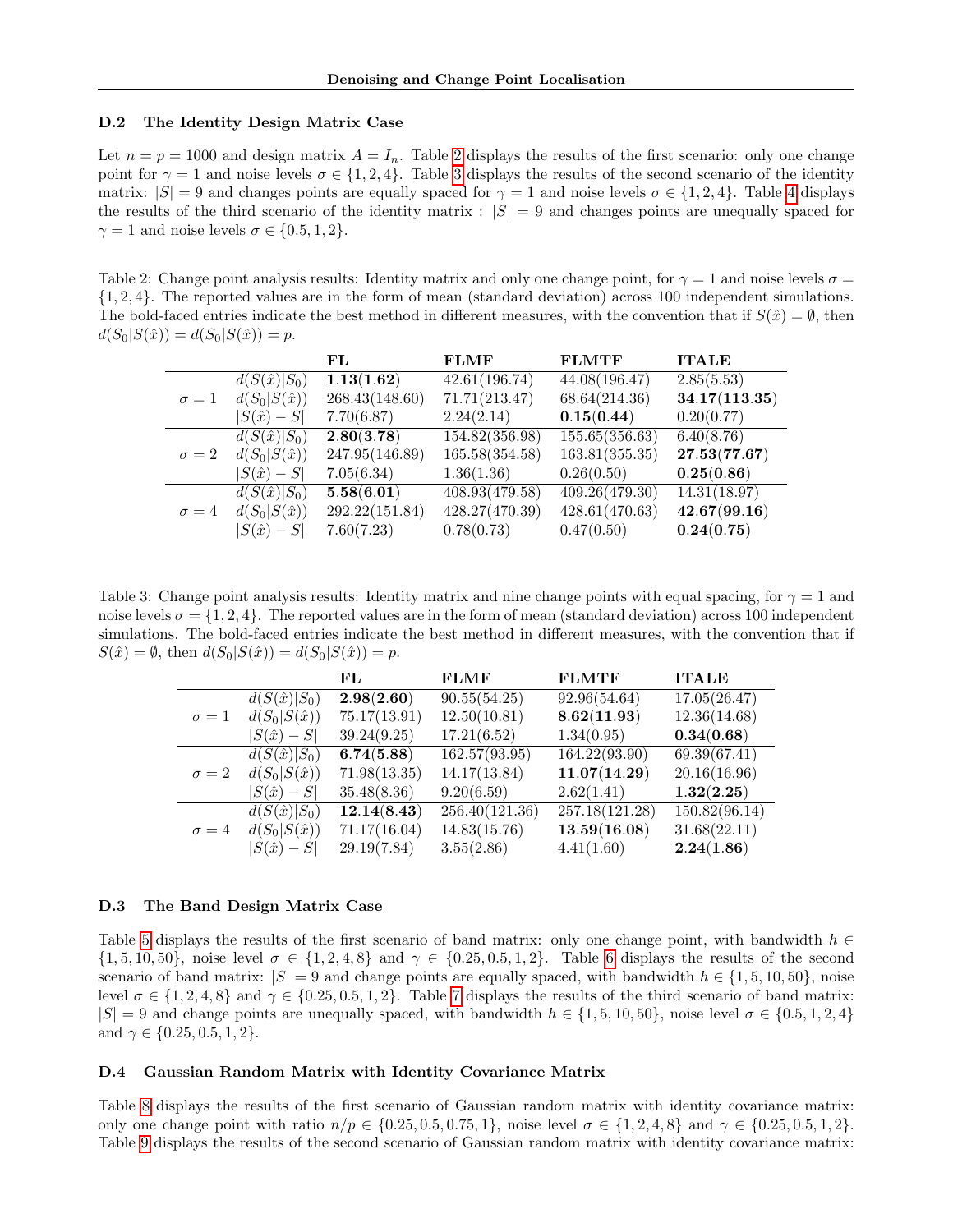### D.2 The Identity Design Matrix Case

Let $n = p = 1000$ and design matrix $A = I_n$. Table 2 displays the results of the first scenario: only one change point for $\gamma = 1$ and noise levels $\sigma \in \{1, 2, 4\}$. Table 3 displays the results of the second scenario of the identity matrix: $|S| = 9$ and changes points are equally spaced for $\gamma = 1$ and noise levels $\sigma \in \{1, 2, 4\}$. Table 4 displays the results of the third scenario of the identity matrix : $|S| = 9$ and changes points are unequally spaced for $\gamma = 1$ and noise levels $\sigma \in \{0.5, 1, 2\}$.

Table 2: Change point analysis results: Identity matrix and only one change point, for $\gamma = 1$ and noise levels $\sigma = \{1, 2, 4\}$. The reported values are in the form of mean (standard deviation) across 100 independent simulations. The bold-faced entries indicate the best method in different measures, with the convention that if $S(\hat{x}) = \emptyset$, then $d(S_0|S(\hat{x})) = d(S_0|S(\hat{x})) = p$.

| | | **FL** | **FLMF** | **FLMTF** | **ITALE** |
|---|---|---|---|---|---|
| $\sigma = 1$ | $d(S(\hat{x})\|S_0)$ | **1.13(1.62)** | 42.61(196.74) | 44.08(196.47) | 2.85(5.53) |
| | $d(S_0\|S(\hat{x}))$ | 268.43(148.60) | 71.71(213.47) | 68.64(214.36) | **34.17(113.35)** |
| | $\|S(\hat{x}) - S\|$ | 7.70(6.87) | 2.24(2.14) | **0.15(0.44)** | 0.20(0.77) |
| $\sigma = 2$ | $d(S(\hat{x})\|S_0)$ | **2.80(3.78)** | 154.82(356.98) | 155.65(356.63) | 6.40(8.76) |
| | $d(S_0\|S(\hat{x}))$ | 247.95(146.89) | 165.58(354.58) | 163.81(355.35) | **27.53(77.67)** |
| | $\|S(\hat{x}) - S\|$ | 7.05(6.34) | 1.36(1.36) | 0.26(0.50) | **0.25(0.86)** |
| $\sigma = 4$ | $d(S(\hat{x})\|S_0)$ | **5.58(6.01)** | 408.93(479.58) | 409.26(479.30) | 14.31(18.97) |
| | $d(S_0\|S(\hat{x}))$ | 292.22(151.84) | 428.27(470.39) | 428.61(470.63) | **42.67(99.16)** |
| | $\|S(\hat{x}) - S\|$ | 7.60(7.23) | 0.78(0.73) | 0.47(0.50) | **0.24(0.75)** |

Table 3: Change point analysis results: Identity matrix and nine change points with equal spacing, for $\gamma = 1$ and noise levels $\sigma = \{1, 2, 4\}$. The reported values are in the form of mean (standard deviation) across 100 independent simulations. The bold-faced entries indicate the best method in different measures, with the convention that if $S(\hat{x}) = \emptyset$, then $d(S_0|S(\hat{x})) = d(S_0|S(\hat{x})) = p$.

| | | **FL** | **FLMF** | **FLMTF** | **ITALE** |
|---|---|---|---|---|---|
| $\sigma = 1$ | $d(S(\hat{x})\|S_0)$ | **2.98(2.60)** | 90.55(54.25) | 92.96(54.64) | 17.05(26.47) |
| | $d(S_0\|S(\hat{x}))$ | 75.17(13.91) | 12.50(10.81) | **8.62(11.93)** | 12.36(14.68) |
| | $\|S(\hat{x}) - S\|$ | 39.24(9.25) | 17.21(6.52) | 1.34(0.95) | **0.34(0.68)** |
| $\sigma = 2$ | $d(S(\hat{x})\|S_0)$ | **6.74(5.88)** | 162.57(93.95) | 164.22(93.90) | 69.39(67.41) |
| | $d(S_0\|S(\hat{x}))$ | 71.98(13.35) | 14.17(13.84) | **11.07(14.29)** | 20.16(16.96) |
| | $\|S(\hat{x}) - S\|$ | 35.48(8.36) | 9.20(6.59) | 2.62(1.41) | **1.32(2.25)** |
| $\sigma = 4$ | $d(S(\hat{x})\|S_0)$ | **12.14(8.43)** | 256.40(121.36) | 257.18(121.28) | 150.82(96.14) |
| | $d(S_0\|S(\hat{x}))$ | 71.17(16.04) | 14.83(15.76) | **13.59(16.08)** | 31.68(22.11) |
| | $\|S(\hat{x}) - S\|$ | 29.19(7.84) | 3.55(2.86) | 4.41(1.60) | **2.24(1.86)** |

### D.3 The Band Design Matrix Case

Table 5 displays the results of the first scenario of band matrix: only one change point, with bandwidth $h \in \{1, 5, 10, 50\}$, noise level $\sigma \in \{1, 2, 4, 8\}$ and $\gamma \in \{0.25, 0.5, 1, 2\}$. Table 6 displays the results of the second scenario of band matrix: $|S| = 9$ and change points are equally spaced, with bandwidth $h \in \{1, 5, 10, 50\}$, noise level $\sigma \in \{1, 2, 4, 8\}$ and $\gamma \in \{0.25, 0.5, 1, 2\}$. Table 7 displays the results of the third scenario of band matrix: $|S| = 9$ and change points are unequally spaced, with bandwidth $h \in \{1, 5, 10, 50\}$, noise level $\sigma \in \{0.5, 1, 2, 4\}$ and $\gamma \in \{0.25, 0.5, 1, 2\}$.

### D.4 Gaussian Random Matrix with Identity Covariance Matrix

Table 8 displays the results of the first scenario of Gaussian random matrix with identity covariance matrix: only one change point with ratio $n/p \in \{0.25, 0.5, 0.75, 1\}$, noise level $\sigma \in \{1, 2, 4, 8\}$ and $\gamma \in \{0.25, 0.5, 1, 2\}$. Table 9 displays the results of the second scenario of Gaussian random matrix with identity covariance matrix: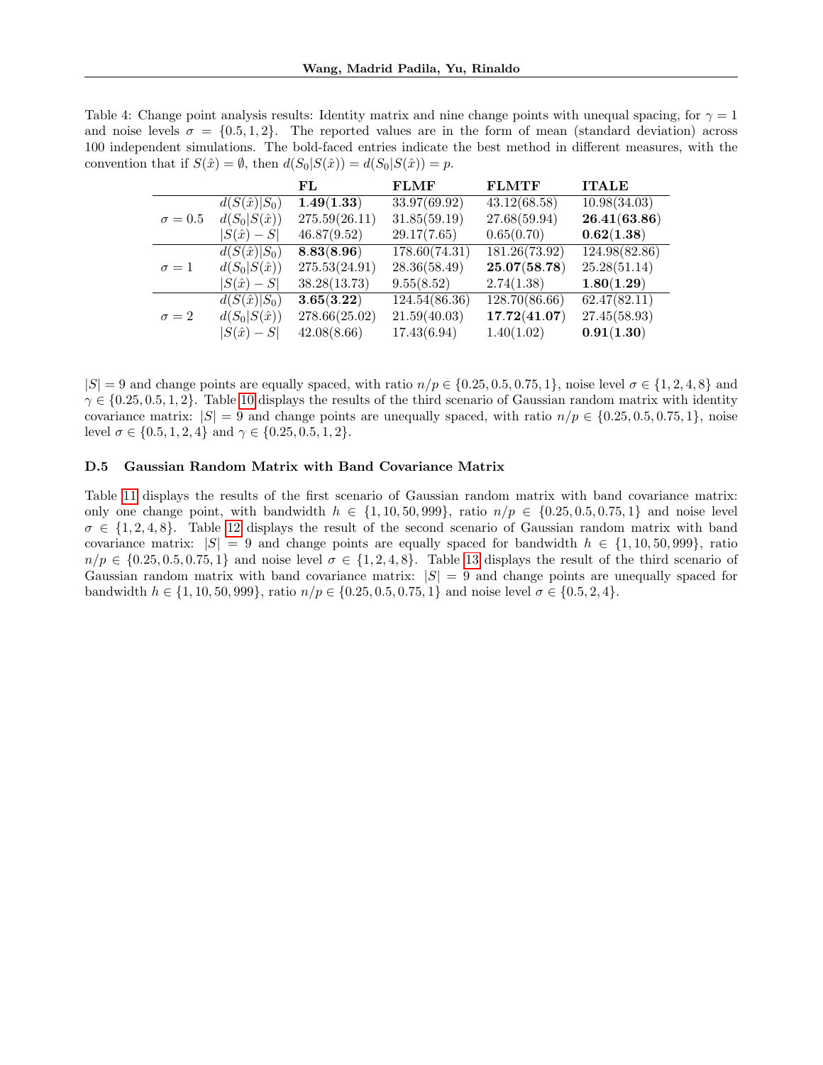Table 4: Change point analysis results: Identity matrix and nine change points with unequal spacing, for $\gamma = 1$ and noise levels $\sigma = \{0.5, 1, 2\}$. The reported values are in the form of mean (standard deviation) across 100 independent simulations. The bold-faced entries indicate the best method in different measures, with the convention that if $S(\hat{x}) = \emptyset$, then $d(S_0|S(\hat{x})) = d(S_0|S(\hat{x})) = p$.

| | | **FL** | **FLMF** | **FLMTF** | **ITALE** |
|---|---|---|---|---|---|
| $\sigma = 0.5$ | $d(S(\hat{x})\|S_0)$ | **1.49(1.33)** | 33.97(69.92) | 43.12(68.58) | 10.98(34.03) |
| | $d(S_0\|S(\hat{x}))$ | 275.59(26.11) | 31.85(59.19) | 27.68(59.94) | **26.41(63.86)** |
| | $\|S(\hat{x}) - S\|$ | 46.87(9.52) | 29.17(7.65) | 0.65(0.70) | **0.62(1.38)** |
| $\sigma = 1$ | $d(S(\hat{x})\|S_0)$ | **8.83(8.96)** | 178.60(74.31) | 181.26(73.92) | 124.98(82.86) |
| | $d(S_0\|S(\hat{x}))$ | 275.53(24.91) | 28.36(58.49) | **25.07(58.78)** | 25.28(51.14) |
| | $\|S(\hat{x}) - S\|$ | 38.28(13.73) | 9.55(8.52) | 2.74(1.38) | **1.80(1.29)** |
| $\sigma = 2$ | $d(S(\hat{x})\|S_0)$ | **3.65(3.22)** | 124.54(86.36) | 128.70(86.66) | 62.47(82.11) |
| | $d(S_0\|S(\hat{x}))$ | 278.66(25.02) | 21.59(40.03) | **17.72(41.07)** | 27.45(58.93) |
| | $\|S(\hat{x}) - S\|$ | 42.08(8.66) | 17.43(6.94) | 1.40(1.02) | **0.91(1.30)** |

$|S| = 9$ and change points are equally spaced, with ratio $n/p \in \{0.25, 0.5, 0.75, 1\}$, noise level $\sigma \in \{1, 2, 4, 8\}$ and $\gamma \in \{0.25, 0.5, 1, 2\}$. Table 10 displays the results of the third scenario of Gaussian random matrix with identity covariance matrix: $|S| = 9$ and change points are unequally spaced, with ratio $n/p \in \{0.25, 0.5, 0.75, 1\}$, noise level $\sigma \in \{0.5, 1, 2, 4\}$ and $\gamma \in \{0.25, 0.5, 1, 2\}$.

### D.5 Gaussian Random Matrix with Band Covariance Matrix

Table 11 displays the results of the first scenario of Gaussian random matrix with band covariance matrix: only one change point, with bandwidth $h \in \{1, 10, 50, 999\}$, ratio $n/p \in \{0.25, 0.5, 0.75, 1\}$ and noise level $\sigma \in \{1, 2, 4, 8\}$. Table 12 displays the result of the second scenario of Gaussian random matrix with band covariance matrix: $|S| = 9$ and change points are equally spaced for bandwidth $h \in \{1, 10, 50, 999\}$, ratio $n/p \in \{0.25, 0.5, 0.75, 1\}$ and noise level $\sigma \in \{1, 2, 4, 8\}$. Table 13 displays the result of the third scenario of Gaussian random matrix with band covariance matrix: $|S| = 9$ and change points are unequally spaced for bandwidth $h \in \{1, 10, 50, 999\}$, ratio $n/p \in \{0.25, 0.5, 0.75, 1\}$ and noise level $\sigma \in \{0.5, 2, 4\}$.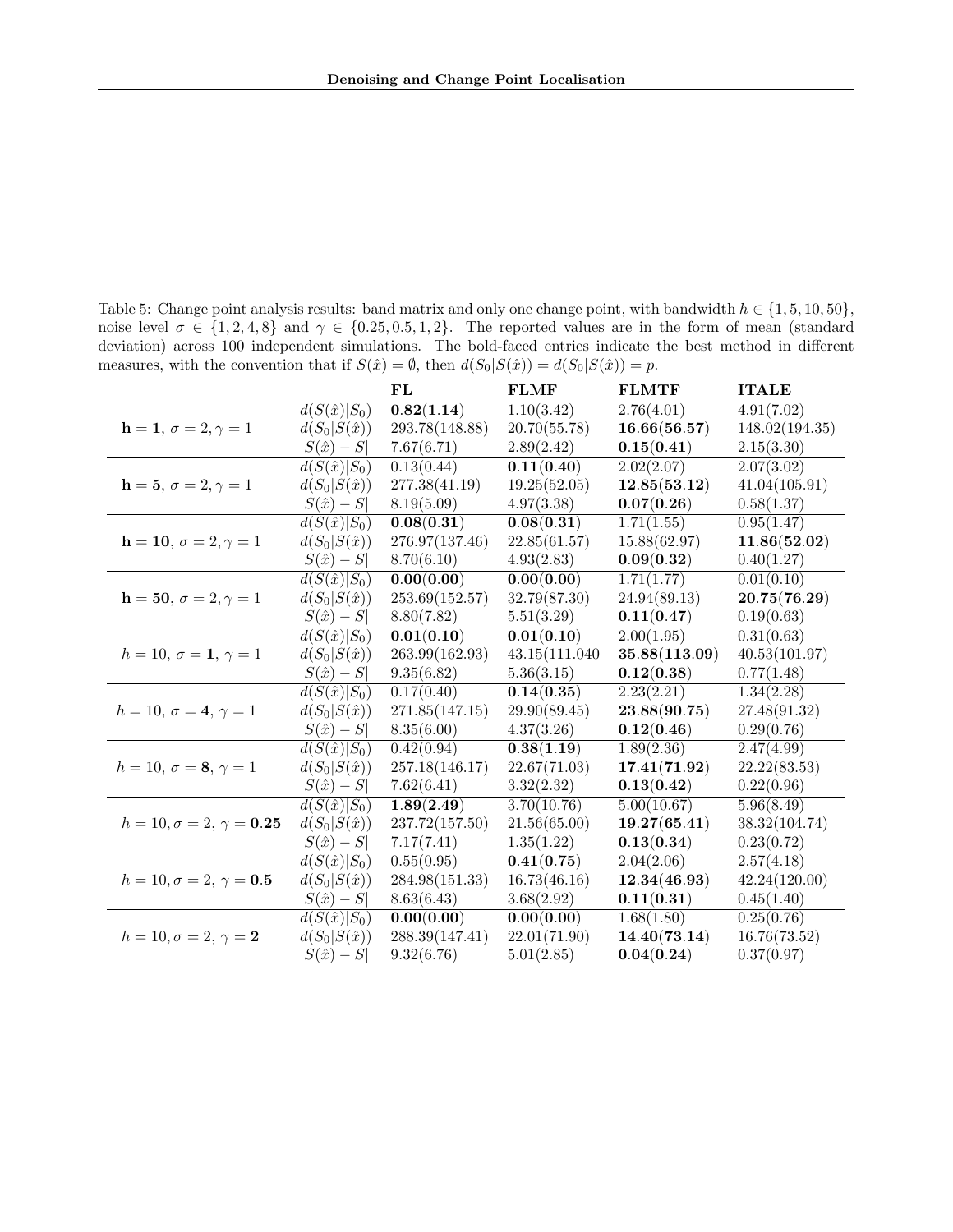Table 5: Change point analysis results: band matrix and only one change point, with bandwidth $h \in \{1, 5, 10, 50\}$, noise level $\sigma \in \{1, 2, 4, 8\}$ and $\gamma \in \{0.25, 0.5, 1, 2\}$. The reported values are in the form of mean (standard deviation) across 100 independent simulations. The bold-faced entries indicate the best method in different measures, with the convention that if $S(\hat{x}) = \emptyset$, then $d(S_0|S(\hat{x})) = d(S_0|S(\hat{x})) = p$.

| | | **FL** | **FLMF** | **FLMTF** | **ITALE** |
|---|---|---|---|---|---|
| $\mathbf{h = 1}$, $\sigma = 2, \gamma = 1$ | $d(S(\hat{x})\|S_0)$ | **0.82(1.14)** | 1.10(3.42) | 2.76(4.01) | 4.91(7.02) |
| | $d(S_0\|S(\hat{x}))$ | 293.78(148.88) | 20.70(55.78) | **16.66(56.57)** | 148.02(194.35) |
| | $\|S(\hat{x}) - S\|$ | 7.67(6.71) | 2.89(2.42) | **0.15(0.41)** | 2.15(3.30) |
| $\mathbf{h = 5}$, $\sigma = 2, \gamma = 1$ | $d(S(\hat{x})\|S_0)$ | 0.13(0.44) | **0.11(0.40)** | 2.02(2.07) | 2.07(3.02) |
| | $d(S_0\|S(\hat{x}))$ | 277.38(41.19) | 19.25(52.05) | **12.85(53.12)** | 41.04(105.91) |
| | $\|S(\hat{x}) - S\|$ | 8.19(5.09) | 4.97(3.38) | **0.07(0.26)** | 0.58(1.37) |
| $\mathbf{h = 10}$, $\sigma = 2, \gamma = 1$ | $d(S(\hat{x})\|S_0)$ | **0.08(0.31)** | **0.08(0.31)** | 1.71(1.55) | 0.95(1.47) |
| | $d(S_0\|S(\hat{x}))$ | 276.97(137.46) | 22.85(61.57) | 15.88(62.97) | **11.86(52.02)** |
| | $\|S(\hat{x}) - S\|$ | 8.70(6.10) | 4.93(2.83) | **0.09(0.32)** | 0.40(1.27) |
| $\mathbf{h = 50}$, $\sigma = 2, \gamma = 1$ | $d(S(\hat{x})\|S_0)$ | **0.00(0.00)** | **0.00(0.00)** | 1.71(1.77) | 0.01(0.10) |
| | $d(S_0\|S(\hat{x}))$ | 253.69(152.57) | 32.79(87.30) | 24.94(89.13) | **20.75(76.29)** |
| | $\|S(\hat{x}) - S\|$ | 8.80(7.82) | 5.51(3.29) | **0.11(0.47)** | 0.19(0.63) |
| $h = 10$, $\boldsymbol{\sigma = 1}$, $\gamma = 1$ | $d(S(\hat{x})\|S_0)$ | **0.01(0.10)** | **0.01(0.10)** | 2.00(1.95) | 0.31(0.63) |
| | $d(S_0\|S(\hat{x}))$ | 263.99(162.93) | 43.15(111.040 | **35.88(113.09)** | 40.53(101.97) |
| | $\|S(\hat{x}) - S\|$ | 9.35(6.82) | 5.36(3.15) | **0.12(0.38)** | 0.77(1.48) |
| $h = 10$, $\boldsymbol{\sigma = 4}$, $\gamma = 1$ | $d(S(\hat{x})\|S_0)$ | 0.17(0.40) | **0.14(0.35)** | 2.23(2.21) | 1.34(2.28) |
| | $d(S_0\|S(\hat{x}))$ | 271.85(147.15) | 29.90(89.45) | **23.88(90.75)** | 27.48(91.32) |
| | $\|S(\hat{x}) - S\|$ | 8.35(6.00) | 4.37(3.26) | **0.12(0.46)** | 0.29(0.76) |
| $h = 10$, $\boldsymbol{\sigma = 8}$, $\gamma = 1$ | $d(S(\hat{x})\|S_0)$ | 0.42(0.94) | **0.38(1.19)** | 1.89(2.36) | 2.47(4.99) |
| | $d(S_0\|S(\hat{x}))$ | 257.18(146.17) | 22.67(71.03) | **17.41(71.92)** | 22.22(83.53) |
| | $\|S(\hat{x}) - S\|$ | 7.62(6.41) | 3.32(2.32) | **0.13(0.42)** | 0.22(0.96) |
| $h = 10, \sigma = 2$, $\boldsymbol{\gamma = 0.25}$ | $d(S(\hat{x})\|S_0)$ | **1.89(2.49)** | 3.70(10.76) | 5.00(10.67) | 5.96(8.49) |
| | $d(S_0\|S(\hat{x}))$ | 237.72(157.50) | 21.56(65.00) | **19.27(65.41)** | 38.32(104.74) |
| | $\|S(\hat{x}) - S\|$ | 7.17(7.41) | 1.35(1.22) | **0.13(0.34)** | 0.23(0.72) |
| $h = 10, \sigma = 2$, $\boldsymbol{\gamma = 0.5}$ | $d(S(\hat{x})\|S_0)$ | 0.55(0.95) | **0.41(0.75)** | 2.04(2.06) | 2.57(4.18) |
| | $d(S_0\|S(\hat{x}))$ | 284.98(151.33) | 16.73(46.16) | **12.34(46.93)** | 42.24(120.00) |
| | $\|S(\hat{x}) - S\|$ | 8.63(6.43) | 3.68(2.92) | **0.11(0.31)** | 0.45(1.40) |
| $h = 10, \sigma = 2$, $\boldsymbol{\gamma = 2}$ | $d(S(\hat{x})\|S_0)$ | **0.00(0.00)** | **0.00(0.00)** | 1.68(1.80) | 0.25(0.76) |
| | $d(S_0\|S(\hat{x}))$ | 288.39(147.41) | 22.01(71.90) | **14.40(73.14)** | 16.76(73.52) |
| | $\|S(\hat{x}) - S\|$ | 9.32(6.76) | 5.01(2.85) | **0.04(0.24)** | 0.37(0.97) |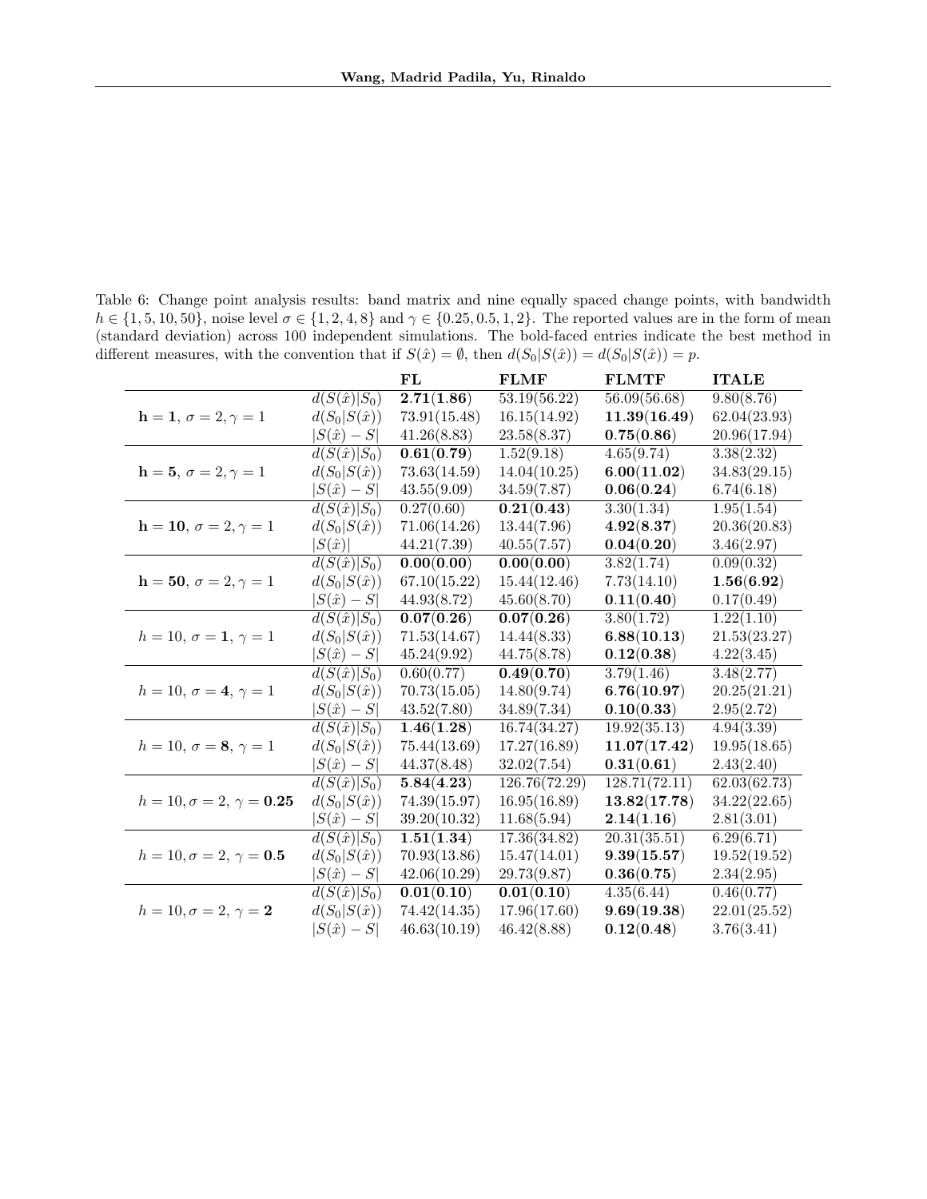Table 6: Change point analysis results: band matrix and nine equally spaced change points, with bandwidth $h \in \{1, 5, 10, 50\}$, noise level $\sigma \in \{1, 2, 4, 8\}$ and $\gamma \in \{0.25, 0.5, 1, 2\}$. The reported values are in the form of mean (standard deviation) across 100 independent simulations. The bold-faced entries indicate the best method in different measures, with the convention that if $S(\hat{x}) = \emptyset$, then $d(S_0|S(\hat{x})) = d(S_0|S(\hat{x})) = p$.

| | | **FL** | **FLMF** | **FLMTF** | **ITALE** |
|---|---|---|---|---|---|
| $\mathbf{h=1}$, $\sigma = 2, \gamma = 1$ | $d(S(\hat{x})\|S_0)$ | **2.71(1.86)** | 53.19(56.22) | 56.09(56.68) | 9.80(8.76) |
| | $d(S_0\|S(\hat{x}))$ | 73.91(15.48) | 16.15(14.92) | **11.39(16.49)** | 62.04(23.93) |
| | $\|S(\hat{x}) - S\|$ | 41.26(8.83) | 23.58(8.37) | **0.75(0.86)** | 20.96(17.94) |
| $\mathbf{h=5}$, $\sigma = 2, \gamma = 1$ | $d(S(\hat{x})\|S_0)$ | **0.61(0.79)** | 1.52(9.18) | 4.65(9.74) | 3.38(2.32) |
| | $d(S_0\|S(\hat{x}))$ | 73.63(14.59) | 14.04(10.25) | **6.00(11.02)** | 34.83(29.15) |
| | $\|S(\hat{x}) - S\|$ | 43.55(9.09) | 34.59(7.87) | **0.06(0.24)** | 6.74(6.18) |
| $\mathbf{h=10}$, $\sigma = 2, \gamma = 1$ | $d(S(\hat{x})\|S_0)$ | 0.27(0.60) | **0.21(0.43)** | 3.30(1.34) | 1.95(1.54) |
| | $d(S_0\|S(\hat{x}))$ | 71.06(14.26) | 13.44(7.96) | **4.92(8.37)** | 20.36(20.83) |
| | $\|S(\hat{x})\|$ | 44.21(7.39) | 40.55(7.57) | **0.04(0.20)** | 3.46(2.97) |
| $\mathbf{h=50}$, $\sigma = 2, \gamma = 1$ | $d(S(\hat{x})\|S_0)$ | **0.00(0.00)** | **0.00(0.00)** | 3.82(1.74) | 0.09(0.32) |
| | $d(S_0\|S(\hat{x}))$ | 67.10(15.22) | 15.44(12.46) | 7.73(14.10) | **1.56(6.92)** |
| | $\|S(\hat{x}) - S\|$ | 44.93(8.72) | 45.60(8.70) | **0.11(0.40)** | 0.17(0.49) |
| $h = 10$, $\boldsymbol{\sigma = 1}$, $\gamma = 1$ | $d(S(\hat{x})\|S_0)$ | **0.07(0.26)** | **0.07(0.26)** | 3.80(1.72) | 1.22(1.10) |
| | $d(S_0\|S(\hat{x}))$ | 71.53(14.67) | 14.44(8.33) | **6.88(10.13)** | 21.53(23.27) |
| | $\|S(\hat{x}) - S\|$ | 45.24(9.92) | 44.75(8.78) | **0.12(0.38)** | 4.22(3.45) |
| $h = 10$, $\boldsymbol{\sigma = 4}$, $\gamma = 1$ | $d(S(\hat{x})\|S_0)$ | 0.60(0.77) | **0.49(0.70)** | 3.79(1.46) | 3.48(2.77) |
| | $d(S_0\|S(\hat{x}))$ | 70.73(15.05) | 14.80(9.74) | **6.76(10.97)** | 20.25(21.21) |
| | $\|S(\hat{x}) - S\|$ | 43.52(7.80) | 34.89(7.34) | **0.10(0.33)** | 2.95(2.72) |
| $h = 10$, $\boldsymbol{\sigma = 8}$, $\gamma = 1$ | $d(S(\hat{x})\|S_0)$ | **1.46(1.28)** | 16.74(34.27) | 19.92(35.13) | 4.94(3.39) |
| | $d(S_0\|S(\hat{x}))$ | 75.44(13.69) | 17.27(16.89) | **11.07(17.42)** | 19.95(18.65) |
| | $\|S(\hat{x}) - S\|$ | 44.37(8.48) | 32.02(7.54) | **0.31(0.61)** | 2.43(2.40) |
| $h = 10, \sigma = 2$, $\boldsymbol{\gamma = 0.25}$ | $d(S(\hat{x})\|S_0)$ | **5.84(4.23)** | 126.76(72.29) | 128.71(72.11) | 62.03(62.73) |
| | $d(S_0\|S(\hat{x}))$ | 74.39(15.97) | 16.95(16.89) | **13.82(17.78)** | 34.22(22.65) |
| | $\|S(\hat{x}) - S\|$ | 39.20(10.32) | 11.68(5.94) | **2.14(1.16)** | 2.81(3.01) |
| $h = 10, \sigma = 2$, $\boldsymbol{\gamma = 0.5}$ | $d(S(\hat{x})\|S_0)$ | **1.51(1.34)** | 17.36(34.82) | 20.31(35.51) | 6.29(6.71) |
| | $d(S_0\|S(\hat{x}))$ | 70.93(13.86) | 15.47(14.01) | **9.39(15.57)** | 19.52(19.52) |
| | $\|S(\hat{x}) - S\|$ | 42.06(10.29) | 29.73(9.87) | **0.36(0.75)** | 2.34(2.95) |
| $h = 10, \sigma = 2$, $\boldsymbol{\gamma = 2}$ | $d(S(\hat{x})\|S_0)$ | **0.01(0.10)** | **0.01(0.10)** | 4.35(6.44) | 0.46(0.77) |
| | $d(S_0\|S(\hat{x}))$ | 74.42(14.35) | 17.96(17.60) | **9.69(19.38)** | 22.01(25.52) |
| | $\|S(\hat{x}) - S\|$ | 46.63(10.19) | 46.42(8.88) | **0.12(0.48)** | 3.76(3.41) |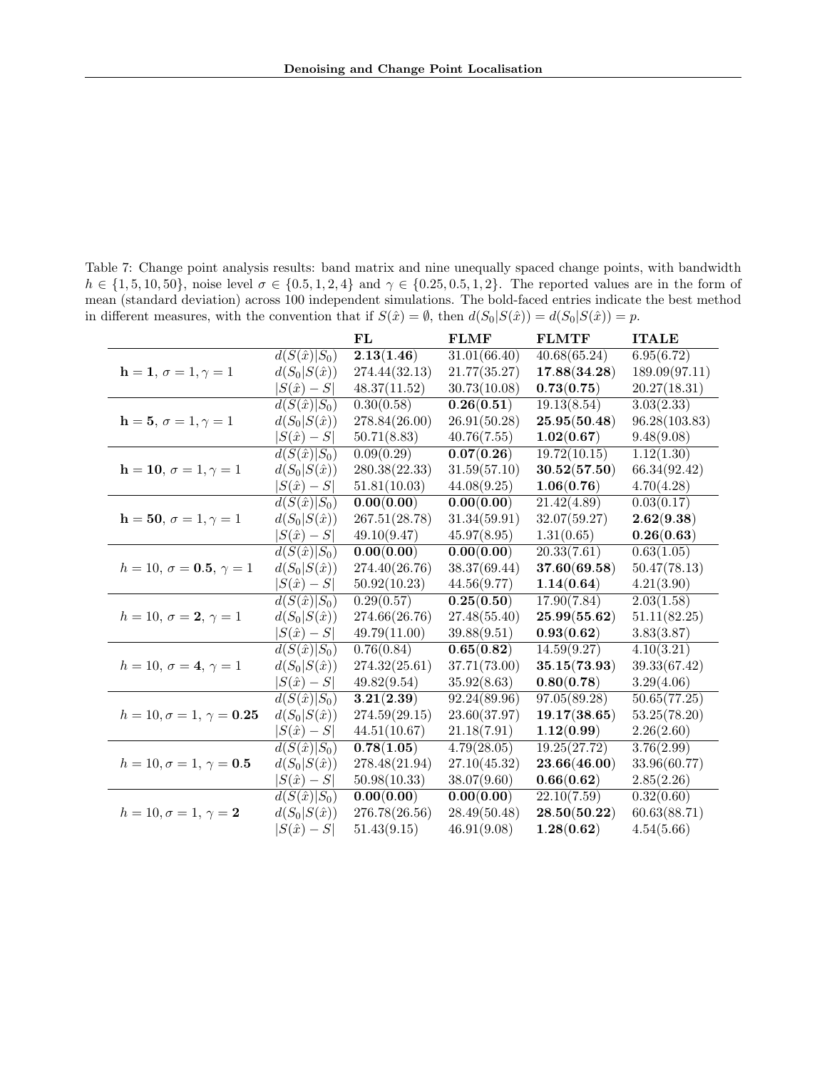Table 7: Change point analysis results: band matrix and nine unequally spaced change points, with bandwidth $h \in \{1, 5, 10, 50\}$, noise level $\sigma \in \{0.5, 1, 2, 4\}$ and $\gamma \in \{0.25, 0.5, 1, 2\}$. The reported values are in the form of mean (standard deviation) across 100 independent simulations. The bold-faced entries indicate the best method in different measures, with the convention that if $S(\hat{x}) = \emptyset$, then $d(S_0|S(\hat{x})) = d(S_0|S(\hat{x})) = p$.

| | | **FL** | **FLMF** | **FLMTF** | **ITALE** |
|---|---|---|---|---|---|
| $\mathbf{h=1}$, $\sigma=1, \gamma=1$ | $d(S(\hat{x})\|S_0)$ | **2.13(1.46)** | 31.01(66.40) | 40.68(65.24) | 6.95(6.72) |
| | $d(S_0\|S(\hat{x}))$ | 274.44(32.13) | 21.77(35.27) | **17.88(34.28)** | 189.09(97.11) |
| | $\|S(\hat{x})-S\|$ | 48.37(11.52) | 30.73(10.08) | **0.73(0.75)** | 20.27(18.31) |
| $\mathbf{h=5}$, $\sigma=1, \gamma=1$ | $d(S(\hat{x})\|S_0)$ | 0.30(0.58) | **0.26(0.51)** | 19.13(8.54) | 3.03(2.33) |
| | $d(S_0\|S(\hat{x}))$ | 278.84(26.00) | 26.91(50.28) | **25.95(50.48)** | 96.28(103.83) |
| | $\|S(\hat{x})-S\|$ | 50.71(8.83) | 40.76(7.55) | **1.02(0.67)** | 9.48(9.08) |
| $\mathbf{h=10}$, $\sigma=1, \gamma=1$ | $d(S(\hat{x})\|S_0)$ | 0.09(0.29) | **0.07(0.26)** | 19.72(10.15) | 1.12(1.30) |
| | $d(S_0\|S(\hat{x}))$ | 280.38(22.33) | 31.59(57.10) | **30.52(57.50)** | 66.34(92.42) |
| | $\|S(\hat{x})-S\|$ | 51.81(10.03) | 44.08(9.25) | **1.06(0.76)** | 4.70(4.28) |
| $\mathbf{h=50}$, $\sigma=1, \gamma=1$ | $d(S(\hat{x})\|S_0)$ | **0.00(0.00)** | **0.00(0.00)** | 21.42(4.89) | 0.03(0.17) |
| | $d(S_0\|S(\hat{x}))$ | 267.51(28.78) | 31.34(59.91) | 32.07(59.27) | **2.62(9.38)** |
| | $\|S(\hat{x})-S\|$ | 49.10(9.47) | 45.97(8.95) | 1.31(0.65) | **0.26(0.63)** |
| $h=10$, $\boldsymbol{\sigma=0.5}$, $\gamma=1$ | $d(S(\hat{x})\|S_0)$ | **0.00(0.00)** | **0.00(0.00)** | 20.33(7.61) | 0.63(1.05) |
| | $d(S_0\|S(\hat{x}))$ | 274.40(26.76) | 38.37(69.44) | **37.60(69.58)** | 50.47(78.13) |
| | $\|S(\hat{x})-S\|$ | 50.92(10.23) | 44.56(9.77) | **1.14(0.64)** | 4.21(3.90) |
| $h=10$, $\boldsymbol{\sigma=2}$, $\gamma=1$ | $d(S(\hat{x})\|S_0)$ | 0.29(0.57) | **0.25(0.50)** | 17.90(7.84) | 2.03(1.58) |
| | $d(S_0\|S(\hat{x}))$ | 274.66(26.76) | 27.48(55.40) | **25.99(55.62)** | 51.11(82.25) |
| | $\|S(\hat{x})-S\|$ | 49.79(11.00) | 39.88(9.51) | **0.93(0.62)** | 3.83(3.87) |
| $h=10$, $\boldsymbol{\sigma=4}$, $\gamma=1$ | $d(S(\hat{x})\|S_0)$ | 0.76(0.84) | **0.65(0.82)** | 14.59(9.27) | 4.10(3.21) |
| | $d(S_0\|S(\hat{x}))$ | 274.32(25.61) | 37.71(73.00) | **35.15(73.93)** | 39.33(67.42) |
| | $\|S(\hat{x})-S\|$ | 49.82(9.54) | 35.92(8.63) | **0.80(0.78)** | 3.29(4.06) |
| $h=10, \sigma=1$, $\boldsymbol{\gamma=0.25}$ | $d(S(\hat{x})\|S_0)$ | **3.21(2.39)** | 92.24(89.96) | 97.05(89.28) | 50.65(77.25) |
| | $d(S_0\|S(\hat{x}))$ | 274.59(29.15) | 23.60(37.97) | **19.17(38.65)** | 53.25(78.20) |
| | $\|S(\hat{x})-S\|$ | 44.51(10.67) | 21.18(7.91) | **1.12(0.99)** | 2.26(2.60) |
| $h=10, \sigma=1$, $\boldsymbol{\gamma=0.5}$ | $d(S(\hat{x})\|S_0)$ | **0.78(1.05)** | 4.79(28.05) | 19.25(27.72) | 3.76(2.99) |
| | $d(S_0\|S(\hat{x}))$ | 278.48(21.94) | 27.10(45.32) | **23.66(46.00)** | 33.96(60.77) |
| | $\|S(\hat{x})-S\|$ | 50.98(10.33) | 38.07(9.60) | **0.66(0.62)** | 2.85(2.26) |
| $h=10, \sigma=1$, $\boldsymbol{\gamma=2}$ | $d(S(\hat{x})\|S_0)$ | **0.00(0.00)** | **0.00(0.00)** | 22.10(7.59) | 0.32(0.60) |
| | $d(S_0\|S(\hat{x}))$ | 276.78(26.56) | 28.49(50.48) | **28.50(50.22)** | 60.63(88.71) |
| | $\|S(\hat{x})-S\|$ | 51.43(9.15) | 46.91(9.08) | **1.28(0.62)** | 4.54(5.66) |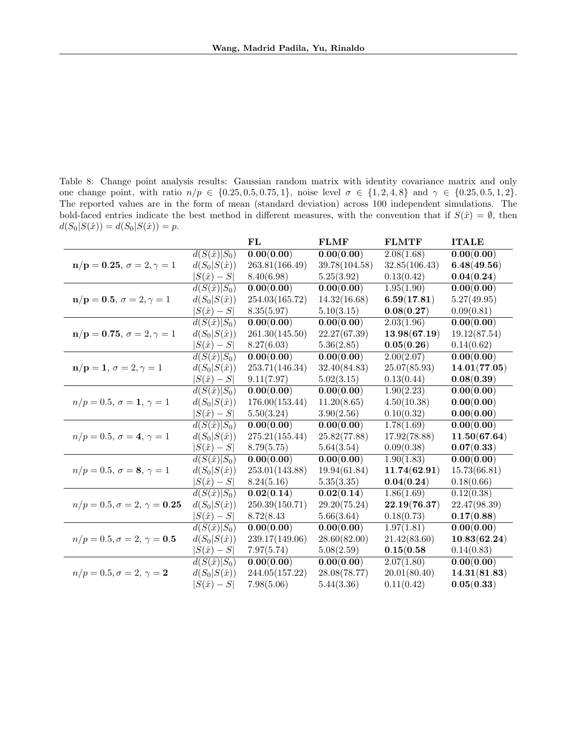Table 8: Change point analysis results: Gaussian random matrix with identity covariance matrix and only one change point, with ratio $n/p \in \{0.25, 0.5, 0.75, 1\}$, noise level $\sigma \in \{1, 2, 4, 8\}$ and $\gamma \in \{0.25, 0.5, 1, 2\}$. The reported values are in the form of mean (standard deviation) across 100 independent simulations. The bold-faced entries indicate the best method in different measures, with the convention that if $S(\hat{x}) = \emptyset$, then $d(S_0|S(\hat{x})) = d(S_0|S(\hat{x})) = p$.

| | | FL | FLMF | FLMTF | ITALE |
|---|---|---|---|---|---|
| $\mathbf{n/p = 0.25}$, $\sigma = 2, \gamma = 1$ | $d(S(\hat{x})\|S_0)$ | **0.00(0.00)** | **0.00(0.00)** | 2.08(1.68) | **0.00(0.00)** |
| | $d(S_0\|S(\hat{x}))$ | 263.81(166.49) | 39.78(104.58) | 32.85(106.43) | **6.48(49.56)** |
| | $\|S(\hat{x}) - S\|$ | 8.40(6.98) | 5.25(3.92) | 0.13(0.42) | **0.04(0.24)** |
| $\mathbf{n/p = 0.5}$, $\sigma = 2, \gamma = 1$ | $d(S(\hat{x})\|S_0)$ | **0.00(0.00)** | **0.00(0.00)** | 1.95(1.90) | **0.00(0.00)** |
| | $d(S_0\|S(\hat{x}))$ | 254.03(165.72) | 14.32(16.68) | **6.59(17.81)** | 5.27(49.95) |
| | $\|S(\hat{x}) - S\|$ | 8.35(5.97) | 5.10(3.15) | **0.08(0.27)** | 0.09(0.81) |
| $\mathbf{n/p = 0.75}$, $\sigma = 2, \gamma = 1$ | $d(S(\hat{x})\|S_0)$ | **0.00(0.00)** | **0.00(0.00)** | 2.03(1.96) | **0.00(0.00)** |
| | $d(S_0\|S(\hat{x}))$ | 261.30(145.50) | 22.27(67.39) | **13.98(67.19)** | 19.12(87.54) |
| | $\|S(\hat{x}) - S\|$ | 8.27(6.03) | 5.36(2.85) | **0.05(0.26)** | 0.14(0.62) |
| $\mathbf{n/p = 1}$, $\sigma = 2, \gamma = 1$ | $d(S(\hat{x})\|S_0)$ | **0.00(0.00)** | **0.00(0.00)** | 2.00(2.07) | **0.00(0.00)** |
| | $d(S_0\|S(\hat{x}))$ | 253.71(146.34) | 32.40(84.83) | 25.07(85.93) | **14.01(77.05)** |
| | $\|S(\hat{x}) - S\|$ | 9.11(7.97) | 5.02(3.15) | 0.13(0.44) | **0.08(0.39)** |
| $n/p = 0.5$, $\sigma = \mathbf{1}$, $\gamma = 1$ | $d(S(\hat{x})\|S_0)$ | **0.00(0.00)** | **0.00(0.00)** | 1.90(2.23) | **0.00(0.00)** |
| | $d(S_0\|S(\hat{x}))$ | 176.00(153.44) | 11.20(8.65) | 4.50(10.38) | **0.00(0.00)** |
| | $\|S(\hat{x}) - S\|$ | 5.50(3.24) | 3.90(2.56) | 0.10(0.32) | **0.00(0.00)** |
| $n/p = 0.5$, $\sigma = \mathbf{4}$, $\gamma = 1$ | $d(S(\hat{x})\|S_0)$ | **0.00(0.00)** | **0.00(0.00)** | 1.78(1.69) | **0.00(0.00)** |
| | $d(S_0\|S(\hat{x}))$ | 275.21(155.44) | 25.82(77.88) | 17.92(78.88) | **11.50(67.64)** |
| | $\|S(\hat{x}) - S\|$ | 8.79(5.75) | 5.64(3.54) | 0.09(0.38) | **0.07(0.33)** |
| $n/p = 0.5$, $\sigma = \mathbf{8}$, $\gamma = 1$ | $d(S(\hat{x})\|S_0)$ | **0.00(0.00)** | **0.00(0.00)** | 1.90(1.83) | **0.00(0.00)** |
| | $d(S_0\|S(\hat{x}))$ | 253.01(143.88) | 19.94(61.84) | **11.74(62.91)** | 15.73(66.81) |
| | $\|S(\hat{x}) - S\|$ | 8.24(5.16) | 5.35(3.35) | **0.04(0.24)** | 0.18(0.66) |
| $n/p = 0.5, \sigma = 2$, $\gamma = \mathbf{0.25}$ | $d(S(\hat{x})\|S_0)$ | **0.02(0.14)** | **0.02(0.14)** | 1.86(1.69) | 0.12(0.38) |
| | $d(S_0\|S(\hat{x}))$ | 250.39(150.71) | 29.20(75.24) | **22.19(76.37)** | 22.47(98.39) |
| | $\|S(\hat{x}) - S\|$ | 8.72(8.43) | 5.66(3.64) | 0.18(0.73) | **0.17(0.88)** |
| $n/p = 0.5, \sigma = 2$, $\gamma = \mathbf{0.5}$ | $d(S(\hat{x})\|S_0)$ | **0.00(0.00)** | **0.00(0.00)** | 1.97(1.81) | **0.00(0.00)** |
| | $d(S_0\|S(\hat{x}))$ | 239.17(149.06) | 28.60(82.00) | 21.42(83.60) | **10.83(62.24)** |
| | $\|S(\hat{x}) - S\|$ | 7.97(5.74) | 5.08(2.59) | **0.15(0.58** | 0.14(0.83) |
| $n/p = 0.5, \sigma = 2$, $\gamma = \mathbf{2}$ | $d(S(\hat{x})\|S_0)$ | **0.00(0.00)** | **0.00(0.00)** | 2.07(1.80) | **0.00(0.00)** |
| | $d(S_0\|S(\hat{x}))$ | 244.05(157.22) | 28.08(78.77) | 20.01(80.40) | **14.31(81.83)** |
| | $\|S(\hat{x}) - S\|$ | 7.98(5.06) | 5.44(3.36) | 0.11(0.42) | **0.05(0.33)** |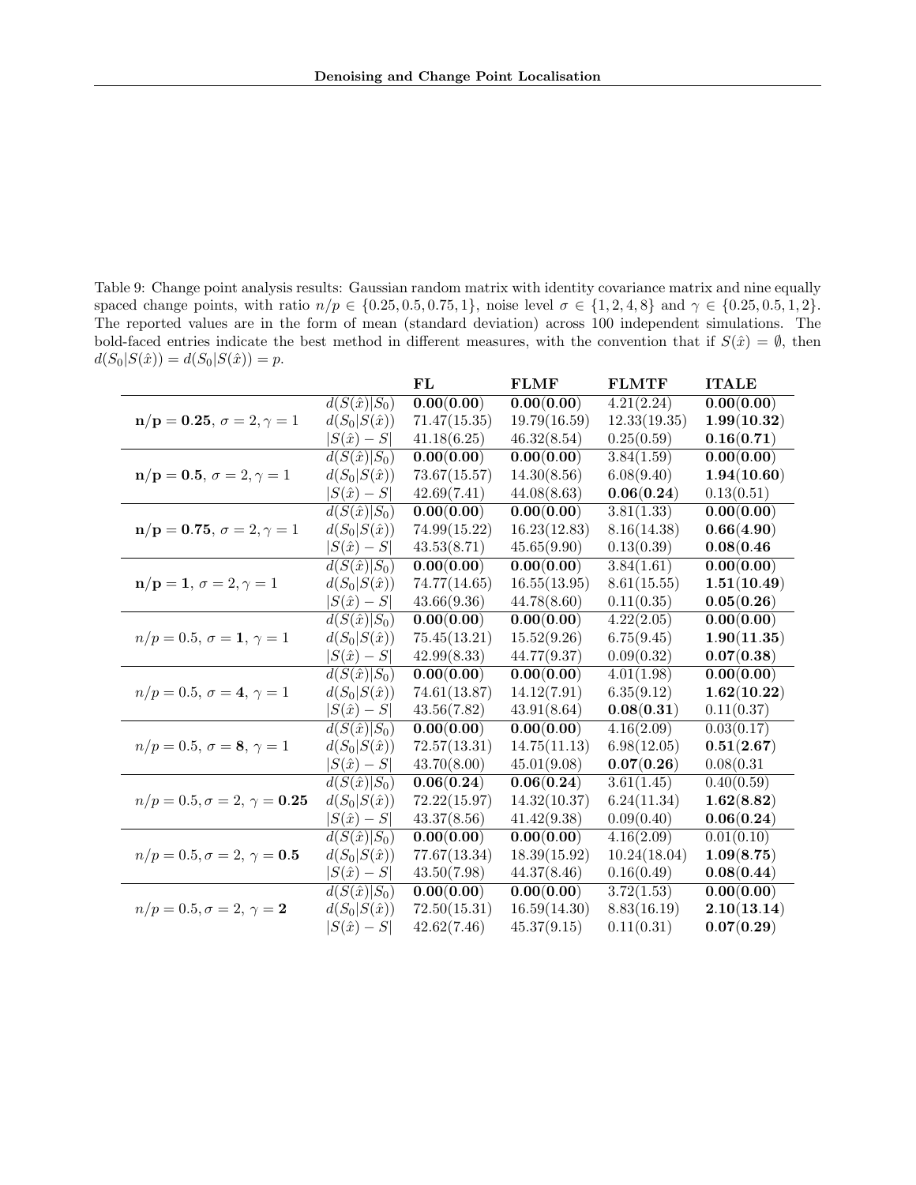Table 9: Change point analysis results: Gaussian random matrix with identity covariance matrix and nine equally spaced change points, with ratio $n/p \in \{0.25, 0.5, 0.75, 1\}$, noise level $\sigma \in \{1, 2, 4, 8\}$ and $\gamma \in \{0.25, 0.5, 1, 2\}$. The reported values are in the form of mean (standard deviation) across 100 independent simulations. The bold-faced entries indicate the best method in different measures, with the convention that if $S(\hat{x}) = \emptyset$, then $d(S_0|S(\hat{x})) = d(S_0|S(\hat{x})) = p$.

| | | **FL** | **FLMF** | **FLMTF** | **ITALE** |
|---|---|---|---|---|---|
| $\mathbf{n/p = 0.25}$, $\sigma = 2, \gamma = 1$ | $d(S(\hat{x})\|S_0)$ | **0.00(0.00)** | **0.00(0.00)** | 4.21(2.24) | **0.00(0.00)** |
| | $d(S_0\|S(\hat{x}))$ | 71.47(15.35) | 19.79(16.59) | 12.33(19.35) | **1.99(10.32)** |
| | $\|S(\hat{x}) - S\|$ | 41.18(6.25) | 46.32(8.54) | 0.25(0.59) | **0.16(0.71)** |
| $\mathbf{n/p = 0.5}$, $\sigma = 2, \gamma = 1$ | $d(S(\hat{x})\|S_0)$ | **0.00(0.00)** | **0.00(0.00)** | 3.84(1.59) | **0.00(0.00)** |
| | $d(S_0\|S(\hat{x}))$ | 73.67(15.57) | 14.30(8.56) | 6.08(9.40) | **1.94(10.60)** |
| | $\|S(\hat{x}) - S\|$ | 42.69(7.41) | 44.08(8.63) | **0.06(0.24)** | 0.13(0.51) |
| $\mathbf{n/p = 0.75}$, $\sigma = 2, \gamma = 1$ | $d(S(\hat{x})\|S_0)$ | **0.00(0.00)** | **0.00(0.00)** | 3.81(1.33) | **0.00(0.00)** |
| | $d(S_0\|S(\hat{x}))$ | 74.99(15.22) | 16.23(12.83) | 8.16(14.38) | **0.66(4.90)** |
| | $\|S(\hat{x}) - S\|$ | 43.53(8.71) | 45.65(9.90) | 0.13(0.39) | **0.08(0.46** |
| $\mathbf{n/p = 1}$, $\sigma = 2, \gamma = 1$ | $d(S(\hat{x})\|S_0)$ | **0.00(0.00)** | **0.00(0.00)** | 3.84(1.61) | **0.00(0.00)** |
| | $d(S_0\|S(\hat{x}))$ | 74.77(14.65) | 16.55(13.95) | 8.61(15.55) | **1.51(10.49)** |
| | $\|S(\hat{x}) - S\|$ | 43.66(9.36) | 44.78(8.60) | 0.11(0.35) | **0.05(0.26)** |
| $n/p = 0.5$, $\sigma = \mathbf{1}$, $\gamma = 1$ | $d(S(\hat{x})\|S_0)$ | **0.00(0.00)** | **0.00(0.00)** | 4.22(2.05) | **0.00(0.00)** |
| | $d(S_0\|S(\hat{x}))$ | 75.45(13.21) | 15.52(9.26) | 6.75(9.45) | **1.90(11.35)** |
| | $\|S(\hat{x}) - S\|$ | 42.99(8.33) | 44.77(9.37) | 0.09(0.32) | **0.07(0.38)** |
| $n/p = 0.5$, $\sigma = \mathbf{4}$, $\gamma = 1$ | $d(S(\hat{x})\|S_0)$ | **0.00(0.00)** | **0.00(0.00)** | 4.01(1.98) | **0.00(0.00)** |
| | $d(S_0\|S(\hat{x}))$ | 74.61(13.87) | 14.12(7.91) | 6.35(9.12) | **1.62(10.22)** |
| | $\|S(\hat{x}) - S\|$ | 43.56(7.82) | 43.91(8.64) | **0.08(0.31)** | 0.11(0.37) |
| $n/p = 0.5$, $\sigma = \mathbf{8}$, $\gamma = 1$ | $d(S(\hat{x})\|S_0)$ | **0.00(0.00)** | **0.00(0.00)** | 4.16(2.09) | 0.03(0.17) |
| | $d(S_0\|S(\hat{x}))$ | 72.57(13.31) | 14.75(11.13) | 6.98(12.05) | **0.51(2.67)** |
| | $\|S(\hat{x}) - S\|$ | 43.70(8.00) | 45.01(9.08) | **0.07(0.26)** | 0.08(0.31 |
| $n/p = 0.5, \sigma = 2$, $\gamma = \mathbf{0.25}$ | $d(S(\hat{x})\|S_0)$ | **0.06(0.24)** | **0.06(0.24)** | 3.61(1.45) | 0.40(0.59) |
| | $d(S_0\|S(\hat{x}))$ | 72.22(15.97) | 14.32(10.37) | 6.24(11.34) | **1.62(8.82)** |
| | $\|S(\hat{x}) - S\|$ | 43.37(8.56) | 41.42(9.38) | 0.09(0.40) | **0.06(0.24)** |
| $n/p = 0.5, \sigma = 2$, $\gamma = \mathbf{0.5}$ | $d(S(\hat{x})\|S_0)$ | **0.00(0.00)** | **0.00(0.00)** | 4.16(2.09) | 0.01(0.10) |
| | $d(S_0\|S(\hat{x}))$ | 77.67(13.34) | 18.39(15.92) | 10.24(18.04) | **1.09(8.75)** |
| | $\|S(\hat{x}) - S\|$ | 43.50(7.98) | 44.37(8.46) | 0.16(0.49) | **0.08(0.44)** |
| $n/p = 0.5, \sigma = 2$, $\gamma = \mathbf{2}$ | $d(S(\hat{x})\|S_0)$ | **0.00(0.00)** | **0.00(0.00)** | 3.72(1.53) | **0.00(0.00)** |
| | $d(S_0\|S(\hat{x}))$ | 72.50(15.31) | 16.59(14.30) | 8.83(16.19) | **2.10(13.14)** |
| | $\|S(\hat{x}) - S\|$ | 42.62(7.46) | 45.37(9.15) | 0.11(0.31) | **0.07(0.29)** |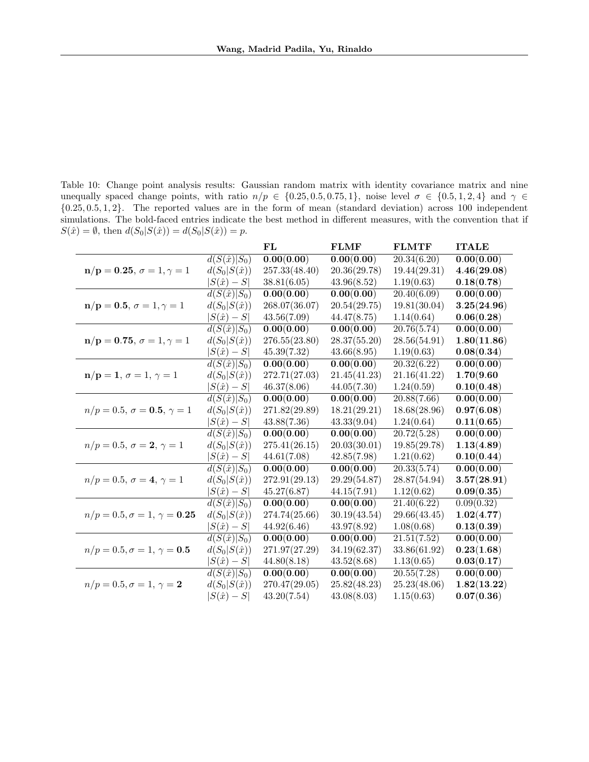Table 10: Change point analysis results: Gaussian random matrix with identity covariance matrix and nine unequally spaced change points, with ratio $n/p \in \{0.25, 0.5, 0.75, 1\}$, noise level $\sigma \in \{0.5, 1, 2, 4\}$ and $\gamma \in \{0.25, 0.5, 1, 2\}$. The reported values are in the form of mean (standard deviation) across 100 independent simulations. The bold-faced entries indicate the best method in different measures, with the convention that if $S(\hat{x}) = \emptyset$, then $d(S_0|S(\hat{x})) = d(S_0|S(\hat{x})) = p$.

| | | **FL** | **FLMF** | **FLMTF** | **ITALE** |
|---|---|---|---|---|---|
| $\mathbf{n/p = 0.25}$, $\sigma = 1, \gamma = 1$ | $d(S(\hat{x})\|S_0)$ | **0.00(0.00)** | **0.00(0.00)** | 20.34(6.20) | **0.00(0.00)** |
| | $d(S_0\|S(\hat{x}))$ | 257.33(48.40) | 20.36(29.78) | 19.44(29.31) | **4.46(29.08)** |
| | $\|S(\hat{x}) - S\|$ | 38.81(6.05) | 43.96(8.52) | 1.19(0.63) | **0.18(0.78)** |
| $\mathbf{n/p = 0.5}$, $\sigma = 1, \gamma = 1$ | $d(S(\hat{x})\|S_0)$ | **0.00(0.00)** | **0.00(0.00)** | 20.40(6.09) | **0.00(0.00)** |
| | $d(S_0\|S(\hat{x}))$ | 268.07(36.07) | 20.54(29.75) | 19.81(30.04) | **3.25(24.96)** |
| | $\|S(\hat{x}) - S\|$ | 43.56(7.09) | 44.47(8.75) | 1.14(0.64) | **0.06(0.28)** |
| $\mathbf{n/p = 0.75}$, $\sigma = 1, \gamma = 1$ | $d(S(\hat{x})\|S_0)$ | **0.00(0.00)** | **0.00(0.00)** | 20.76(5.74) | **0.00(0.00)** |
| | $d(S_0\|S(\hat{x}))$ | 276.55(23.80) | 28.37(55.20) | 28.56(54.91) | **1.80(11.86)** |
| | $\|S(\hat{x}) - S\|$ | 45.39(7.32) | 43.66(8.95) | 1.19(0.63) | **0.08(0.34)** |
| $\mathbf{n/p = 1}$, $\sigma = 1, \gamma = 1$ | $d(S(\hat{x})\|S_0)$ | **0.00(0.00)** | **0.00(0.00)** | 20.32(6.22) | **0.00(0.00)** |
| | $d(S_0\|S(\hat{x}))$ | 272.71(27.03) | 21.45(41.23) | 21.16(41.22) | **1.70(9.60** |
| | $\|S(\hat{x}) - S\|$ | 46.37(8.06) | 44.05(7.30) | 1.24(0.59) | **0.10(0.48)** |
| $n/p = 0.5$, $\sigma = \mathbf{0.5}$, $\gamma = 1$ | $d(S(\hat{x})\|S_0)$ | **0.00(0.00)** | **0.00(0.00)** | 20.88(7.66) | **0.00(0.00)** |
| | $d(S_0\|S(\hat{x}))$ | 271.82(29.89) | 18.21(29.21) | 18.68(28.96) | **0.97(6.08)** |
| | $\|S(\hat{x}) - S\|$ | 43.88(7.36) | 43.33(9.04) | 1.24(0.64) | **0.11(0.65)** |
| $n/p = 0.5$, $\sigma = \mathbf{2}$, $\gamma = 1$ | $d(S(\hat{x})\|S_0)$ | **0.00(0.00)** | **0.00(0.00)** | 20.72(5.28) | **0.00(0.00)** |
| | $d(S_0\|S(\hat{x}))$ | 275.41(26.15) | 20.03(30.01) | 19.85(29.78) | **1.13(4.89)** |
| | $\|S(\hat{x}) - S\|$ | 44.61(7.08) | 42.85(7.98) | 1.21(0.62) | **0.10(0.44)** |
| $n/p = 0.5$, $\sigma = \mathbf{4}$, $\gamma = 1$ | $d(S(\hat{x})\|S_0)$ | **0.00(0.00)** | **0.00(0.00)** | 20.33(5.74) | **0.00(0.00)** |
| | $d(S_0\|S(\hat{x}))$ | 272.91(29.13) | 29.29(54.87) | 28.87(54.94) | **3.57(28.91)** |
| | $\|S(\hat{x}) - S\|$ | 45.27(6.87) | 44.15(7.91) | 1.12(0.62) | **0.09(0.35)** |
| $n/p = 0.5, \sigma = 1$, $\gamma = \mathbf{0.25}$ | $d(S(\hat{x})\|S_0)$ | **0.00(0.00)** | **0.00(0.00)** | 21.40(6.22) | 0.09(0.32) |
| | $d(S_0\|S(\hat{x}))$ | 274.74(25.66) | 30.19(43.54) | 29.66(43.45) | **1.02(4.77)** |
| | $\|S(\hat{x}) - S\|$ | 44.92(6.46) | 43.97(8.92) | 1.08(0.68) | **0.13(0.39)** |
| $n/p = 0.5, \sigma = 1$, $\gamma = \mathbf{0.5}$ | $d(S(\hat{x})\|S_0)$ | **0.00(0.00)** | **0.00(0.00)** | 21.51(7.52) | **0.00(0.00)** |
| | $d(S_0\|S(\hat{x}))$ | 271.97(27.29) | 34.19(62.37) | 33.86(61.92) | **0.23(1.68)** |
| | $\|S(\hat{x}) - S\|$ | 44.80(8.18) | 43.52(8.68) | 1.13(0.65) | **0.03(0.17)** |
| $n/p = 0.5, \sigma = 1$, $\gamma = \mathbf{2}$ | $d(S(\hat{x})\|S_0)$ | **0.00(0.00)** | **0.00(0.00)** | 20.55(7.28) | **0.00(0.00)** |
| | $d(S_0\|S(\hat{x}))$ | 270.47(29.05) | 25.82(48.23) | 25.23(48.06) | **1.82(13.22)** |
| | $\|S(\hat{x}) - S\|$ | 43.20(7.54) | 43.08(8.03) | 1.15(0.63) | **0.07(0.36)** |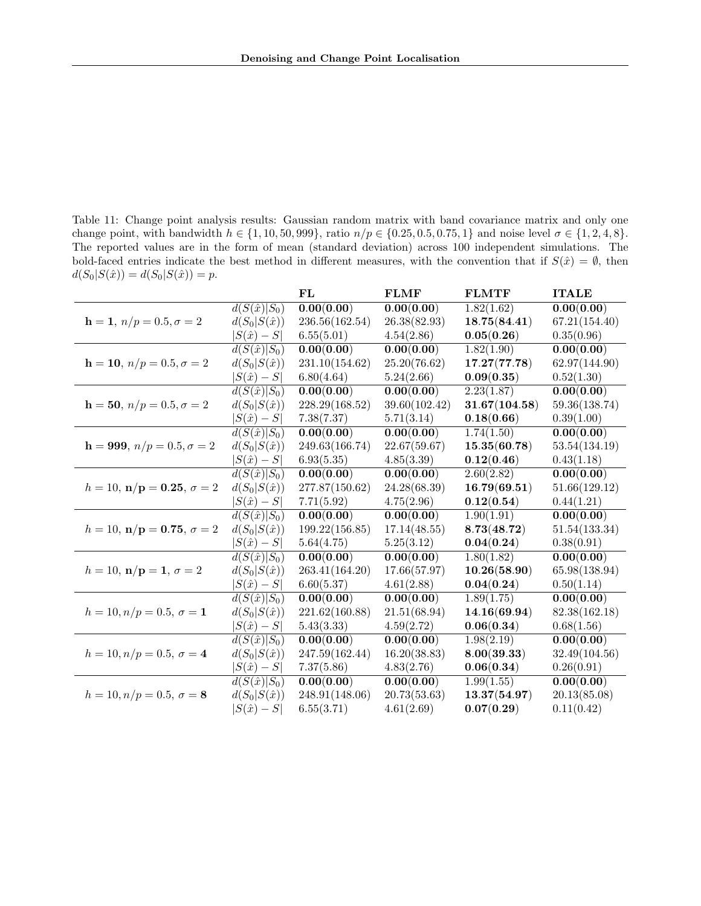Table 11: Change point analysis results: Gaussian random matrix with band covariance matrix and only one change point, with bandwidth $h \in \{1, 10, 50, 999\}$, ratio $n/p \in \{0.25, 0.5, 0.75, 1\}$ and noise level $\sigma \in \{1, 2, 4, 8\}$. The reported values are in the form of mean (standard deviation) across 100 independent simulations. The bold-faced entries indicate the best method in different measures, with the convention that if $S(\hat{x}) = \emptyset$, then $d(S_0|S(\hat{x})) = d(S_0|S(\hat{x})) = p$.

| | | **FL** | **FLMF** | **FLMTF** | **ITALE** |
|---|---|---|---|---|---|
| $\mathbf{h = 1}$, $n/p = 0.5, \sigma = 2$ | $d(S(\hat{x})\|S_0)$ | **0.00(0.00)** | **0.00(0.00)** | 1.82(1.62) | **0.00(0.00)** |
| | $d(S_0\|S(\hat{x}))$ | 236.56(162.54) | 26.38(82.93) | **18.75(84.41)** | 67.21(154.40) |
| | $\|S(\hat{x}) - S\|$ | 6.55(5.01) | 4.54(2.86) | **0.05(0.26)** | 0.35(0.96) |
| $\mathbf{h = 10}$, $n/p = 0.5, \sigma = 2$ | $d(S(\hat{x})\|S_0)$ | **0.00(0.00)** | **0.00(0.00)** | 1.82(1.90) | **0.00(0.00)** |
| | $d(S_0\|S(\hat{x}))$ | 231.10(154.62) | 25.20(76.62) | **17.27(77.78)** | 62.97(144.90) |
| | $\|S(\hat{x}) - S\|$ | 6.80(4.64) | 5.24(2.66) | **0.09(0.35)** | 0.52(1.30) |
| $\mathbf{h = 50}$, $n/p = 0.5, \sigma = 2$ | $d(S(\hat{x})\|S_0)$ | **0.00(0.00)** | **0.00(0.00)** | 2.23(1.87) | **0.00(0.00)** |
| | $d(S_0\|S(\hat{x}))$ | 228.29(168.52) | 39.60(102.42) | **31.67(104.58)** | 59.36(138.74) |
| | $\|S(\hat{x}) - S\|$ | 7.38(7.37) | 5.71(3.14) | **0.18(0.66)** | 0.39(1.00) |
| $\mathbf{h = 999}$, $n/p = 0.5, \sigma = 2$ | $d(S(\hat{x})\|S_0)$ | **0.00(0.00)** | **0.00(0.00)** | 1.74(1.50) | **0.00(0.00)** |
| | $d(S_0\|S(\hat{x}))$ | 249.63(166.74) | 22.67(59.67) | **15.35(60.78)** | 53.54(134.19) |
| | $\|S(\hat{x}) - S\|$ | 6.93(5.35) | 4.85(3.39) | **0.12(0.46)** | 0.43(1.18) |
| $h = 10$, $\mathbf{n/p = 0.25}$, $\sigma = 2$ | $d(S(\hat{x})\|S_0)$ | **0.00(0.00)** | **0.00(0.00)** | 2.60(2.82) | **0.00(0.00)** |
| | $d(S_0\|S(\hat{x}))$ | 277.87(150.62) | 24.28(68.39) | **16.79(69.51)** | 51.66(129.12) |
| | $\|S(\hat{x}) - S\|$ | 7.71(5.92) | 4.75(2.96) | **0.12(0.54)** | 0.44(1.21) |
| $h = 10$, $\mathbf{n/p = 0.75}$, $\sigma = 2$ | $d(S(\hat{x})\|S_0)$ | **0.00(0.00)** | **0.00(0.00)** | 1.90(1.91) | **0.00(0.00)** |
| | $d(S_0\|S(\hat{x}))$ | 199.22(156.85) | 17.14(48.55) | **8.73(48.72)** | 51.54(133.34) |
| | $\|S(\hat{x}) - S\|$ | 5.64(4.75) | 5.25(3.12) | **0.04(0.24)** | 0.38(0.91) |
| $h = 10$, $\mathbf{n/p = 1}$, $\sigma = 2$ | $d(S(\hat{x})\|S_0)$ | **0.00(0.00)** | **0.00(0.00)** | 1.80(1.82) | **0.00(0.00)** |
| | $d(S_0\|S(\hat{x}))$ | 263.41(164.20) | 17.66(57.97) | **10.26(58.90)** | 65.98(138.94) |
| | $\|S(\hat{x}) - S\|$ | 6.60(5.37) | 4.61(2.88) | **0.04(0.24)** | 0.50(1.14) |
| $h = 10, n/p = 0.5$, $\boldsymbol{\sigma = 1}$ | $d(S(\hat{x})\|S_0)$ | **0.00(0.00)** | **0.00(0.00)** | 1.89(1.75) | **0.00(0.00)** |
| | $d(S_0\|S(\hat{x}))$ | 221.62(160.88) | 21.51(68.94) | **14.16(69.94)** | 82.38(162.18) |
| | $\|S(\hat{x}) - S\|$ | 5.43(3.33) | 4.59(2.72) | **0.06(0.34)** | 0.68(1.56) |
| $h = 10, n/p = 0.5$, $\boldsymbol{\sigma = 4}$ | $d(S(\hat{x})\|S_0)$ | **0.00(0.00)** | **0.00(0.00)** | 1.98(2.19) | **0.00(0.00)** |
| | $d(S_0\|S(\hat{x}))$ | 247.59(162.44) | 16.20(38.83) | **8.00(39.33)** | 32.49(104.56) |
| | $\|S(\hat{x}) - S\|$ | 7.37(5.86) | 4.83(2.76) | **0.06(0.34)** | 0.26(0.91) |
| $h = 10, n/p = 0.5$, $\boldsymbol{\sigma = 8}$ | $d(S(\hat{x})\|S_0)$ | **0.00(0.00)** | **0.00(0.00)** | 1.99(1.55) | **0.00(0.00)** |
| | $d(S_0\|S(\hat{x}))$ | 248.91(148.06) | 20.73(53.63) | **13.37(54.97)** | 20.13(85.08) |
| | $\|S(\hat{x}) - S\|$ | 6.55(3.71) | 4.61(2.69) | **0.07(0.29)** | 0.11(0.42) |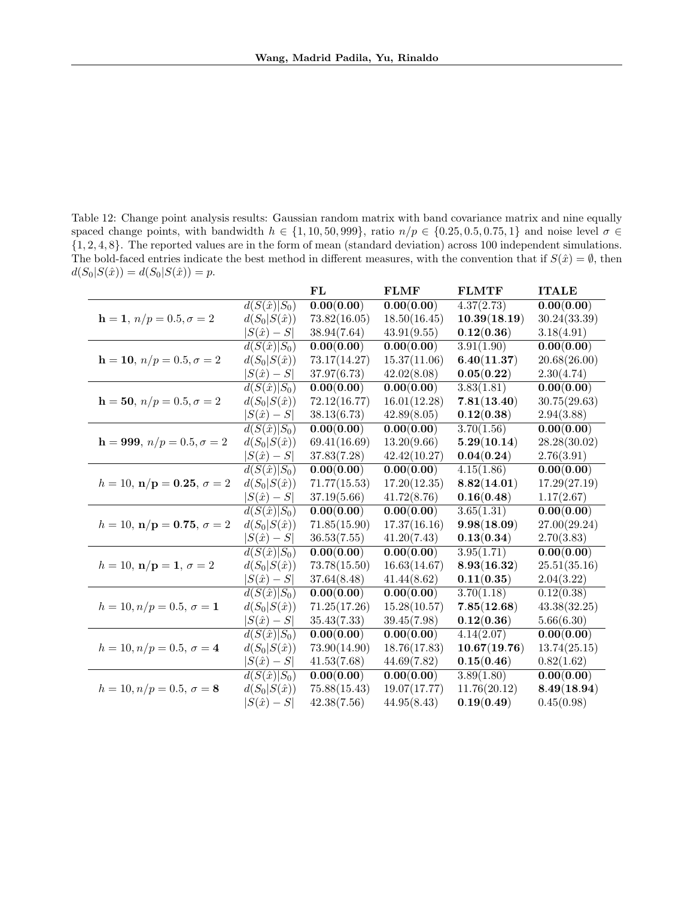Table 12: Change point analysis results: Gaussian random matrix with band covariance matrix and nine equally spaced change points, with bandwidth $h \in \{1, 10, 50, 999\}$, ratio $n/p \in \{0.25, 0.5, 0.75, 1\}$ and noise level $\sigma \in \{1, 2, 4, 8\}$. The reported values are in the form of mean (standard deviation) across 100 independent simulations. The bold-faced entries indicate the best method in different measures, with the convention that if $S(\hat{x}) = \emptyset$, then $d(S_0|S(\hat{x})) = d(S_0|S(\hat{x})) = p$.

| | | **FL** | **FLMF** | **FLMTF** | **ITALE** |
|---|---|---|---|---|---|
| $\mathbf{h=1}$, $n/p = 0.5, \sigma = 2$ | $d(S(\hat{x})\|S_0)$ | **0.00(0.00)** | **0.00(0.00)** | 4.37(2.73) | **0.00(0.00)** |
| | $d(S_0\|S(\hat{x}))$ | 73.82(16.05) | 18.50(16.45) | **10.39(18.19)** | 30.24(33.39) |
| | $\|S(\hat{x}) - S\|$ | 38.94(7.64) | 43.91(9.55) | **0.12(0.36)** | 3.18(4.91) |
| $\mathbf{h=10}$, $n/p = 0.5, \sigma = 2$ | $d(S(\hat{x})\|S_0)$ | **0.00(0.00)** | **0.00(0.00)** | 3.91(1.90) | **0.00(0.00)** |
| | $d(S_0\|S(\hat{x}))$ | 73.17(14.27) | 15.37(11.06) | **6.40(11.37)** | 20.68(26.00) |
| | $\|S(\hat{x}) - S\|$ | 37.97(6.73) | 42.02(8.08) | **0.05(0.22)** | 2.30(4.74) |
| $\mathbf{h=50}$, $n/p = 0.5, \sigma = 2$ | $d(S(\hat{x})\|S_0)$ | **0.00(0.00)** | **0.00(0.00)** | 3.83(1.81) | **0.00(0.00)** |
| | $d(S_0\|S(\hat{x}))$ | 72.12(16.77) | 16.01(12.28) | **7.81(13.40)** | 30.75(29.63) |
| | $\|S(\hat{x}) - S\|$ | 38.13(6.73) | 42.89(8.05) | **0.12(0.38)** | 2.94(3.88) |
| $\mathbf{h=999}$, $n/p = 0.5, \sigma = 2$ | $d(S(\hat{x})\|S_0)$ | **0.00(0.00)** | **0.00(0.00)** | 3.70(1.56) | **0.00(0.00)** |
| | $d(S_0\|S(\hat{x}))$ | 69.41(16.69) | 13.20(9.66) | **5.29(10.14)** | 28.28(30.02) |
| | $\|S(\hat{x}) - S\|$ | 37.83(7.28) | 42.42(10.27) | **0.04(0.24)** | 2.76(3.91) |
| $h = 10$, $\mathbf{n/p = 0.25}$, $\sigma = 2$ | $d(S(\hat{x})\|S_0)$ | **0.00(0.00)** | **0.00(0.00)** | 4.15(1.86) | **0.00(0.00)** |
| | $d(S_0\|S(\hat{x}))$ | 71.77(15.53) | 17.20(12.35) | **8.82(14.01)** | 17.29(27.19) |
| | $\|S(\hat{x}) - S\|$ | 37.19(5.66) | 41.72(8.76) | **0.16(0.48)** | 1.17(2.67) |
| $h = 10$, $\mathbf{n/p = 0.75}$, $\sigma = 2$ | $d(S(\hat{x})\|S_0)$ | **0.00(0.00)** | **0.00(0.00)** | 3.65(1.31) | **0.00(0.00)** |
| | $d(S_0\|S(\hat{x}))$ | 71.85(15.90) | 17.37(16.16) | **9.98(18.09)** | 27.00(29.24) |
| | $\|S(\hat{x}) - S\|$ | 36.53(7.55) | 41.20(7.43) | **0.13(0.34)** | 2.70(3.83) |
| $h = 10$, $\mathbf{n/p = 1}$, $\sigma = 2$ | $d(S(\hat{x})\|S_0)$ | **0.00(0.00)** | **0.00(0.00)** | 3.95(1.71) | **0.00(0.00)** |
| | $d(S_0\|S(\hat{x}))$ | 73.78(15.50) | 16.63(14.67) | **8.93(16.32)** | 25.51(35.16) |
| | $\|S(\hat{x}) - S\|$ | 37.64(8.48) | 41.44(8.62) | **0.11(0.35)** | 2.04(3.22) |
| $h = 10, n/p = 0.5$, $\boldsymbol{\sigma = 1}$ | $d(S(\hat{x})\|S_0)$ | **0.00(0.00)** | **0.00(0.00)** | 3.70(1.18) | 0.12(0.38) |
| | $d(S_0\|S(\hat{x}))$ | 71.25(17.26) | 15.28(10.57) | **7.85(12.68)** | 43.38(32.25) |
| | $\|S(\hat{x}) - S\|$ | 35.43(7.33) | 39.45(7.98) | **0.12(0.36)** | 5.66(6.30) |
| $h = 10, n/p = 0.5$, $\boldsymbol{\sigma = 4}$ | $d(S(\hat{x})\|S_0)$ | **0.00(0.00)** | **0.00(0.00)** | 4.14(2.07) | **0.00(0.00)** |
| | $d(S_0\|S(\hat{x}))$ | 73.90(14.90) | 18.76(17.83) | **10.67(19.76)** | 13.74(25.15) |
| | $\|S(\hat{x}) - S\|$ | 41.53(7.68) | 44.69(7.82) | **0.15(0.46)** | 0.82(1.62) |
| $h = 10, n/p = 0.5$, $\boldsymbol{\sigma = 8}$ | $d(S(\hat{x})\|S_0)$ | **0.00(0.00)** | **0.00(0.00)** | 3.89(1.80) | **0.00(0.00)** |
| | $d(S_0\|S(\hat{x}))$ | 75.88(15.43) | 19.07(17.77) | 11.76(20.12) | **8.49(18.94)** |
| | $\|S(\hat{x}) - S\|$ | 42.38(7.56) | 44.95(8.43) | **0.19(0.49)** | 0.45(0.98) |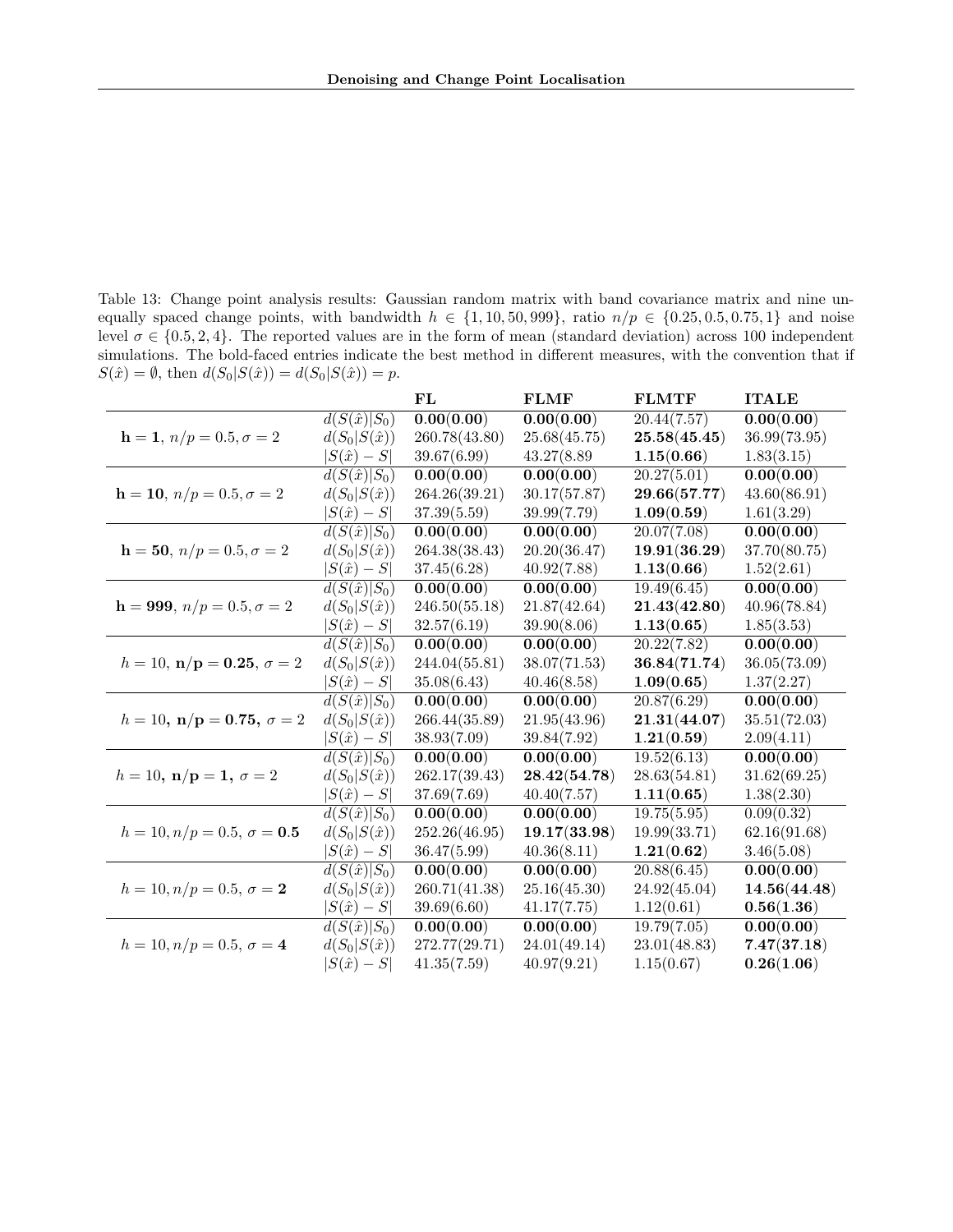Table 13: Change point analysis results: Gaussian random matrix with band covariance matrix and nine unequally spaced change points, with bandwidth $h \in \{1, 10, 50, 999\}$, ratio $n/p \in \{0.25, 0.5, 0.75, 1\}$ and noise level $\sigma \in \{0.5, 2, 4\}$. The reported values are in the form of mean (standard deviation) across 100 independent simulations. The bold-faced entries indicate the best method in different measures, with the convention that if $S(\hat{x}) = \emptyset$, then $d(S_0|S(\hat{x})) = d(S_0|S(\hat{x})) = p$.

| | | **FL** | **FLMF** | **FLMTF** | **ITALE** |
|---|---|---|---|---|---|
| $\mathbf{h = 1}$, $n/p = 0.5, \sigma = 2$ | $d(S(\hat{x})\|S_0)$ | **0.00(0.00)** | **0.00(0.00)** | 20.44(7.57) | **0.00(0.00)** |
| | $d(S_0\|S(\hat{x}))$ | 260.78(43.80) | 25.68(45.75) | **25.58(45.45)** | 36.99(73.95) |
| | $\|S(\hat{x}) - S\|$ | 39.67(6.99) | 43.27(8.89 | **1.15(0.66)** | 1.83(3.15) |
| $\mathbf{h = 10}$, $n/p = 0.5, \sigma = 2$ | $d(S(\hat{x})\|S_0)$ | **0.00(0.00)** | **0.00(0.00)** | 20.27(5.01) | **0.00(0.00)** |
| | $d(S_0\|S(\hat{x}))$ | 264.26(39.21) | 30.17(57.87) | **29.66(57.77)** | 43.60(86.91) |
| | $\|S(\hat{x}) - S\|$ | 37.39(5.59) | 39.99(7.79) | **1.09(0.59)** | 1.61(3.29) |
| $\mathbf{h = 50}$, $n/p = 0.5, \sigma = 2$ | $d(S(\hat{x})\|S_0)$ | **0.00(0.00)** | **0.00(0.00)** | 20.07(7.08) | **0.00(0.00)** |
| | $d(S_0\|S(\hat{x}))$ | 264.38(38.43) | 20.20(36.47) | **19.91(36.29)** | 37.70(80.75) |
| | $\|S(\hat{x}) - S\|$ | 37.45(6.28) | 40.92(7.88) | **1.13(0.66)** | 1.52(2.61) |
| $\mathbf{h = 999}$, $n/p = 0.5, \sigma = 2$ | $d(S(\hat{x})\|S_0)$ | **0.00(0.00)** | **0.00(0.00)** | 19.49(6.45) | **0.00(0.00)** |
| | $d(S_0\|S(\hat{x}))$ | 246.50(55.18) | 21.87(42.64) | **21.43(42.80)** | 40.96(78.84) |
| | $\|S(\hat{x}) - S\|$ | 32.57(6.19) | 39.90(8.06) | **1.13(0.65)** | 1.85(3.53) |
| $h = 10$, $\mathbf{n/p = 0.25}$, $\sigma = 2$ | $d(S(\hat{x})\|S_0)$ | **0.00(0.00)** | **0.00(0.00)** | 20.22(7.82) | **0.00(0.00)** |
| | $d(S_0\|S(\hat{x}))$ | 244.04(55.81) | 38.07(71.53) | **36.84(71.74)** | 36.05(73.09) |
| | $\|S(\hat{x}) - S\|$ | 35.08(6.43) | 40.46(8.58) | **1.09(0.65)** | 1.37(2.27) |
| $h = 10$**,** $\mathbf{n/p = 0.75}$**,** $\sigma = 2$ | $d(S(\hat{x})\|S_0)$ | **0.00(0.00)** | **0.00(0.00)** | 20.87(6.29) | **0.00(0.00)** |
| | $d(S_0\|S(\hat{x}))$ | 266.44(35.89) | 21.95(43.96) | **21.31(44.07)** | 35.51(72.03) |
| | $\|S(\hat{x}) - S\|$ | 38.93(7.09) | 39.84(7.92) | **1.21(0.59)** | 2.09(4.11) |
| $h = 10$**,** $\mathbf{n/p = 1}$**,** $\sigma = 2$ | $d(S(\hat{x})\|S_0)$ | **0.00(0.00)** | **0.00(0.00)** | 19.52(6.13) | **0.00(0.00)** |
| | $d(S_0\|S(\hat{x}))$ | 262.17(39.43) | **28.42(54.78)** | 28.63(54.81) | 31.62(69.25) |
| | $\|S(\hat{x}) - S\|$ | 37.69(7.69) | 40.40(7.57) | **1.11(0.65)** | 1.38(2.30) |
| $h = 10, n/p = 0.5$, $\sigma = \mathbf{0.5}$ | $d(S(\hat{x})\|S_0)$ | **0.00(0.00)** | **0.00(0.00)** | 19.75(5.95) | 0.09(0.32) |
| | $d(S_0\|S(\hat{x}))$ | 252.26(46.95) | **19.17(33.98)** | 19.99(33.71) | 62.16(91.68) |
| | $\|S(\hat{x}) - S\|$ | 36.47(5.99) | 40.36(8.11) | **1.21(0.62)** | 3.46(5.08) |
| $h = 10, n/p = 0.5$, $\sigma = \mathbf{2}$ | $d(S(\hat{x})\|S_0)$ | **0.00(0.00)** | **0.00(0.00)** | 20.88(6.45) | **0.00(0.00)** |
| | $d(S_0\|S(\hat{x}))$ | 260.71(41.38) | 25.16(45.30) | 24.92(45.04) | **14.56(44.48)** |
| | $\|S(\hat{x}) - S\|$ | 39.69(6.60) | 41.17(7.75) | 1.12(0.61) | **0.56(1.36)** |
| $h = 10, n/p = 0.5$, $\sigma = \mathbf{4}$ | $d(S(\hat{x})\|S_0)$ | **0.00(0.00)** | **0.00(0.00)** | 19.79(7.05) | **0.00(0.00)** |
| | $d(S_0\|S(\hat{x}))$ | 272.77(29.71) | 24.01(49.14) | 23.01(48.83) | **7.47(37.18)** |
| | $\|S(\hat{x}) - S\|$ | 41.35(7.59) | 40.97(9.21) | 1.15(0.67) | **0.26(1.06)** |